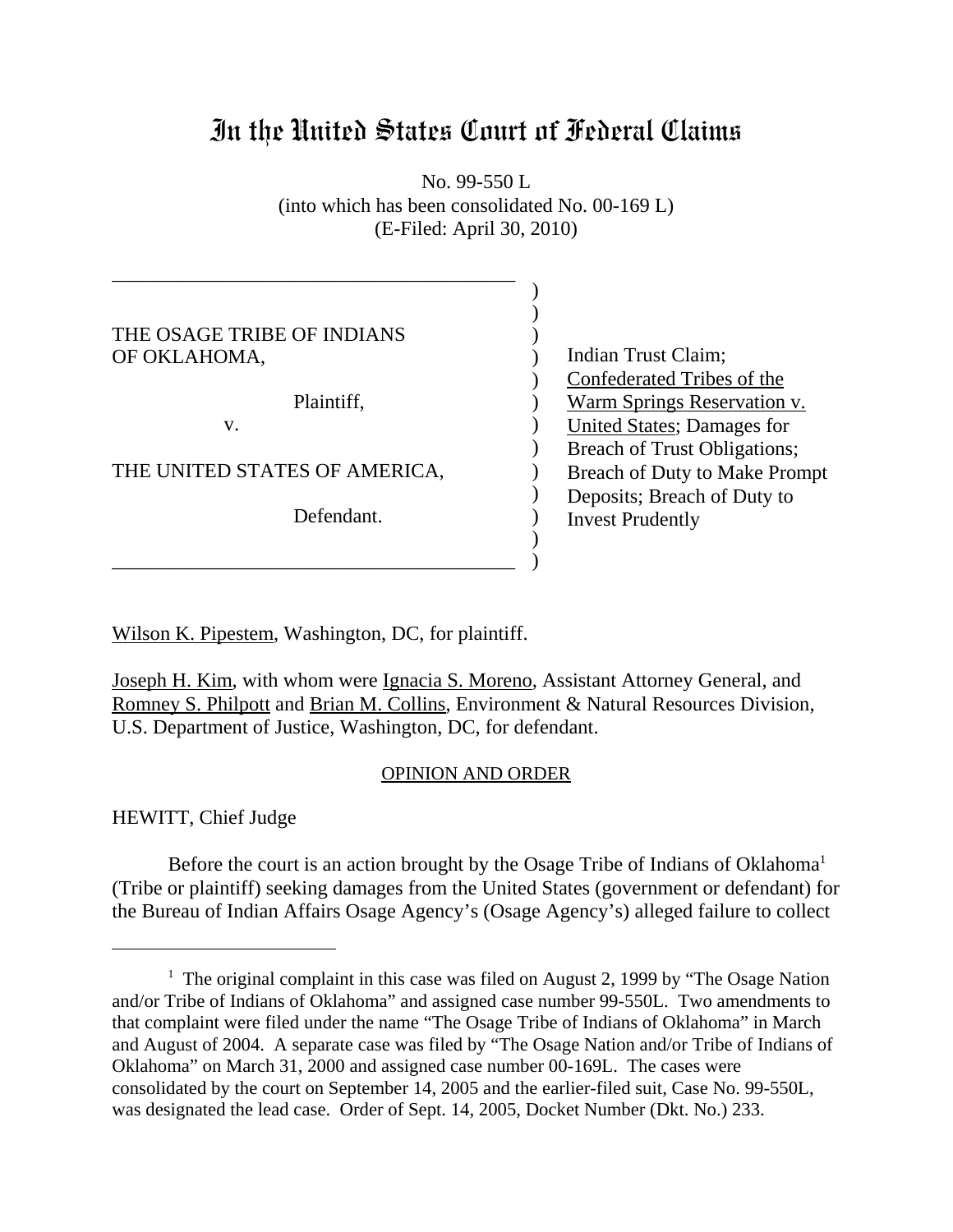# In the United States Court of Federal Claims

No. 99-550 L
(into which has been consolidated No. 00-169 L)
(E-Filed: April 30, 2010)

| | |
|---|---|
| THE OSAGE TRIBE OF INDIANS OF OKLAHOMA,<br><br>Plaintiff,<br><br>v.<br><br>THE UNITED STATES OF AMERICA,<br><br>Defendant. | Indian Trust Claim; Confederated Tribes of the Warm Springs Reservation v. United States; Damages for Breach of Trust Obligations; Breach of Duty to Make Prompt Deposits; Breach of Duty to Invest Prudently |

Wilson K. Pipestem, Washington, DC, for plaintiff.

Joseph H. Kim, with whom were Ignacia S. Moreno, Assistant Attorney General, and Romney S. Philpott and Brian M. Collins, Environment & Natural Resources Division, U.S. Department of Justice, Washington, DC, for defendant.

## OPINION AND ORDER

HEWITT, Chief Judge

Before the court is an action brought by the Osage Tribe of Indians of Oklahoma[1] (Tribe or plaintiff) seeking damages from the United States (government or defendant) for the Bureau of Indian Affairs Osage Agency's (Osage Agency's) alleged failure to collect

---

[1] The original complaint in this case was filed on August 2, 1999 by "The Osage Nation and/or Tribe of Indians of Oklahoma" and assigned case number 99-550L. Two amendments to that complaint were filed under the name "The Osage Tribe of Indians of Oklahoma" in March and August of 2004. A separate case was filed by "The Osage Nation and/or Tribe of Indians of Oklahoma" on March 31, 2000 and assigned case number 00-169L. The cases were consolidated by the court on September 14, 2005 and the earlier-filed suit, Case No. 99-550L, was designated the lead case. Order of Sept. 14, 2005, Docket Number (Dkt. No.) 233.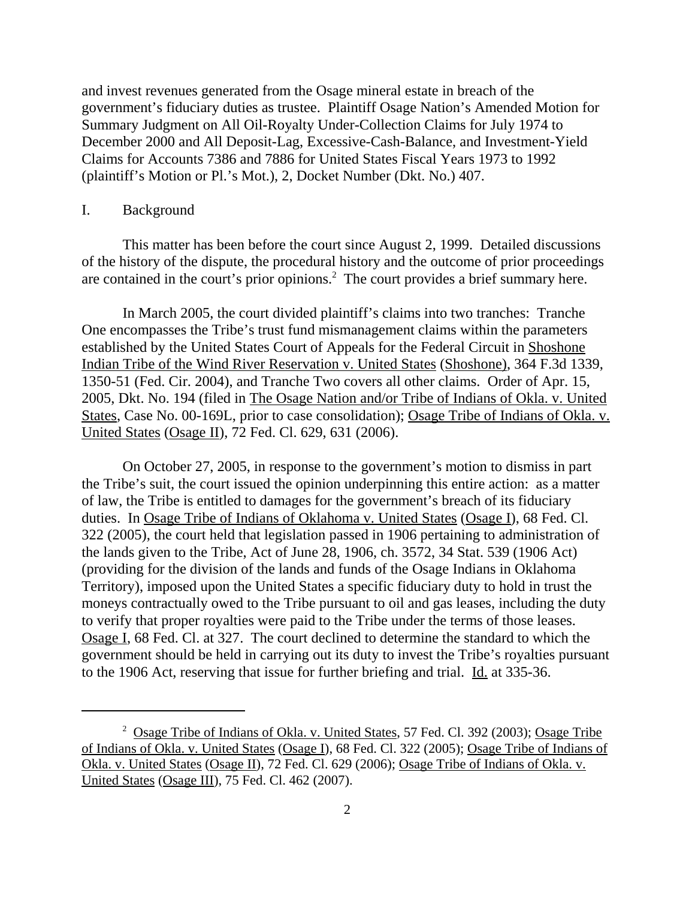and invest revenues generated from the Osage mineral estate in breach of the government's fiduciary duties as trustee. Plaintiff Osage Nation's Amended Motion for Summary Judgment on All Oil-Royalty Under-Collection Claims for July 1974 to December 2000 and All Deposit-Lag, Excessive-Cash-Balance, and Investment-Yield Claims for Accounts 7386 and 7886 for United States Fiscal Years 1973 to 1992 (plaintiff's Motion or Pl.'s Mot.), 2, Docket Number (Dkt. No.) 407.

## I. Background

This matter has been before the court since August 2, 1999. Detailed discussions of the history of the dispute, the procedural history and the outcome of prior proceedings are contained in the court's prior opinions.[2] The court provides a brief summary here.

In March 2005, the court divided plaintiff's claims into two tranches: Tranche One encompasses the Tribe's trust fund mismanagement claims within the parameters established by the United States Court of Appeals for the Federal Circuit in Shoshone Indian Tribe of the Wind River Reservation v. United States (Shoshone), 364 F.3d 1339, 1350-51 (Fed. Cir. 2004), and Tranche Two covers all other claims. Order of Apr. 15, 2005, Dkt. No. 194 (filed in The Osage Nation and/or Tribe of Indians of Okla. v. United States, Case No. 00-169L, prior to case consolidation); Osage Tribe of Indians of Okla. v. United States (Osage II), 72 Fed. Cl. 629, 631 (2006).

On October 27, 2005, in response to the government's motion to dismiss in part the Tribe's suit, the court issued the opinion underpinning this entire action: as a matter of law, the Tribe is entitled to damages for the government's breach of its fiduciary duties. In Osage Tribe of Indians of Oklahoma v. United States (Osage I), 68 Fed. Cl. 322 (2005), the court held that legislation passed in 1906 pertaining to administration of the lands given to the Tribe, Act of June 28, 1906, ch. 3572, 34 Stat. 539 (1906 Act) (providing for the division of the lands and funds of the Osage Indians in Oklahoma Territory), imposed upon the United States a specific fiduciary duty to hold in trust the moneys contractually owed to the Tribe pursuant to oil and gas leases, including the duty to verify that proper royalties were paid to the Tribe under the terms of those leases. Osage I, 68 Fed. Cl. at 327. The court declined to determine the standard to which the government should be held in carrying out its duty to invest the Tribe's royalties pursuant to the 1906 Act, reserving that issue for further briefing and trial. Id. at 335-36.

[2] Osage Tribe of Indians of Okla. v. United States, 57 Fed. Cl. 392 (2003); Osage Tribe of Indians of Okla. v. United States (Osage I), 68 Fed. Cl. 322 (2005); Osage Tribe of Indians of Okla. v. United States (Osage II), 72 Fed. Cl. 629 (2006); Osage Tribe of Indians of Okla. v. United States (Osage III), 75 Fed. Cl. 462 (2007).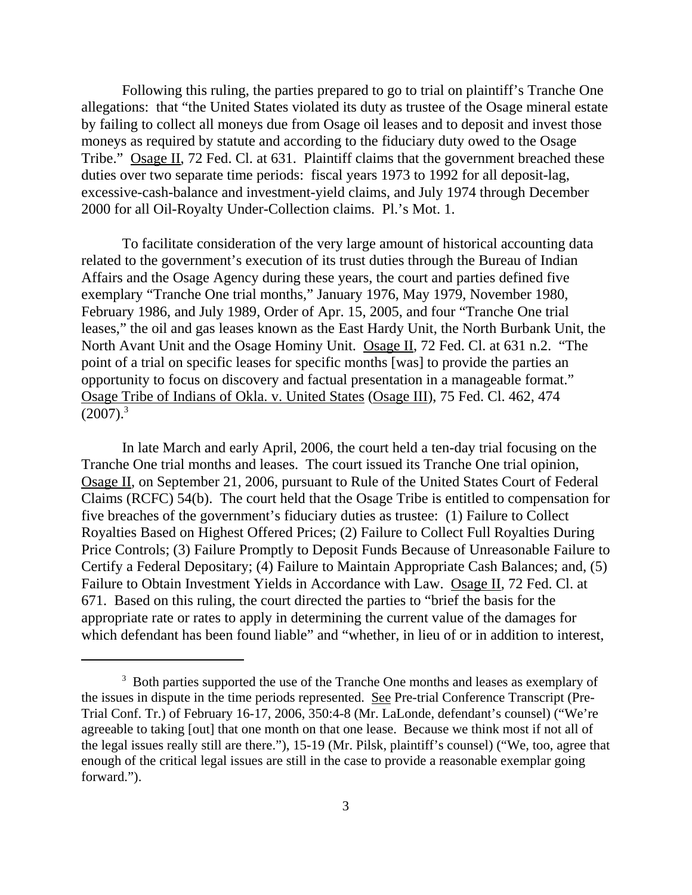Following this ruling, the parties prepared to go to trial on plaintiff's Tranche One allegations: that "the United States violated its duty as trustee of the Osage mineral estate by failing to collect all moneys due from Osage oil leases and to deposit and invest those moneys as required by statute and according to the fiduciary duty owed to the Osage Tribe." Osage II, 72 Fed. Cl. at 631. Plaintiff claims that the government breached these duties over two separate time periods: fiscal years 1973 to 1992 for all deposit-lag, excessive-cash-balance and investment-yield claims, and July 1974 through December 2000 for all Oil-Royalty Under-Collection claims. Pl.'s Mot. 1.

To facilitate consideration of the very large amount of historical accounting data related to the government's execution of its trust duties through the Bureau of Indian Affairs and the Osage Agency during these years, the court and parties defined five exemplary "Tranche One trial months," January 1976, May 1979, November 1980, February 1986, and July 1989, Order of Apr. 15, 2005, and four "Tranche One trial leases," the oil and gas leases known as the East Hardy Unit, the North Burbank Unit, the North Avant Unit and the Osage Hominy Unit. Osage II, 72 Fed. Cl. at 631 n.2. "The point of a trial on specific leases for specific months [was] to provide the parties an opportunity to focus on discovery and factual presentation in a manageable format." Osage Tribe of Indians of Okla. v. United States (Osage III), 75 Fed. Cl. 462, 474 (2007).[3]

In late March and early April, 2006, the court held a ten-day trial focusing on the Tranche One trial months and leases. The court issued its Tranche One trial opinion, Osage II, on September 21, 2006, pursuant to Rule of the United States Court of Federal Claims (RCFC) 54(b). The court held that the Osage Tribe is entitled to compensation for five breaches of the government's fiduciary duties as trustee: (1) Failure to Collect Royalties Based on Highest Offered Prices; (2) Failure to Collect Full Royalties During Price Controls; (3) Failure Promptly to Deposit Funds Because of Unreasonable Failure to Certify a Federal Depositary; (4) Failure to Maintain Appropriate Cash Balances; and, (5) Failure to Obtain Investment Yields in Accordance with Law. Osage II, 72 Fed. Cl. at 671. Based on this ruling, the court directed the parties to "brief the basis for the appropriate rate or rates to apply in determining the current value of the damages for which defendant has been found liable" and "whether, in lieu of or in addition to interest,

[3] Both parties supported the use of the Tranche One months and leases as exemplary of the issues in dispute in the time periods represented. See Pre-trial Conference Transcript (Pre-Trial Conf. Tr.) of February 16-17, 2006, 350:4-8 (Mr. LaLonde, defendant's counsel) ("We're agreeable to taking [out] that one month on that one lease. Because we think most if not all of the legal issues really still are there."), 15-19 (Mr. Pilsk, plaintiff's counsel) ("We, too, agree that enough of the critical legal issues are still in the case to provide a reasonable exemplar going forward.").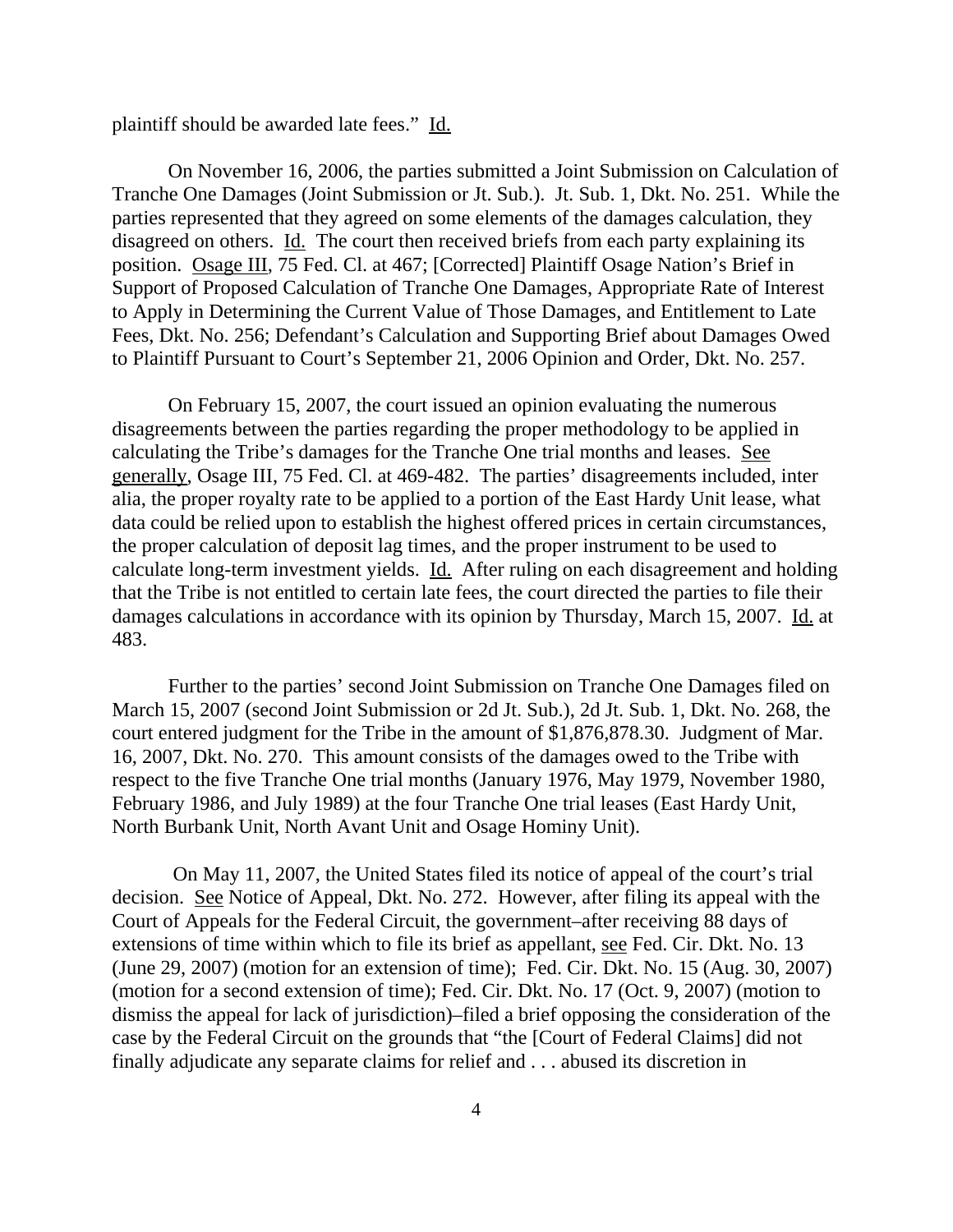plaintiff should be awarded late fees." Id.

On November 16, 2006, the parties submitted a Joint Submission on Calculation of Tranche One Damages (Joint Submission or Jt. Sub.). Jt. Sub. 1, Dkt. No. 251. While the parties represented that they agreed on some elements of the damages calculation, they disagreed on others. Id. The court then received briefs from each party explaining its position. Osage III, 75 Fed. Cl. at 467; [Corrected] Plaintiff Osage Nation's Brief in Support of Proposed Calculation of Tranche One Damages, Appropriate Rate of Interest to Apply in Determining the Current Value of Those Damages, and Entitlement to Late Fees, Dkt. No. 256; Defendant's Calculation and Supporting Brief about Damages Owed to Plaintiff Pursuant to Court's September 21, 2006 Opinion and Order, Dkt. No. 257.

On February 15, 2007, the court issued an opinion evaluating the numerous disagreements between the parties regarding the proper methodology to be applied in calculating the Tribe's damages for the Tranche One trial months and leases. See generally, Osage III, 75 Fed. Cl. at 469-482. The parties' disagreements included, inter alia, the proper royalty rate to be applied to a portion of the East Hardy Unit lease, what data could be relied upon to establish the highest offered prices in certain circumstances, the proper calculation of deposit lag times, and the proper instrument to be used to calculate long-term investment yields. Id. After ruling on each disagreement and holding that the Tribe is not entitled to certain late fees, the court directed the parties to file their damages calculations in accordance with its opinion by Thursday, March 15, 2007. Id. at 483.

Further to the parties' second Joint Submission on Tranche One Damages filed on March 15, 2007 (second Joint Submission or 2d Jt. Sub.), 2d Jt. Sub. 1, Dkt. No. 268, the court entered judgment for the Tribe in the amount of $1,876,878.30. Judgment of Mar. 16, 2007, Dkt. No. 270. This amount consists of the damages owed to the Tribe with respect to the five Tranche One trial months (January 1976, May 1979, November 1980, February 1986, and July 1989) at the four Tranche One trial leases (East Hardy Unit, North Burbank Unit, North Avant Unit and Osage Hominy Unit).

On May 11, 2007, the United States filed its notice of appeal of the court's trial decision. See Notice of Appeal, Dkt. No. 272. However, after filing its appeal with the Court of Appeals for the Federal Circuit, the government–after receiving 88 days of extensions of time within which to file its brief as appellant, see Fed. Cir. Dkt. No. 13 (June 29, 2007) (motion for an extension of time); Fed. Cir. Dkt. No. 15 (Aug. 30, 2007) (motion for a second extension of time); Fed. Cir. Dkt. No. 17 (Oct. 9, 2007) (motion to dismiss the appeal for lack of jurisdiction)–filed a brief opposing the consideration of the case by the Federal Circuit on the grounds that "the [Court of Federal Claims] did not finally adjudicate any separate claims for relief and . . . abused its discretion in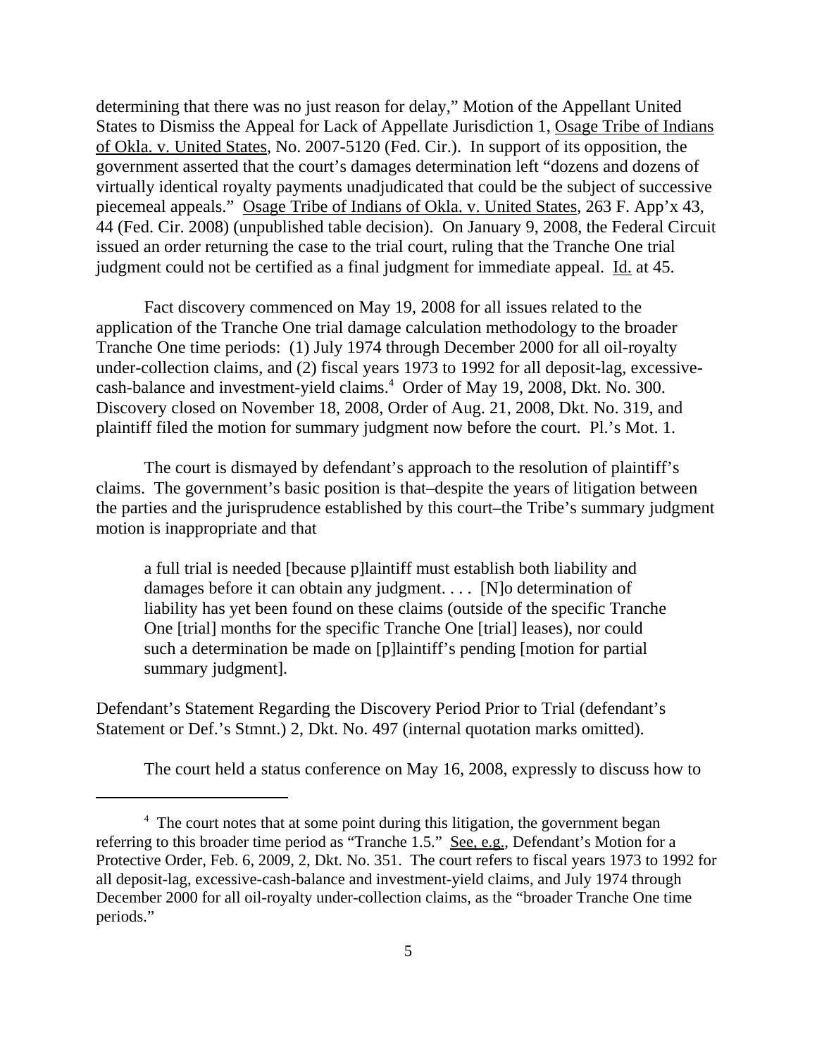determining that there was no just reason for delay," Motion of the Appellant United States to Dismiss the Appeal for Lack of Appellate Jurisdiction 1, Osage Tribe of Indians of Okla. v. United States, No. 2007-5120 (Fed. Cir.). In support of its opposition, the government asserted that the court's damages determination left "dozens and dozens of virtually identical royalty payments unadjudicated that could be the subject of successive piecemeal appeals." Osage Tribe of Indians of Okla. v. United States, 263 F. App'x 43, 44 (Fed. Cir. 2008) (unpublished table decision). On January 9, 2008, the Federal Circuit issued an order returning the case to the trial court, ruling that the Tranche One trial judgment could not be certified as a final judgment for immediate appeal. Id. at 45.

Fact discovery commenced on May 19, 2008 for all issues related to the application of the Tranche One trial damage calculation methodology to the broader Tranche One time periods: (1) July 1974 through December 2000 for all oil-royalty under-collection claims, and (2) fiscal years 1973 to 1992 for all deposit-lag, excessive-cash-balance and investment-yield claims.[4] Order of May 19, 2008, Dkt. No. 300. Discovery closed on November 18, 2008, Order of Aug. 21, 2008, Dkt. No. 319, and plaintiff filed the motion for summary judgment now before the court. Pl.'s Mot. 1.

The court is dismayed by defendant's approach to the resolution of plaintiff's claims. The government's basic position is that–despite the years of litigation between the parties and the jurisprudence established by this court–the Tribe's summary judgment motion is inappropriate and that

> a full trial is needed [because p]laintiff must establish both liability and damages before it can obtain any judgment. . . . [N]o determination of liability has yet been found on these claims (outside of the specific Tranche One [trial] months for the specific Tranche One [trial] leases), nor could such a determination be made on [p]laintiff's pending [motion for partial summary judgment].

Defendant's Statement Regarding the Discovery Period Prior to Trial (defendant's Statement or Def.'s Stmnt.) 2, Dkt. No. 497 (internal quotation marks omitted).

The court held a status conference on May 16, 2008, expressly to discuss how to

---

[4] The court notes that at some point during this litigation, the government began referring to this broader time period as "Tranche 1.5." See, e.g., Defendant's Motion for a Protective Order, Feb. 6, 2009, 2, Dkt. No. 351. The court refers to fiscal years 1973 to 1992 for all deposit-lag, excessive-cash-balance and investment-yield claims, and July 1974 through December 2000 for all oil-royalty under-collection claims, as the "broader Tranche One time periods."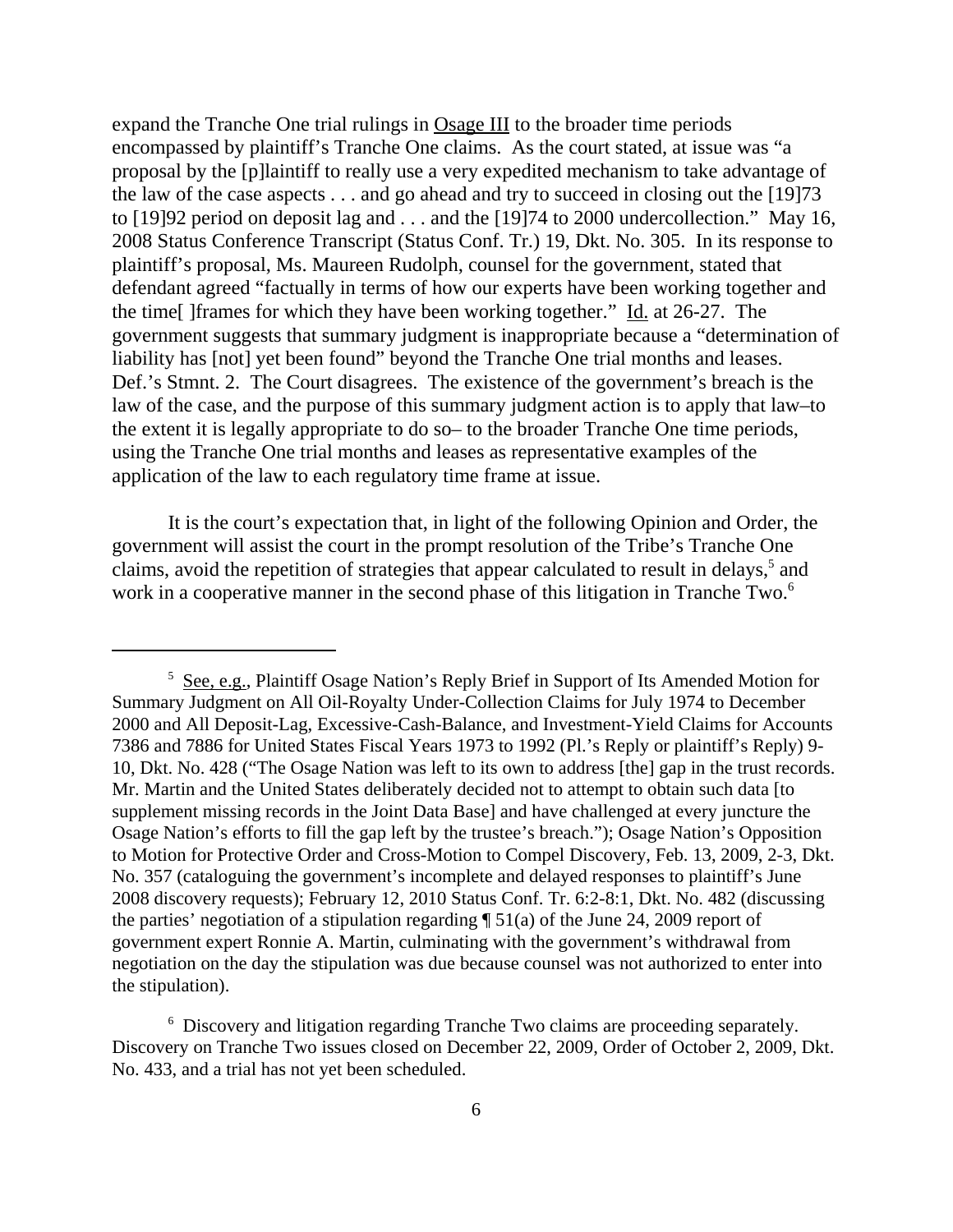expand the Tranche One trial rulings in Osage III to the broader time periods encompassed by plaintiff's Tranche One claims. As the court stated, at issue was "a proposal by the [p]laintiff to really use a very expedited mechanism to take advantage of the law of the case aspects . . . and go ahead and try to succeed in closing out the [19]73 to [19]92 period on deposit lag and . . . and the [19]74 to 2000 undercollection." May 16, 2008 Status Conference Transcript (Status Conf. Tr.) 19, Dkt. No. 305. In its response to plaintiff's proposal, Ms. Maureen Rudolph, counsel for the government, stated that defendant agreed "factually in terms of how our experts have been working together and the time[ ]frames for which they have been working together." Id. at 26-27. The government suggests that summary judgment is inappropriate because a "determination of liability has [not] yet been found" beyond the Tranche One trial months and leases. Def.'s Stmnt. 2. The Court disagrees. The existence of the government's breach is the law of the case, and the purpose of this summary judgment action is to apply that law–to the extent it is legally appropriate to do so– to the broader Tranche One time periods, using the Tranche One trial months and leases as representative examples of the application of the law to each regulatory time frame at issue.

It is the court's expectation that, in light of the following Opinion and Order, the government will assist the court in the prompt resolution of the Tribe's Tranche One claims, avoid the repetition of strategies that appear calculated to result in delays,[5] and work in a cooperative manner in the second phase of this litigation in Tranche Two.[6]

---

[5] See, e.g., Plaintiff Osage Nation's Reply Brief in Support of Its Amended Motion for Summary Judgment on All Oil-Royalty Under-Collection Claims for July 1974 to December 2000 and All Deposit-Lag, Excessive-Cash-Balance, and Investment-Yield Claims for Accounts 7386 and 7886 for United States Fiscal Years 1973 to 1992 (Pl.'s Reply or plaintiff's Reply) 9-10, Dkt. No. 428 ("The Osage Nation was left to its own to address [the] gap in the trust records. Mr. Martin and the United States deliberately decided not to attempt to obtain such data [to supplement missing records in the Joint Data Base] and have challenged at every juncture the Osage Nation's efforts to fill the gap left by the trustee's breach."); Osage Nation's Opposition to Motion for Protective Order and Cross-Motion to Compel Discovery, Feb. 13, 2009, 2-3, Dkt. No. 357 (cataloguing the government's incomplete and delayed responses to plaintiff's June 2008 discovery requests); February 12, 2010 Status Conf. Tr. 6:2-8:1, Dkt. No. 482 (discussing the parties' negotiation of a stipulation regarding ¶ 51(a) of the June 24, 2009 report of government expert Ronnie A. Martin, culminating with the government's withdrawal from negotiation on the day the stipulation was due because counsel was not authorized to enter into the stipulation).

[6] Discovery and litigation regarding Tranche Two claims are proceeding separately. Discovery on Tranche Two issues closed on December 22, 2009, Order of October 2, 2009, Dkt. No. 433, and a trial has not yet been scheduled.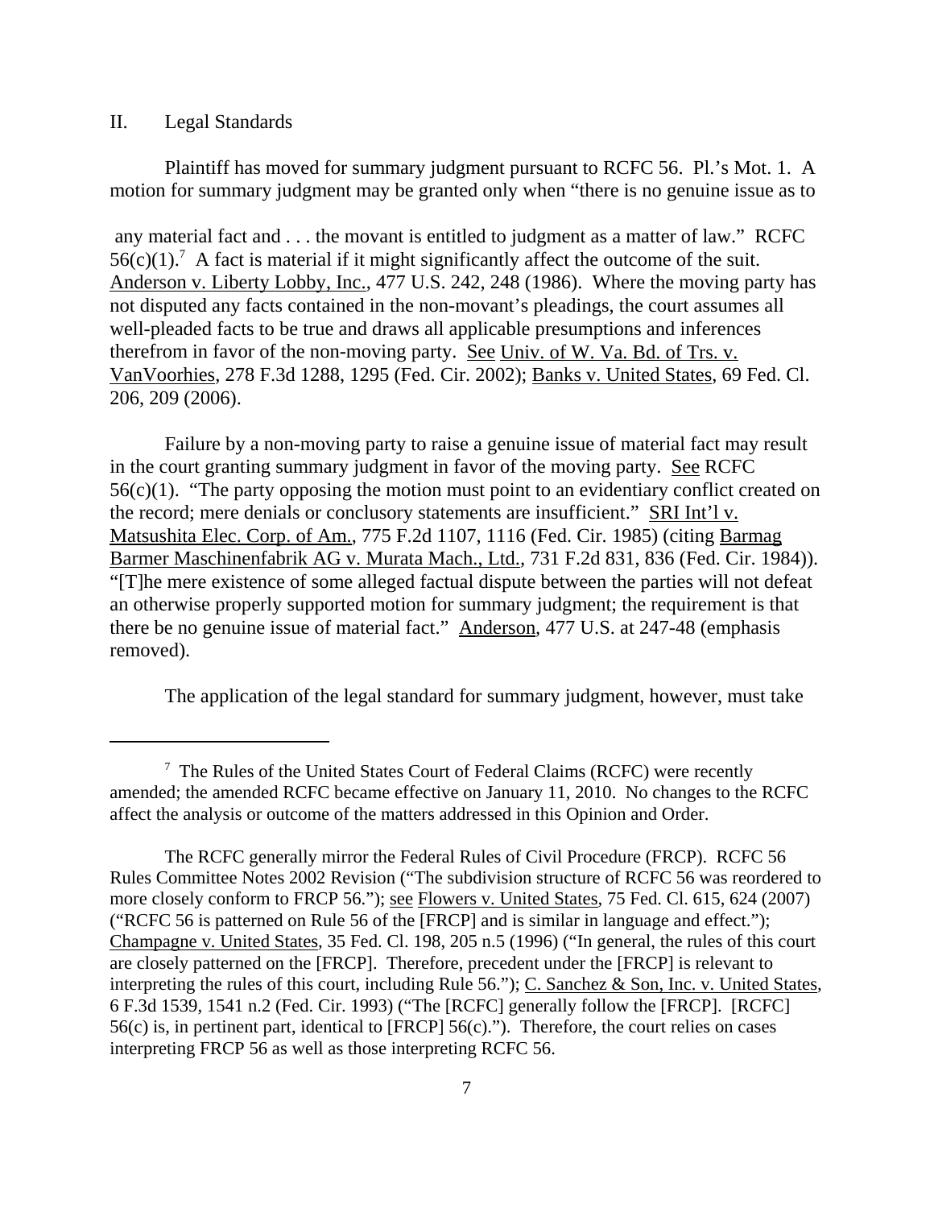## II. Legal Standards

Plaintiff has moved for summary judgment pursuant to RCFC 56. Pl.'s Mot. 1. A motion for summary judgment may be granted only when "there is no genuine issue as to any material fact and . . . the movant is entitled to judgment as a matter of law." RCFC 56(c)(1).[7] A fact is material if it might significantly affect the outcome of the suit. Anderson v. Liberty Lobby, Inc., 477 U.S. 242, 248 (1986). Where the moving party has not disputed any facts contained in the non-movant's pleadings, the court assumes all well-pleaded facts to be true and draws all applicable presumptions and inferences therefrom in favor of the non-moving party. See Univ. of W. Va. Bd. of Trs. v. VanVoorhies, 278 F.3d 1288, 1295 (Fed. Cir. 2002); Banks v. United States, 69 Fed. Cl. 206, 209 (2006).

Failure by a non-moving party to raise a genuine issue of material fact may result in the court granting summary judgment in favor of the moving party. See RCFC 56(c)(1). "The party opposing the motion must point to an evidentiary conflict created on the record; mere denials or conclusory statements are insufficient." SRI Int'l v. Matsushita Elec. Corp. of Am., 775 F.2d 1107, 1116 (Fed. Cir. 1985) (citing Barmag Barmer Maschinenfabrik AG v. Murata Mach., Ltd., 731 F.2d 831, 836 (Fed. Cir. 1984)). "[T]he mere existence of some alleged factual dispute between the parties will not defeat an otherwise properly supported motion for summary judgment; the requirement is that there be no genuine issue of material fact." Anderson, 477 U.S. at 247-48 (emphasis removed).

The application of the legal standard for summary judgment, however, must take

---

[7] The Rules of the United States Court of Federal Claims (RCFC) were recently amended; the amended RCFC became effective on January 11, 2010. No changes to the RCFC affect the analysis or outcome of the matters addressed in this Opinion and Order.

The RCFC generally mirror the Federal Rules of Civil Procedure (FRCP). RCFC 56 Rules Committee Notes 2002 Revision ("The subdivision structure of RCFC 56 was reordered to more closely conform to FRCP 56."); see Flowers v. United States, 75 Fed. Cl. 615, 624 (2007) ("RCFC 56 is patterned on Rule 56 of the [FRCP] and is similar in language and effect."); Champagne v. United States, 35 Fed. Cl. 198, 205 n.5 (1996) ("In general, the rules of this court are closely patterned on the [FRCP]. Therefore, precedent under the [FRCP] is relevant to interpreting the rules of this court, including Rule 56."); C. Sanchez & Son, Inc. v. United States, 6 F.3d 1539, 1541 n.2 (Fed. Cir. 1993) ("The [RCFC] generally follow the [FRCP]. [RCFC] 56(c) is, in pertinent part, identical to [FRCP] 56(c)."). Therefore, the court relies on cases interpreting FRCP 56 as well as those interpreting RCFC 56.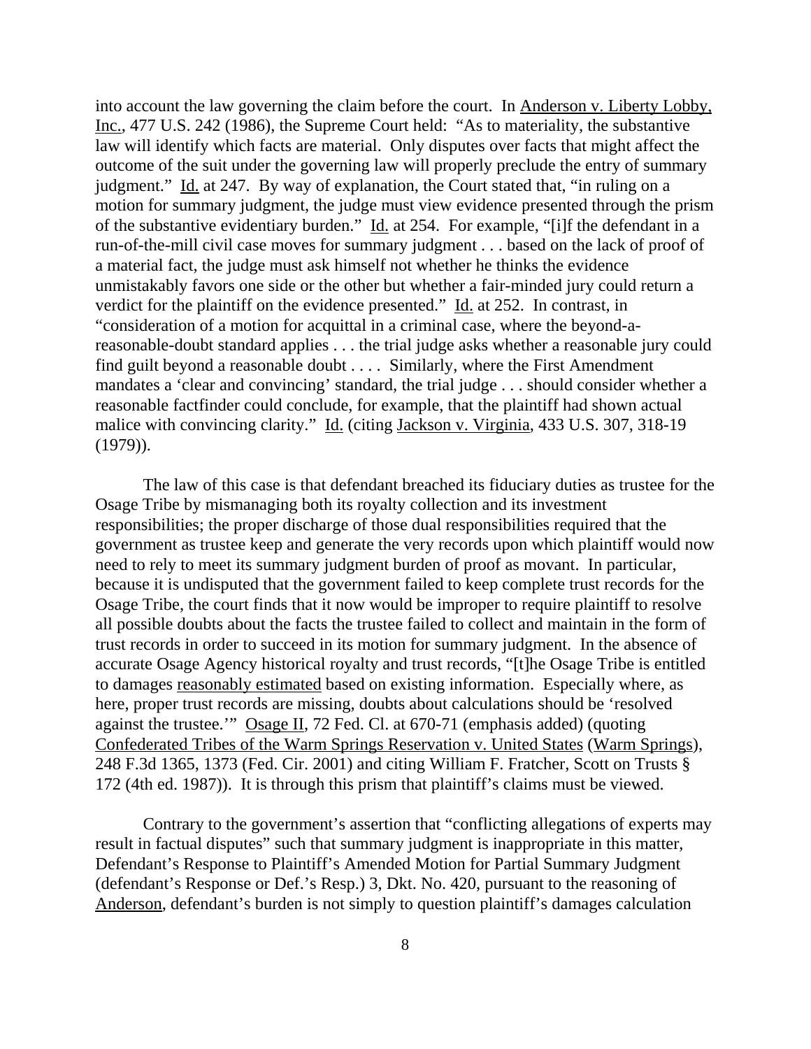into account the law governing the claim before the court. In Anderson v. Liberty Lobby, Inc., 477 U.S. 242 (1986), the Supreme Court held: "As to materiality, the substantive law will identify which facts are material. Only disputes over facts that might affect the outcome of the suit under the governing law will properly preclude the entry of summary judgment." Id. at 247. By way of explanation, the Court stated that, "in ruling on a motion for summary judgment, the judge must view evidence presented through the prism of the substantive evidentiary burden." Id. at 254. For example, "[i]f the defendant in a run-of-the-mill civil case moves for summary judgment . . . based on the lack of proof of a material fact, the judge must ask himself not whether he thinks the evidence unmistakably favors one side or the other but whether a fair-minded jury could return a verdict for the plaintiff on the evidence presented." Id. at 252. In contrast, in "consideration of a motion for acquittal in a criminal case, where the beyond-a-reasonable-doubt standard applies . . . the trial judge asks whether a reasonable jury could find guilt beyond a reasonable doubt . . . . Similarly, where the First Amendment mandates a 'clear and convincing' standard, the trial judge . . . should consider whether a reasonable factfinder could conclude, for example, that the plaintiff had shown actual malice with convincing clarity." Id. (citing Jackson v. Virginia, 433 U.S. 307, 318-19 (1979)).

The law of this case is that defendant breached its fiduciary duties as trustee for the Osage Tribe by mismanaging both its royalty collection and its investment responsibilities; the proper discharge of those dual responsibilities required that the government as trustee keep and generate the very records upon which plaintiff would now need to rely to meet its summary judgment burden of proof as movant. In particular, because it is undisputed that the government failed to keep complete trust records for the Osage Tribe, the court finds that it now would be improper to require plaintiff to resolve all possible doubts about the facts the trustee failed to collect and maintain in the form of trust records in order to succeed in its motion for summary judgment. In the absence of accurate Osage Agency historical royalty and trust records, "[t]he Osage Tribe is entitled to damages reasonably estimated based on existing information. Especially where, as here, proper trust records are missing, doubts about calculations should be 'resolved against the trustee.'" Osage II, 72 Fed. Cl. at 670-71 (emphasis added) (quoting Confederated Tribes of the Warm Springs Reservation v. United States (Warm Springs), 248 F.3d 1365, 1373 (Fed. Cir. 2001) and citing William F. Fratcher, Scott on Trusts § 172 (4th ed. 1987)). It is through this prism that plaintiff's claims must be viewed.

Contrary to the government's assertion that "conflicting allegations of experts may result in factual disputes" such that summary judgment is inappropriate in this matter, Defendant's Response to Plaintiff's Amended Motion for Partial Summary Judgment (defendant's Response or Def.'s Resp.) 3, Dkt. No. 420, pursuant to the reasoning of Anderson, defendant's burden is not simply to question plaintiff's damages calculation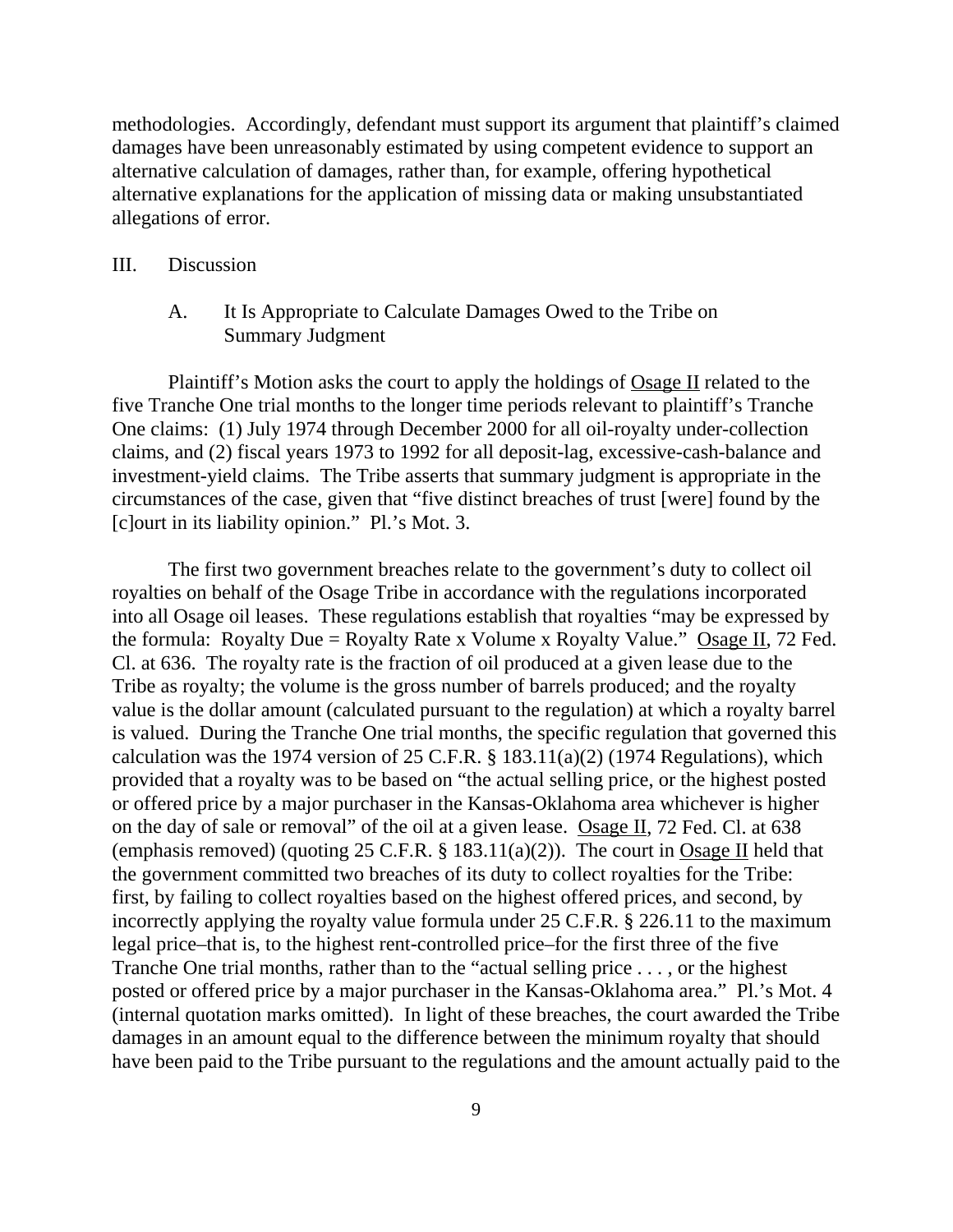methodologies. Accordingly, defendant must support its argument that plaintiff's claimed damages have been unreasonably estimated by using competent evidence to support an alternative calculation of damages, rather than, for example, offering hypothetical alternative explanations for the application of missing data or making unsubstantiated allegations of error.

## III. Discussion

### A. It Is Appropriate to Calculate Damages Owed to the Tribe on Summary Judgment

Plaintiff's Motion asks the court to apply the holdings of Osage II related to the five Tranche One trial months to the longer time periods relevant to plaintiff's Tranche One claims: (1) July 1974 through December 2000 for all oil-royalty under-collection claims, and (2) fiscal years 1973 to 1992 for all deposit-lag, excessive-cash-balance and investment-yield claims. The Tribe asserts that summary judgment is appropriate in the circumstances of the case, given that "five distinct breaches of trust [were] found by the [c]ourt in its liability opinion." Pl.'s Mot. 3.

The first two government breaches relate to the government's duty to collect oil royalties on behalf of the Osage Tribe in accordance with the regulations incorporated into all Osage oil leases. These regulations establish that royalties "may be expressed by the formula: Royalty Due = Royalty Rate x Volume x Royalty Value." Osage II, 72 Fed. Cl. at 636. The royalty rate is the fraction of oil produced at a given lease due to the Tribe as royalty; the volume is the gross number of barrels produced; and the royalty value is the dollar amount (calculated pursuant to the regulation) at which a royalty barrel is valued. During the Tranche One trial months, the specific regulation that governed this calculation was the 1974 version of 25 C.F.R. § 183.11(a)(2) (1974 Regulations), which provided that a royalty was to be based on "the actual selling price, or the highest posted or offered price by a major purchaser in the Kansas-Oklahoma area whichever is higher on the day of sale or removal" of the oil at a given lease. Osage II, 72 Fed. Cl. at 638 (emphasis removed) (quoting 25 C.F.R. § 183.11(a)(2)). The court in Osage II held that the government committed two breaches of its duty to collect royalties for the Tribe: first, by failing to collect royalties based on the highest offered prices, and second, by incorrectly applying the royalty value formula under 25 C.F.R. § 226.11 to the maximum legal price–that is, to the highest rent-controlled price–for the first three of the five Tranche One trial months, rather than to the "actual selling price . . . , or the highest posted or offered price by a major purchaser in the Kansas-Oklahoma area." Pl.'s Mot. 4 (internal quotation marks omitted). In light of these breaches, the court awarded the Tribe damages in an amount equal to the difference between the minimum royalty that should have been paid to the Tribe pursuant to the regulations and the amount actually paid to the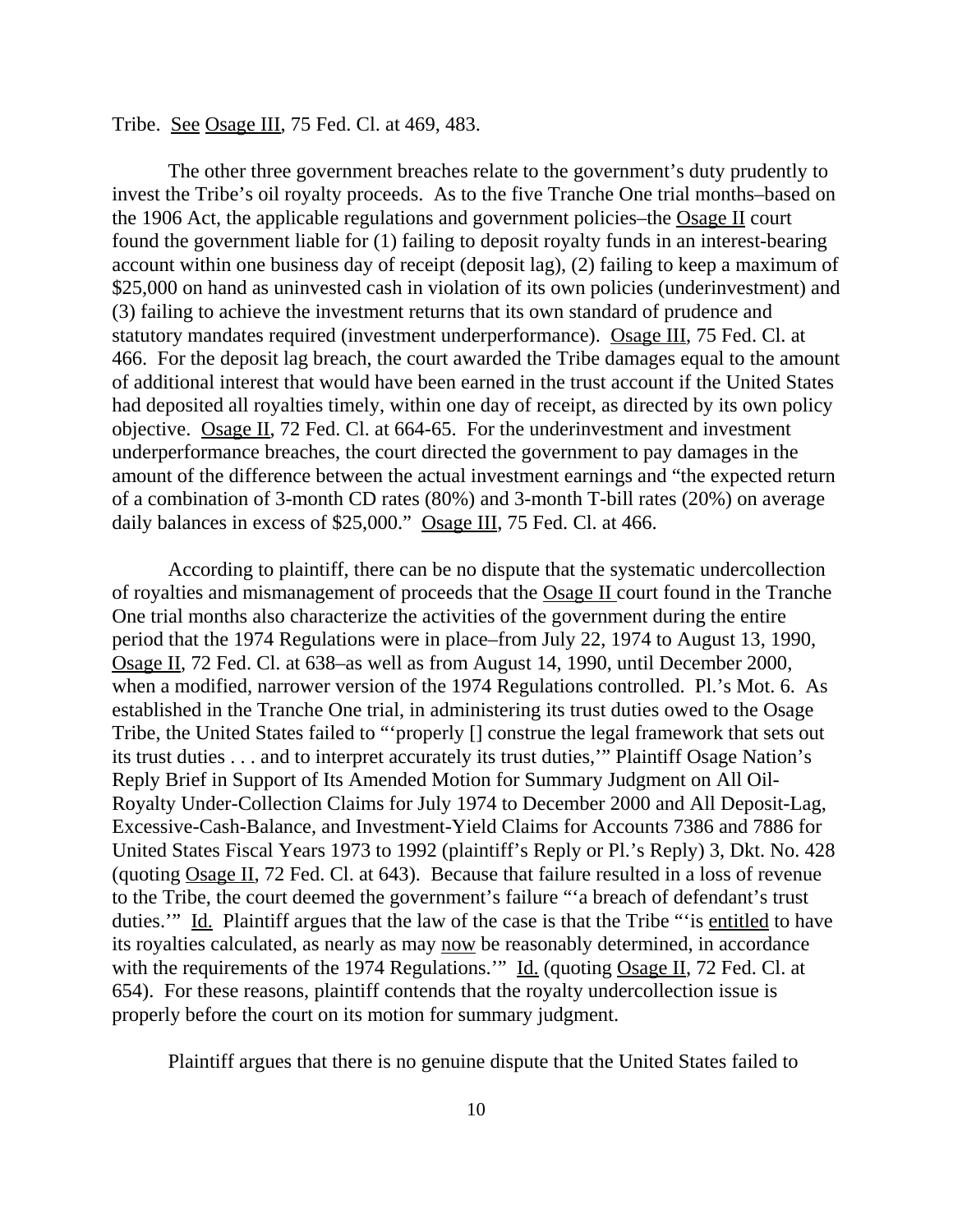Tribe. See Osage III, 75 Fed. Cl. at 469, 483.

The other three government breaches relate to the government's duty prudently to invest the Tribe's oil royalty proceeds. As to the five Tranche One trial months–based on the 1906 Act, the applicable regulations and government policies–the Osage II court found the government liable for (1) failing to deposit royalty funds in an interest-bearing account within one business day of receipt (deposit lag), (2) failing to keep a maximum of $25,000 on hand as uninvested cash in violation of its own policies (underinvestment) and (3) failing to achieve the investment returns that its own standard of prudence and statutory mandates required (investment underperformance). Osage III, 75 Fed. Cl. at 466. For the deposit lag breach, the court awarded the Tribe damages equal to the amount of additional interest that would have been earned in the trust account if the United States had deposited all royalties timely, within one day of receipt, as directed by its own policy objective. Osage II, 72 Fed. Cl. at 664-65. For the underinvestment and investment underperformance breaches, the court directed the government to pay damages in the amount of the difference between the actual investment earnings and "the expected return of a combination of 3-month CD rates (80%) and 3-month T-bill rates (20%) on average daily balances in excess of $25,000." Osage III, 75 Fed. Cl. at 466.

According to plaintiff, there can be no dispute that the systematic undercollection of royalties and mismanagement of proceeds that the Osage II court found in the Tranche One trial months also characterize the activities of the government during the entire period that the 1974 Regulations were in place–from July 22, 1974 to August 13, 1990, Osage II, 72 Fed. Cl. at 638–as well as from August 14, 1990, until December 2000, when a modified, narrower version of the 1974 Regulations controlled. Pl.'s Mot. 6. As established in the Tranche One trial, in administering its trust duties owed to the Osage Tribe, the United States failed to "'properly [] construe the legal framework that sets out its trust duties . . . and to interpret accurately its trust duties,'" Plaintiff Osage Nation's Reply Brief in Support of Its Amended Motion for Summary Judgment on All Oil-Royalty Under-Collection Claims for July 1974 to December 2000 and All Deposit-Lag, Excessive-Cash-Balance, and Investment-Yield Claims for Accounts 7386 and 7886 for United States Fiscal Years 1973 to 1992 (plaintiff's Reply or Pl.'s Reply) 3, Dkt. No. 428 (quoting Osage II, 72 Fed. Cl. at 643). Because that failure resulted in a loss of revenue to the Tribe, the court deemed the government's failure "'a breach of defendant's trust duties.'" Id. Plaintiff argues that the law of the case is that the Tribe "'is entitled to have its royalties calculated, as nearly as may now be reasonably determined, in accordance with the requirements of the 1974 Regulations.'" Id. (quoting Osage II, 72 Fed. Cl. at 654). For these reasons, plaintiff contends that the royalty undercollection issue is properly before the court on its motion for summary judgment.

Plaintiff argues that there is no genuine dispute that the United States failed to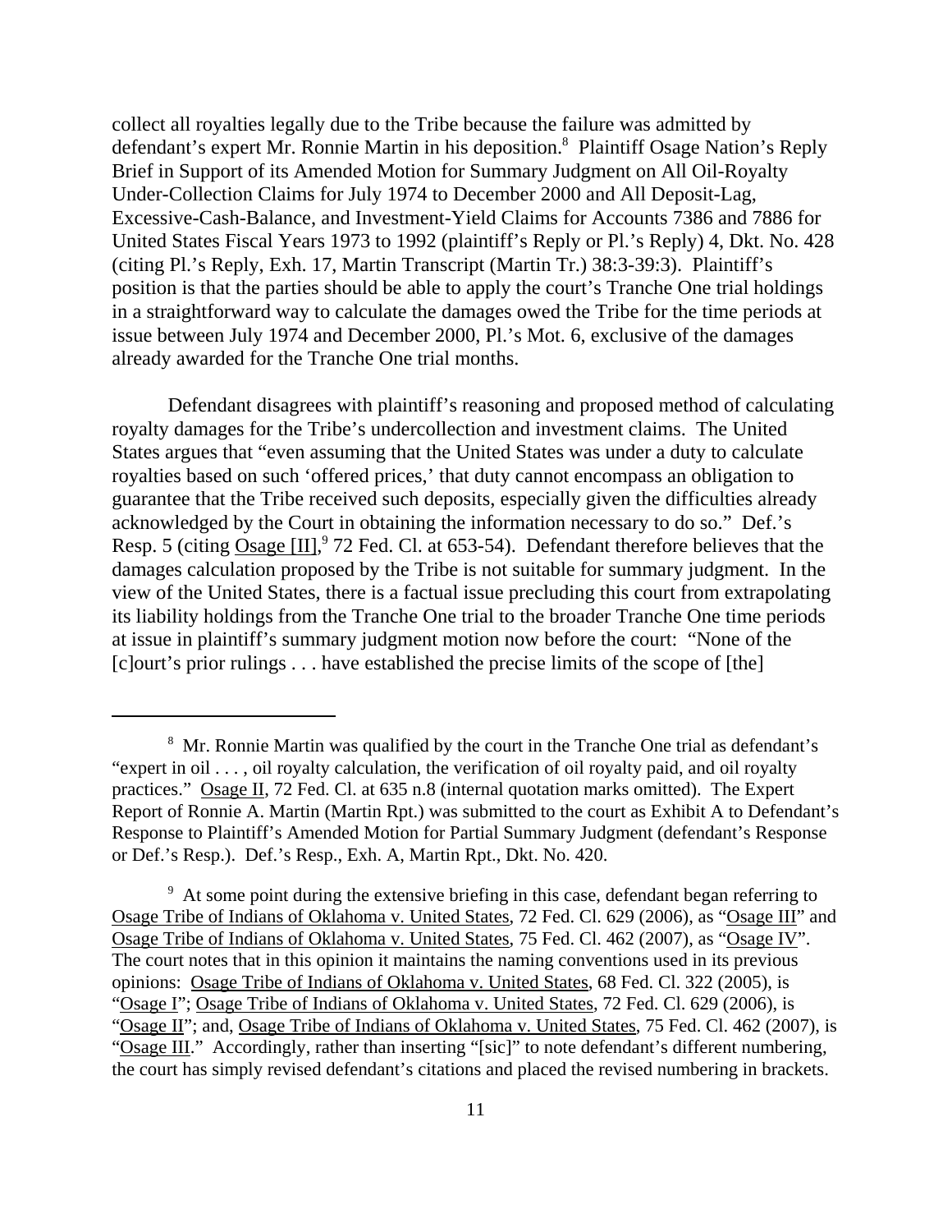collect all royalties legally due to the Tribe because the failure was admitted by defendant's expert Mr. Ronnie Martin in his deposition.[8] Plaintiff Osage Nation's Reply Brief in Support of its Amended Motion for Summary Judgment on All Oil-Royalty Under-Collection Claims for July 1974 to December 2000 and All Deposit-Lag, Excessive-Cash-Balance, and Investment-Yield Claims for Accounts 7386 and 7886 for United States Fiscal Years 1973 to 1992 (plaintiff's Reply or Pl.'s Reply) 4, Dkt. No. 428 (citing Pl.'s Reply, Exh. 17, Martin Transcript (Martin Tr.) 38:3-39:3). Plaintiff's position is that the parties should be able to apply the court's Tranche One trial holdings in a straightforward way to calculate the damages owed the Tribe for the time periods at issue between July 1974 and December 2000, Pl.'s Mot. 6, exclusive of the damages already awarded for the Tranche One trial months.

Defendant disagrees with plaintiff's reasoning and proposed method of calculating royalty damages for the Tribe's undercollection and investment claims. The United States argues that "even assuming that the United States was under a duty to calculate royalties based on such 'offered prices,' that duty cannot encompass an obligation to guarantee that the Tribe received such deposits, especially given the difficulties already acknowledged by the Court in obtaining the information necessary to do so." Def.'s Resp. 5 (citing Osage [II],[9] 72 Fed. Cl. at 653-54). Defendant therefore believes that the damages calculation proposed by the Tribe is not suitable for summary judgment. In the view of the United States, there is a factual issue precluding this court from extrapolating its liability holdings from the Tranche One trial to the broader Tranche One time periods at issue in plaintiff's summary judgment motion now before the court: "None of the [c]ourt's prior rulings . . . have established the precise limits of the scope of [the]

---

[8] Mr. Ronnie Martin was qualified by the court in the Tranche One trial as defendant's "expert in oil . . . , oil royalty calculation, the verification of oil royalty paid, and oil royalty practices." Osage II, 72 Fed. Cl. at 635 n.8 (internal quotation marks omitted). The Expert Report of Ronnie A. Martin (Martin Rpt.) was submitted to the court as Exhibit A to Defendant's Response to Plaintiff's Amended Motion for Partial Summary Judgment (defendant's Response or Def.'s Resp.). Def.'s Resp., Exh. A, Martin Rpt., Dkt. No. 420.

[9] At some point during the extensive briefing in this case, defendant began referring to Osage Tribe of Indians of Oklahoma v. United States, 72 Fed. Cl. 629 (2006), as "Osage III" and Osage Tribe of Indians of Oklahoma v. United States, 75 Fed. Cl. 462 (2007), as "Osage IV". The court notes that in this opinion it maintains the naming conventions used in its previous opinions: Osage Tribe of Indians of Oklahoma v. United States, 68 Fed. Cl. 322 (2005), is "Osage I"; Osage Tribe of Indians of Oklahoma v. United States, 72 Fed. Cl. 629 (2006), is "Osage II"; and, Osage Tribe of Indians of Oklahoma v. United States, 75 Fed. Cl. 462 (2007), is "Osage III." Accordingly, rather than inserting "[sic]" to note defendant's different numbering, the court has simply revised defendant's citations and placed the revised numbering in brackets.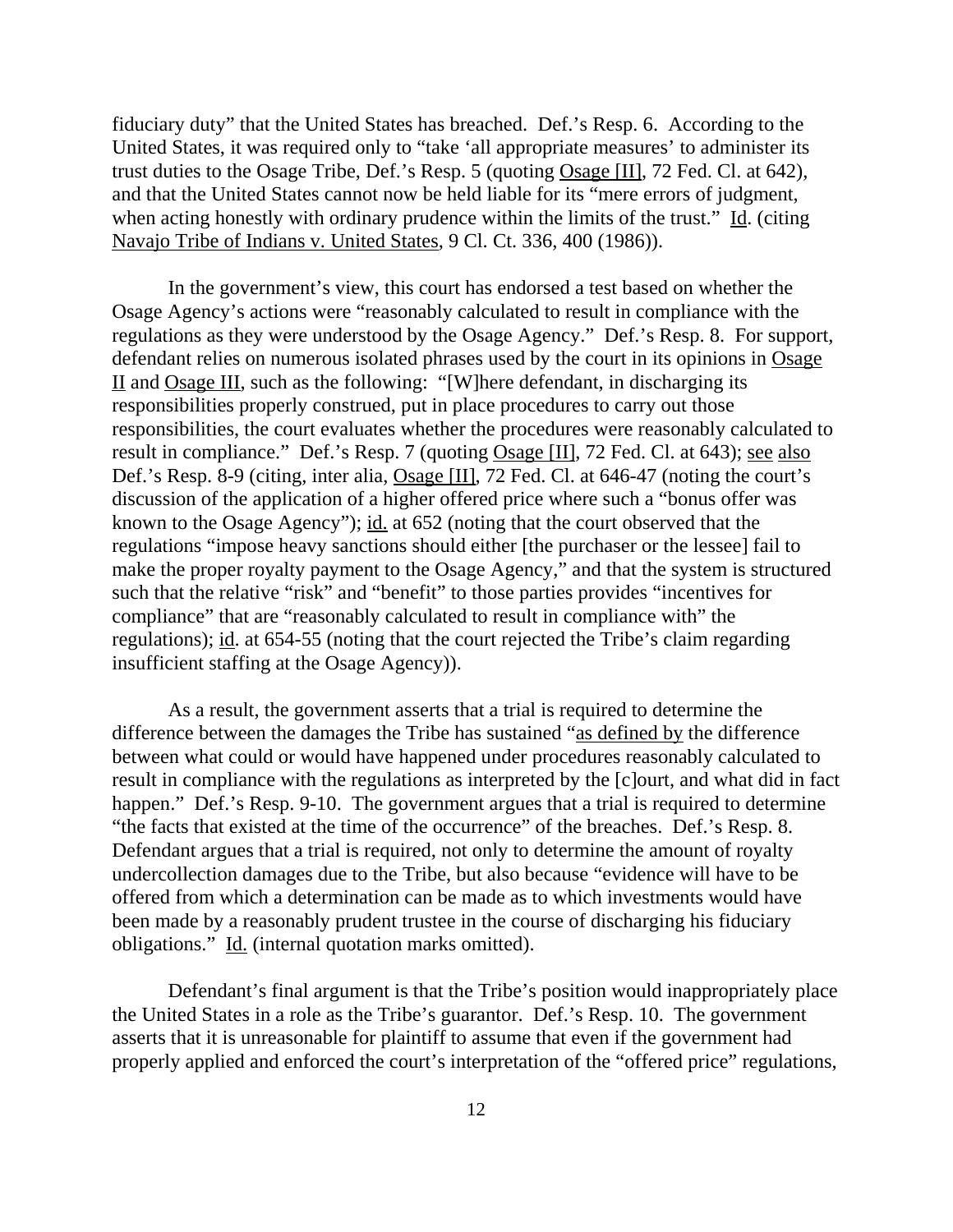fiduciary duty" that the United States has breached. Def.'s Resp. 6. According to the United States, it was required only to "take 'all appropriate measures' to administer its trust duties to the Osage Tribe, Def.'s Resp. 5 (quoting Osage [II], 72 Fed. Cl. at 642), and that the United States cannot now be held liable for its "mere errors of judgment, when acting honestly with ordinary prudence within the limits of the trust." Id. (citing Navajo Tribe of Indians v. United States, 9 Cl. Ct. 336, 400 (1986)).

In the government's view, this court has endorsed a test based on whether the Osage Agency's actions were "reasonably calculated to result in compliance with the regulations as they were understood by the Osage Agency." Def.'s Resp. 8. For support, defendant relies on numerous isolated phrases used by the court in its opinions in Osage II and Osage III, such as the following: "[W]here defendant, in discharging its responsibilities properly construed, put in place procedures to carry out those responsibilities, the court evaluates whether the procedures were reasonably calculated to result in compliance." Def.'s Resp. 7 (quoting Osage [II], 72 Fed. Cl. at 643); see also Def.'s Resp. 8-9 (citing, inter alia, Osage [II], 72 Fed. Cl. at 646-47 (noting the court's discussion of the application of a higher offered price where such a "bonus offer was known to the Osage Agency"); id. at 652 (noting that the court observed that the regulations "impose heavy sanctions should either [the purchaser or the lessee] fail to make the proper royalty payment to the Osage Agency," and that the system is structured such that the relative "risk" and "benefit" to those parties provides "incentives for compliance" that are "reasonably calculated to result in compliance with" the regulations); id. at 654-55 (noting that the court rejected the Tribe's claim regarding insufficient staffing at the Osage Agency)).

As a result, the government asserts that a trial is required to determine the difference between the damages the Tribe has sustained "as defined by the difference between what could or would have happened under procedures reasonably calculated to result in compliance with the regulations as interpreted by the [c]ourt, and what did in fact happen." Def.'s Resp. 9-10. The government argues that a trial is required to determine "the facts that existed at the time of the occurrence" of the breaches. Def.'s Resp. 8. Defendant argues that a trial is required, not only to determine the amount of royalty undercollection damages due to the Tribe, but also because "evidence will have to be offered from which a determination can be made as to which investments would have been made by a reasonably prudent trustee in the course of discharging his fiduciary obligations." Id. (internal quotation marks omitted).

Defendant's final argument is that the Tribe's position would inappropriately place the United States in a role as the Tribe's guarantor. Def.'s Resp. 10. The government asserts that it is unreasonable for plaintiff to assume that even if the government had properly applied and enforced the court's interpretation of the "offered price" regulations,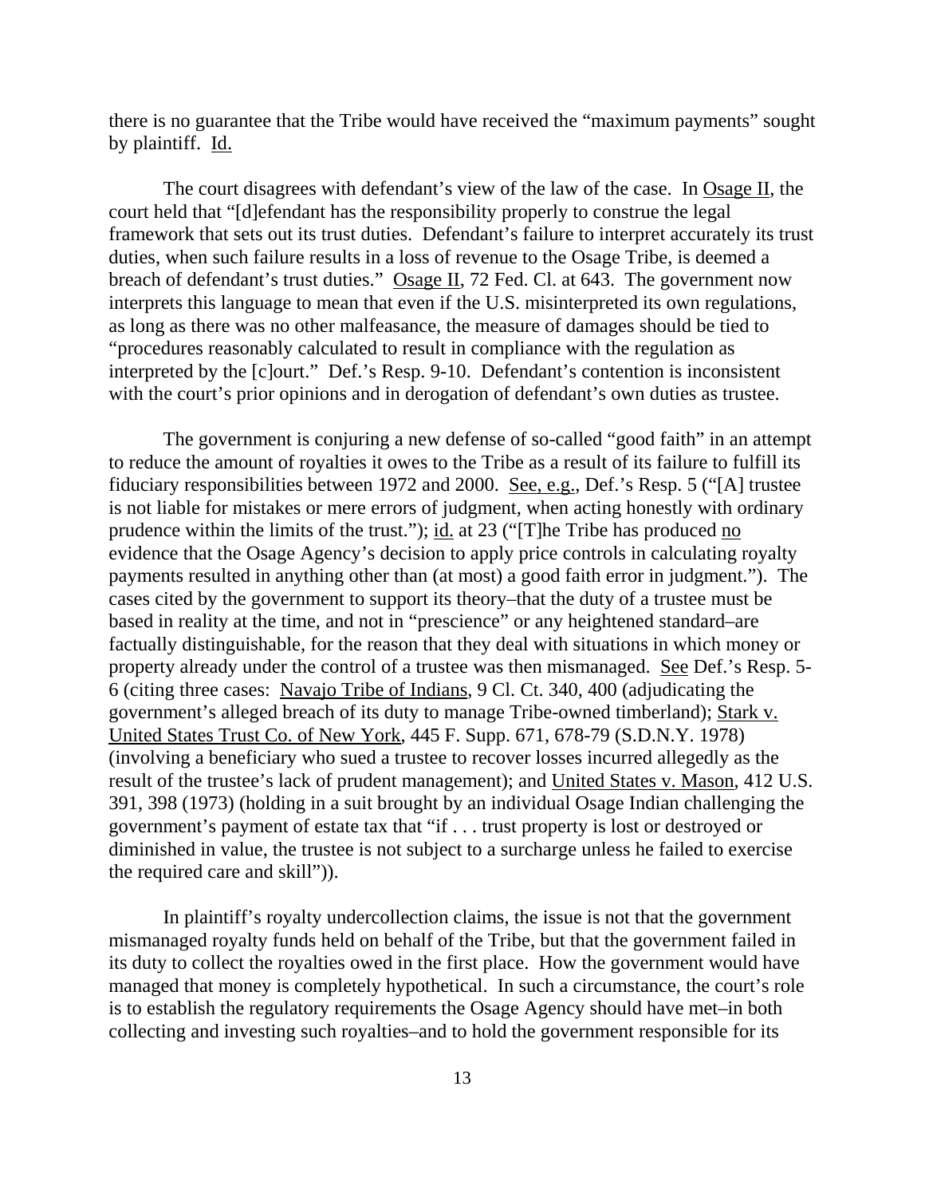there is no guarantee that the Tribe would have received the "maximum payments" sought by plaintiff. Id.

The court disagrees with defendant's view of the law of the case. In Osage II, the court held that "[d]efendant has the responsibility properly to construe the legal framework that sets out its trust duties. Defendant's failure to interpret accurately its trust duties, when such failure results in a loss of revenue to the Osage Tribe, is deemed a breach of defendant's trust duties." Osage II, 72 Fed. Cl. at 643. The government now interprets this language to mean that even if the U.S. misinterpreted its own regulations, as long as there was no other malfeasance, the measure of damages should be tied to "procedures reasonably calculated to result in compliance with the regulation as interpreted by the [c]ourt." Def.'s Resp. 9-10. Defendant's contention is inconsistent with the court's prior opinions and in derogation of defendant's own duties as trustee.

The government is conjuring a new defense of so-called "good faith" in an attempt to reduce the amount of royalties it owes to the Tribe as a result of its failure to fulfill its fiduciary responsibilities between 1972 and 2000. See, e.g., Def.'s Resp. 5 ("[A] trustee is not liable for mistakes or mere errors of judgment, when acting honestly with ordinary prudence within the limits of the trust."); id. at 23 ("[T]he Tribe has produced no evidence that the Osage Agency's decision to apply price controls in calculating royalty payments resulted in anything other than (at most) a good faith error in judgment."). The cases cited by the government to support its theory–that the duty of a trustee must be based in reality at the time, and not in "prescience" or any heightened standard–are factually distinguishable, for the reason that they deal with situations in which money or property already under the control of a trustee was then mismanaged. See Def.'s Resp. 5-6 (citing three cases: Navajo Tribe of Indians, 9 Cl. Ct. 340, 400 (adjudicating the government's alleged breach of its duty to manage Tribe-owned timberland); Stark v. United States Trust Co. of New York, 445 F. Supp. 671, 678-79 (S.D.N.Y. 1978) (involving a beneficiary who sued a trustee to recover losses incurred allegedly as the result of the trustee's lack of prudent management); and United States v. Mason, 412 U.S. 391, 398 (1973) (holding in a suit brought by an individual Osage Indian challenging the government's payment of estate tax that "if . . . trust property is lost or destroyed or diminished in value, the trustee is not subject to a surcharge unless he failed to exercise the required care and skill")).

In plaintiff's royalty undercollection claims, the issue is not that the government mismanaged royalty funds held on behalf of the Tribe, but that the government failed in its duty to collect the royalties owed in the first place. How the government would have managed that money is completely hypothetical. In such a circumstance, the court's role is to establish the regulatory requirements the Osage Agency should have met–in both collecting and investing such royalties–and to hold the government responsible for its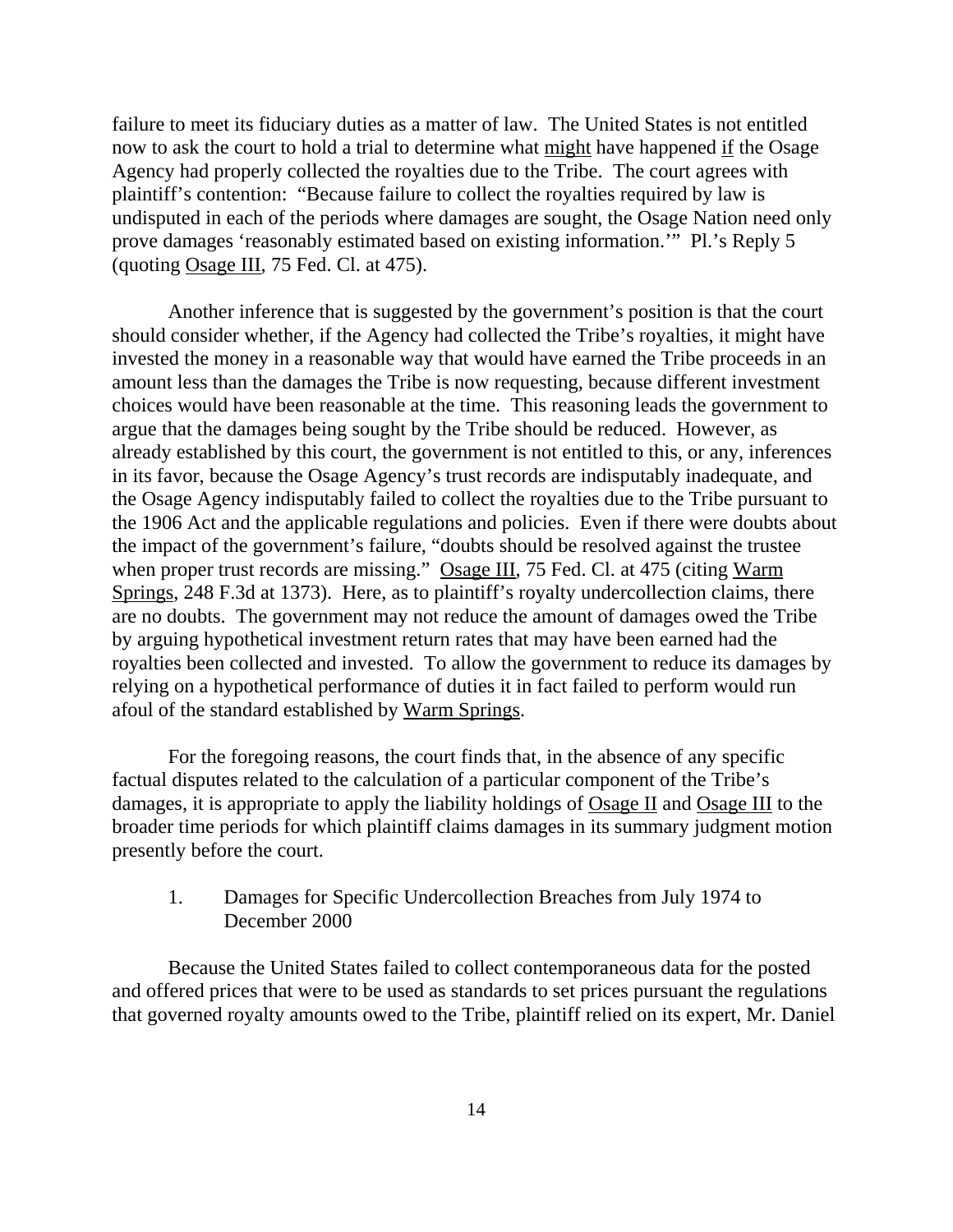failure to meet its fiduciary duties as a matter of law. The United States is not entitled now to ask the court to hold a trial to determine what might have happened if the Osage Agency had properly collected the royalties due to the Tribe. The court agrees with plaintiff's contention: "Because failure to collect the royalties required by law is undisputed in each of the periods where damages are sought, the Osage Nation need only prove damages 'reasonably estimated based on existing information.'" Pl.'s Reply 5 (quoting Osage III, 75 Fed. Cl. at 475).

Another inference that is suggested by the government's position is that the court should consider whether, if the Agency had collected the Tribe's royalties, it might have invested the money in a reasonable way that would have earned the Tribe proceeds in an amount less than the damages the Tribe is now requesting, because different investment choices would have been reasonable at the time. This reasoning leads the government to argue that the damages being sought by the Tribe should be reduced. However, as already established by this court, the government is not entitled to this, or any, inferences in its favor, because the Osage Agency's trust records are indisputably inadequate, and the Osage Agency indisputably failed to collect the royalties due to the Tribe pursuant to the 1906 Act and the applicable regulations and policies. Even if there were doubts about the impact of the government's failure, "doubts should be resolved against the trustee when proper trust records are missing." Osage III, 75 Fed. Cl. at 475 (citing Warm Springs, 248 F.3d at 1373). Here, as to plaintiff's royalty undercollection claims, there are no doubts. The government may not reduce the amount of damages owed the Tribe by arguing hypothetical investment return rates that may have been earned had the royalties been collected and invested. To allow the government to reduce its damages by relying on a hypothetical performance of duties it in fact failed to perform would run afoul of the standard established by Warm Springs.

For the foregoing reasons, the court finds that, in the absence of any specific factual disputes related to the calculation of a particular component of the Tribe's damages, it is appropriate to apply the liability holdings of Osage II and Osage III to the broader time periods for which plaintiff claims damages in its summary judgment motion presently before the court.

1. Damages for Specific Undercollection Breaches from July 1974 to December 2000

Because the United States failed to collect contemporaneous data for the posted and offered prices that were to be used as standards to set prices pursuant the regulations that governed royalty amounts owed to the Tribe, plaintiff relied on its expert, Mr. Daniel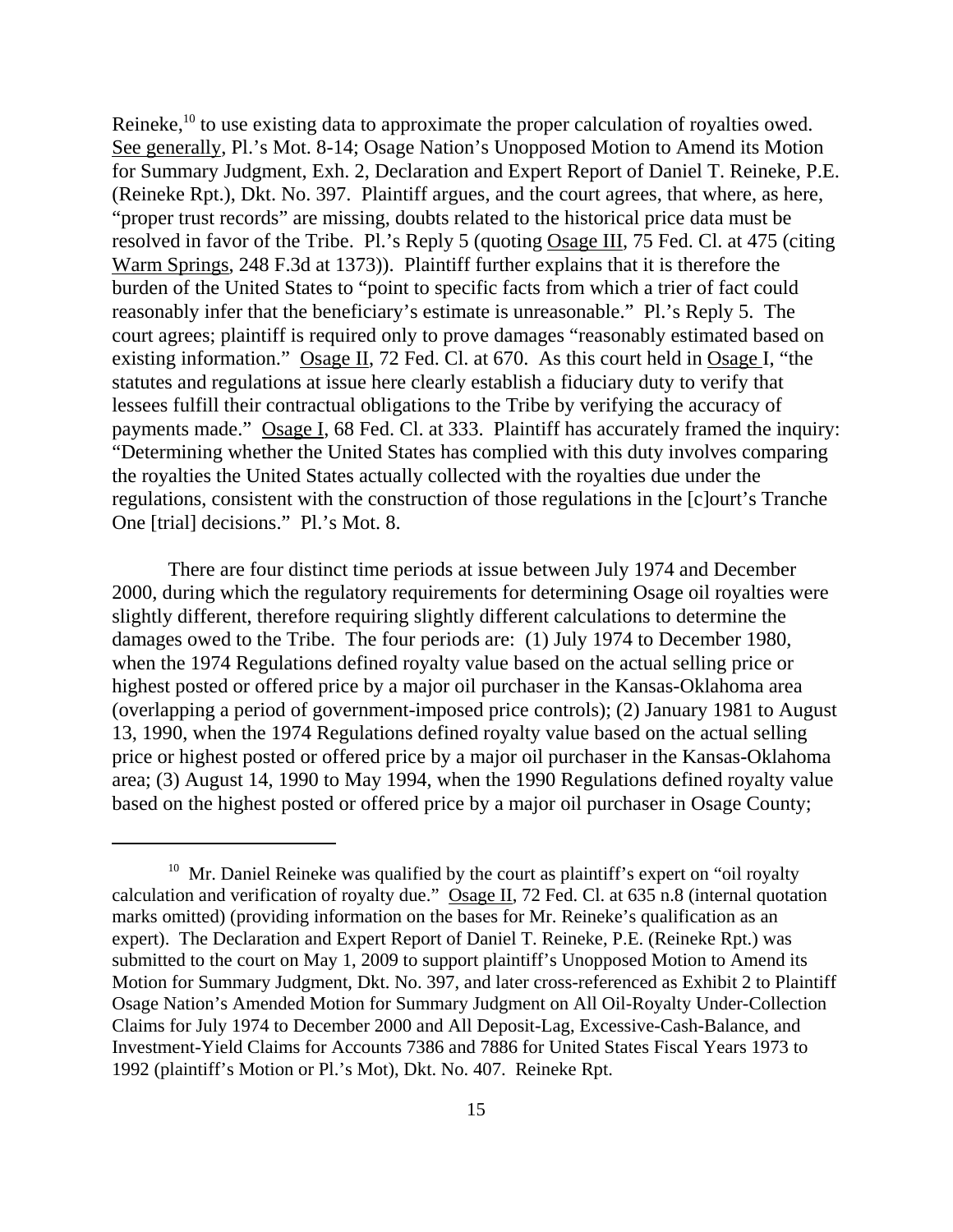Reineke,[10] to use existing data to approximate the proper calculation of royalties owed. See generally, Pl.'s Mot. 8-14; Osage Nation's Unopposed Motion to Amend its Motion for Summary Judgment, Exh. 2, Declaration and Expert Report of Daniel T. Reineke, P.E. (Reineke Rpt.), Dkt. No. 397. Plaintiff argues, and the court agrees, that where, as here, "proper trust records" are missing, doubts related to the historical price data must be resolved in favor of the Tribe. Pl.'s Reply 5 (quoting Osage III, 75 Fed. Cl. at 475 (citing Warm Springs, 248 F.3d at 1373)). Plaintiff further explains that it is therefore the burden of the United States to "point to specific facts from which a trier of fact could reasonably infer that the beneficiary's estimate is unreasonable." Pl.'s Reply 5. The court agrees; plaintiff is required only to prove damages "reasonably estimated based on existing information." Osage II, 72 Fed. Cl. at 670. As this court held in Osage I, "the statutes and regulations at issue here clearly establish a fiduciary duty to verify that lessees fulfill their contractual obligations to the Tribe by verifying the accuracy of payments made." Osage I, 68 Fed. Cl. at 333. Plaintiff has accurately framed the inquiry: "Determining whether the United States has complied with this duty involves comparing the royalties the United States actually collected with the royalties due under the regulations, consistent with the construction of those regulations in the [c]ourt's Tranche One [trial] decisions." Pl.'s Mot. 8.

There are four distinct time periods at issue between July 1974 and December 2000, during which the regulatory requirements for determining Osage oil royalties were slightly different, therefore requiring slightly different calculations to determine the damages owed to the Tribe. The four periods are: (1) July 1974 to December 1980, when the 1974 Regulations defined royalty value based on the actual selling price or highest posted or offered price by a major oil purchaser in the Kansas-Oklahoma area (overlapping a period of government-imposed price controls); (2) January 1981 to August 13, 1990, when the 1974 Regulations defined royalty value based on the actual selling price or highest posted or offered price by a major oil purchaser in the Kansas-Oklahoma area; (3) August 14, 1990 to May 1994, when the 1990 Regulations defined royalty value based on the highest posted or offered price by a major oil purchaser in Osage County;

[10] Mr. Daniel Reineke was qualified by the court as plaintiff's expert on "oil royalty calculation and verification of royalty due." Osage II, 72 Fed. Cl. at 635 n.8 (internal quotation marks omitted) (providing information on the bases for Mr. Reineke's qualification as an expert). The Declaration and Expert Report of Daniel T. Reineke, P.E. (Reineke Rpt.) was submitted to the court on May 1, 2009 to support plaintiff's Unopposed Motion to Amend its Motion for Summary Judgment, Dkt. No. 397, and later cross-referenced as Exhibit 2 to Plaintiff Osage Nation's Amended Motion for Summary Judgment on All Oil-Royalty Under-Collection Claims for July 1974 to December 2000 and All Deposit-Lag, Excessive-Cash-Balance, and Investment-Yield Claims for Accounts 7386 and 7886 for United States Fiscal Years 1973 to 1992 (plaintiff's Motion or Pl.'s Mot), Dkt. No. 407. Reineke Rpt.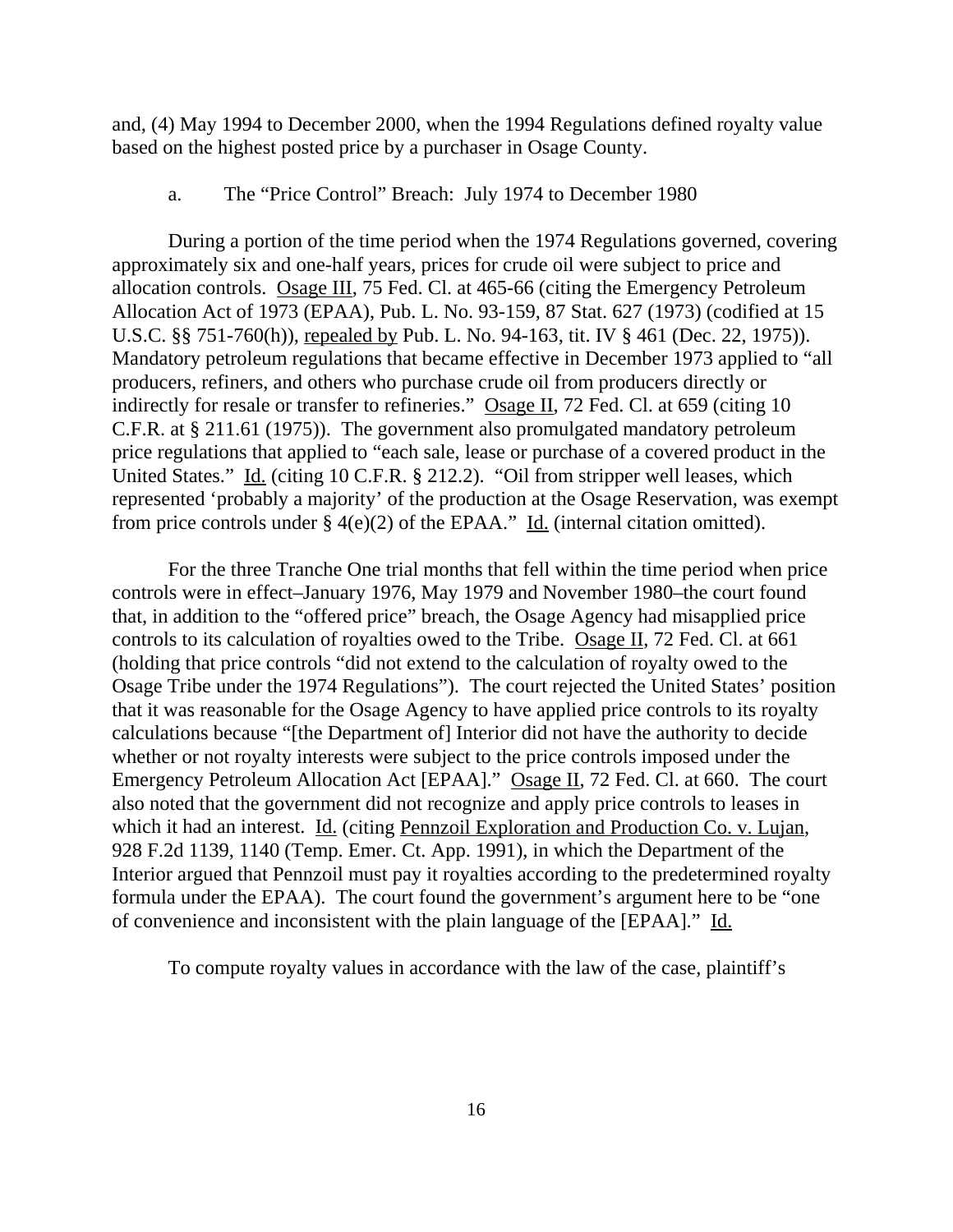and, (4) May 1994 to December 2000, when the 1994 Regulations defined royalty value based on the highest posted price by a purchaser in Osage County.

a. The "Price Control" Breach: July 1974 to December 1980

During a portion of the time period when the 1974 Regulations governed, covering approximately six and one-half years, prices for crude oil were subject to price and allocation controls. Osage III, 75 Fed. Cl. at 465-66 (citing the Emergency Petroleum Allocation Act of 1973 (EPAA), Pub. L. No. 93-159, 87 Stat. 627 (1973) (codified at 15 U.S.C. §§ 751-760(h)), repealed by Pub. L. No. 94-163, tit. IV § 461 (Dec. 22, 1975)). Mandatory petroleum regulations that became effective in December 1973 applied to "all producers, refiners, and others who purchase crude oil from producers directly or indirectly for resale or transfer to refineries." Osage II, 72 Fed. Cl. at 659 (citing 10 C.F.R. at § 211.61 (1975)). The government also promulgated mandatory petroleum price regulations that applied to "each sale, lease or purchase of a covered product in the United States." Id. (citing 10 C.F.R. § 212.2). "Oil from stripper well leases, which represented 'probably a majority' of the production at the Osage Reservation, was exempt from price controls under § 4(e)(2) of the EPAA." Id. (internal citation omitted).

For the three Tranche One trial months that fell within the time period when price controls were in effect–January 1976, May 1979 and November 1980–the court found that, in addition to the "offered price" breach, the Osage Agency had misapplied price controls to its calculation of royalties owed to the Tribe. Osage II, 72 Fed. Cl. at 661 (holding that price controls "did not extend to the calculation of royalty owed to the Osage Tribe under the 1974 Regulations"). The court rejected the United States' position that it was reasonable for the Osage Agency to have applied price controls to its royalty calculations because "[the Department of] Interior did not have the authority to decide whether or not royalty interests were subject to the price controls imposed under the Emergency Petroleum Allocation Act [EPAA]." Osage II, 72 Fed. Cl. at 660. The court also noted that the government did not recognize and apply price controls to leases in which it had an interest. Id. (citing Pennzoil Exploration and Production Co. v. Lujan, 928 F.2d 1139, 1140 (Temp. Emer. Ct. App. 1991), in which the Department of the Interior argued that Pennzoil must pay it royalties according to the predetermined royalty formula under the EPAA). The court found the government's argument here to be "one of convenience and inconsistent with the plain language of the [EPAA]." Id.

To compute royalty values in accordance with the law of the case, plaintiff's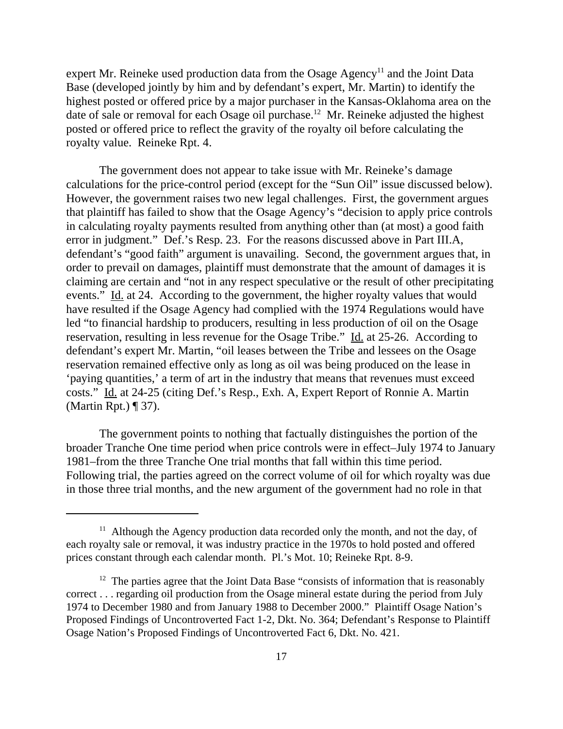expert Mr. Reineke used production data from the Osage Agency[11] and the Joint Data Base (developed jointly by him and by defendant's expert, Mr. Martin) to identify the highest posted or offered price by a major purchaser in the Kansas-Oklahoma area on the date of sale or removal for each Osage oil purchase.[12] Mr. Reineke adjusted the highest posted or offered price to reflect the gravity of the royalty oil before calculating the royalty value. Reineke Rpt. 4.

The government does not appear to take issue with Mr. Reineke's damage calculations for the price-control period (except for the "Sun Oil" issue discussed below). However, the government raises two new legal challenges. First, the government argues that plaintiff has failed to show that the Osage Agency's "decision to apply price controls in calculating royalty payments resulted from anything other than (at most) a good faith error in judgment." Def.'s Resp. 23. For the reasons discussed above in Part III.A, defendant's "good faith" argument is unavailing. Second, the government argues that, in order to prevail on damages, plaintiff must demonstrate that the amount of damages it is claiming are certain and "not in any respect speculative or the result of other precipitating events." Id. at 24. According to the government, the higher royalty values that would have resulted if the Osage Agency had complied with the 1974 Regulations would have led "to financial hardship to producers, resulting in less production of oil on the Osage reservation, resulting in less revenue for the Osage Tribe." Id. at 25-26. According to defendant's expert Mr. Martin, "oil leases between the Tribe and lessees on the Osage reservation remained effective only as long as oil was being produced on the lease in 'paying quantities,' a term of art in the industry that means that revenues must exceed costs." Id. at 24-25 (citing Def.'s Resp., Exh. A, Expert Report of Ronnie A. Martin (Martin Rpt.) ¶ 37).

The government points to nothing that factually distinguishes the portion of the broader Tranche One time period when price controls were in effect–July 1974 to January 1981–from the three Tranche One trial months that fall within this time period. Following trial, the parties agreed on the correct volume of oil for which royalty was due in those three trial months, and the new argument of the government had no role in that

[11] Although the Agency production data recorded only the month, and not the day, of each royalty sale or removal, it was industry practice in the 1970s to hold posted and offered prices constant through each calendar month. Pl.'s Mot. 10; Reineke Rpt. 8-9.

[12] The parties agree that the Joint Data Base "consists of information that is reasonably correct . . . regarding oil production from the Osage mineral estate during the period from July 1974 to December 1980 and from January 1988 to December 2000." Plaintiff Osage Nation's Proposed Findings of Uncontroverted Fact 1-2, Dkt. No. 364; Defendant's Response to Plaintiff Osage Nation's Proposed Findings of Uncontroverted Fact 6, Dkt. No. 421.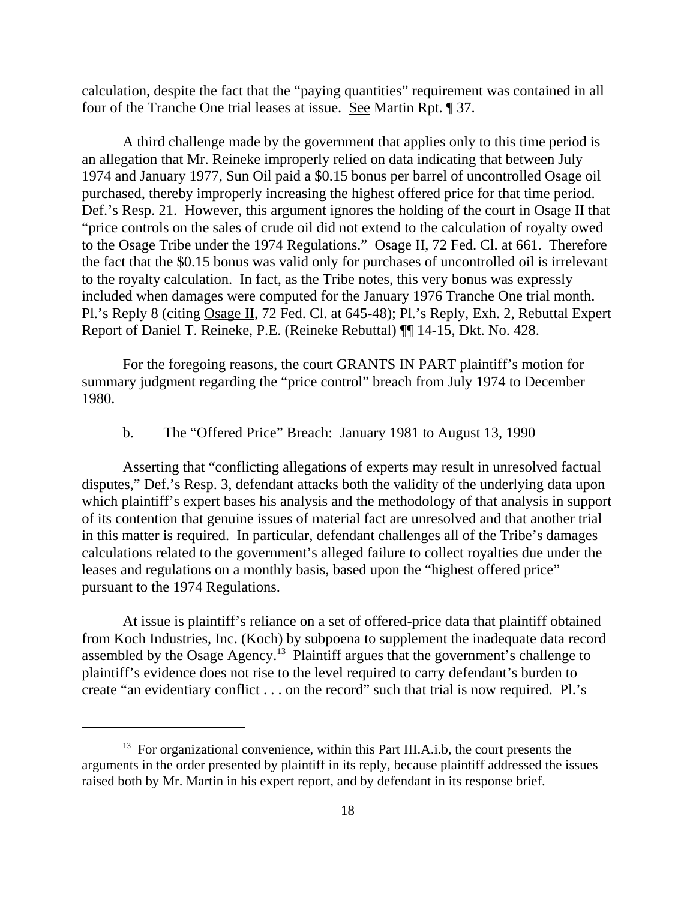calculation, despite the fact that the "paying quantities" requirement was contained in all four of the Tranche One trial leases at issue. See Martin Rpt. ¶ 37.

A third challenge made by the government that applies only to this time period is an allegation that Mr. Reineke improperly relied on data indicating that between July 1974 and January 1977, Sun Oil paid a $0.15 bonus per barrel of uncontrolled Osage oil purchased, thereby improperly increasing the highest offered price for that time period. Def.'s Resp. 21. However, this argument ignores the holding of the court in Osage II that "price controls on the sales of crude oil did not extend to the calculation of royalty owed to the Osage Tribe under the 1974 Regulations." Osage II, 72 Fed. Cl. at 661. Therefore the fact that the $0.15 bonus was valid only for purchases of uncontrolled oil is irrelevant to the royalty calculation. In fact, as the Tribe notes, this very bonus was expressly included when damages were computed for the January 1976 Tranche One trial month. Pl.'s Reply 8 (citing Osage II, 72 Fed. Cl. at 645-48); Pl.'s Reply, Exh. 2, Rebuttal Expert Report of Daniel T. Reineke, P.E. (Reineke Rebuttal) ¶¶ 14-15, Dkt. No. 428.

For the foregoing reasons, the court GRANTS IN PART plaintiff's motion for summary judgment regarding the "price control" breach from July 1974 to December 1980.

b. The "Offered Price" Breach: January 1981 to August 13, 1990

Asserting that "conflicting allegations of experts may result in unresolved factual disputes," Def.'s Resp. 3, defendant attacks both the validity of the underlying data upon which plaintiff's expert bases his analysis and the methodology of that analysis in support of its contention that genuine issues of material fact are unresolved and that another trial in this matter is required. In particular, defendant challenges all of the Tribe's damages calculations related to the government's alleged failure to collect royalties due under the leases and regulations on a monthly basis, based upon the "highest offered price" pursuant to the 1974 Regulations.

At issue is plaintiff's reliance on a set of offered-price data that plaintiff obtained from Koch Industries, Inc. (Koch) by subpoena to supplement the inadequate data record assembled by the Osage Agency.[13] Plaintiff argues that the government's challenge to plaintiff's evidence does not rise to the level required to carry defendant's burden to create "an evidentiary conflict . . . on the record" such that trial is now required. Pl.'s

[13] For organizational convenience, within this Part III.A.i.b, the court presents the arguments in the order presented by plaintiff in its reply, because plaintiff addressed the issues raised both by Mr. Martin in his expert report, and by defendant in its response brief.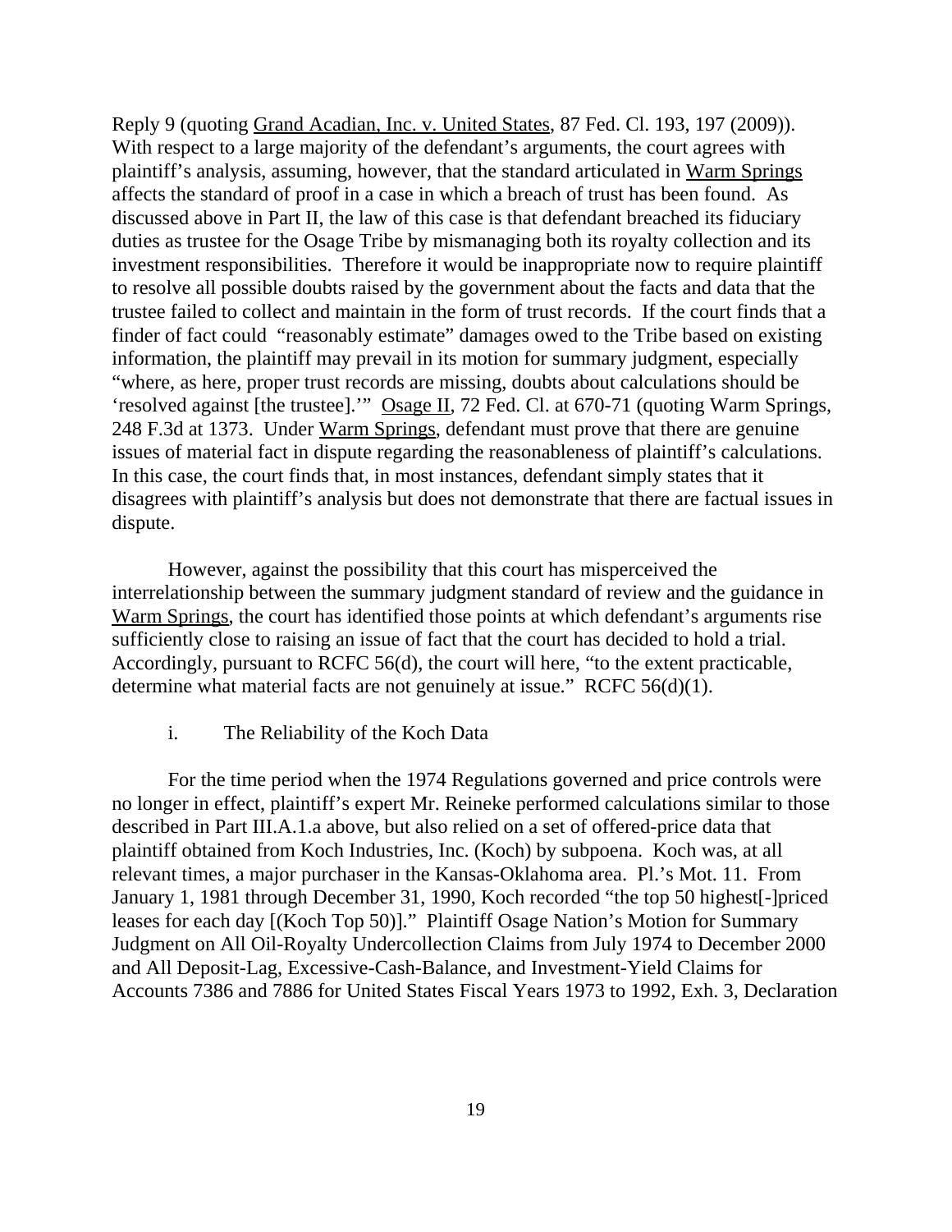Reply 9 (quoting Grand Acadian, Inc. v. United States, 87 Fed. Cl. 193, 197 (2009)). With respect to a large majority of the defendant's arguments, the court agrees with plaintiff's analysis, assuming, however, that the standard articulated in Warm Springs affects the standard of proof in a case in which a breach of trust has been found. As discussed above in Part II, the law of this case is that defendant breached its fiduciary duties as trustee for the Osage Tribe by mismanaging both its royalty collection and its investment responsibilities. Therefore it would be inappropriate now to require plaintiff to resolve all possible doubts raised by the government about the facts and data that the trustee failed to collect and maintain in the form of trust records. If the court finds that a finder of fact could "reasonably estimate" damages owed to the Tribe based on existing information, the plaintiff may prevail in its motion for summary judgment, especially "where, as here, proper trust records are missing, doubts about calculations should be 'resolved against [the trustee].'" Osage II, 72 Fed. Cl. at 670-71 (quoting Warm Springs, 248 F.3d at 1373. Under Warm Springs, defendant must prove that there are genuine issues of material fact in dispute regarding the reasonableness of plaintiff's calculations. In this case, the court finds that, in most instances, defendant simply states that it disagrees with plaintiff's analysis but does not demonstrate that there are factual issues in dispute.

However, against the possibility that this court has misperceived the interrelationship between the summary judgment standard of review and the guidance in Warm Springs, the court has identified those points at which defendant's arguments rise sufficiently close to raising an issue of fact that the court has decided to hold a trial. Accordingly, pursuant to RCFC 56(d), the court will here, "to the extent practicable, determine what material facts are not genuinely at issue." RCFC 56(d)(1).

i. The Reliability of the Koch Data

For the time period when the 1974 Regulations governed and price controls were no longer in effect, plaintiff's expert Mr. Reineke performed calculations similar to those described in Part III.A.1.a above, but also relied on a set of offered-price data that plaintiff obtained from Koch Industries, Inc. (Koch) by subpoena. Koch was, at all relevant times, a major purchaser in the Kansas-Oklahoma area. Pl.'s Mot. 11. From January 1, 1981 through December 31, 1990, Koch recorded "the top 50 highest[-]priced leases for each day [(Koch Top 50)]." Plaintiff Osage Nation's Motion for Summary Judgment on All Oil-Royalty Undercollection Claims from July 1974 to December 2000 and All Deposit-Lag, Excessive-Cash-Balance, and Investment-Yield Claims for Accounts 7386 and 7886 for United States Fiscal Years 1973 to 1992, Exh. 3, Declaration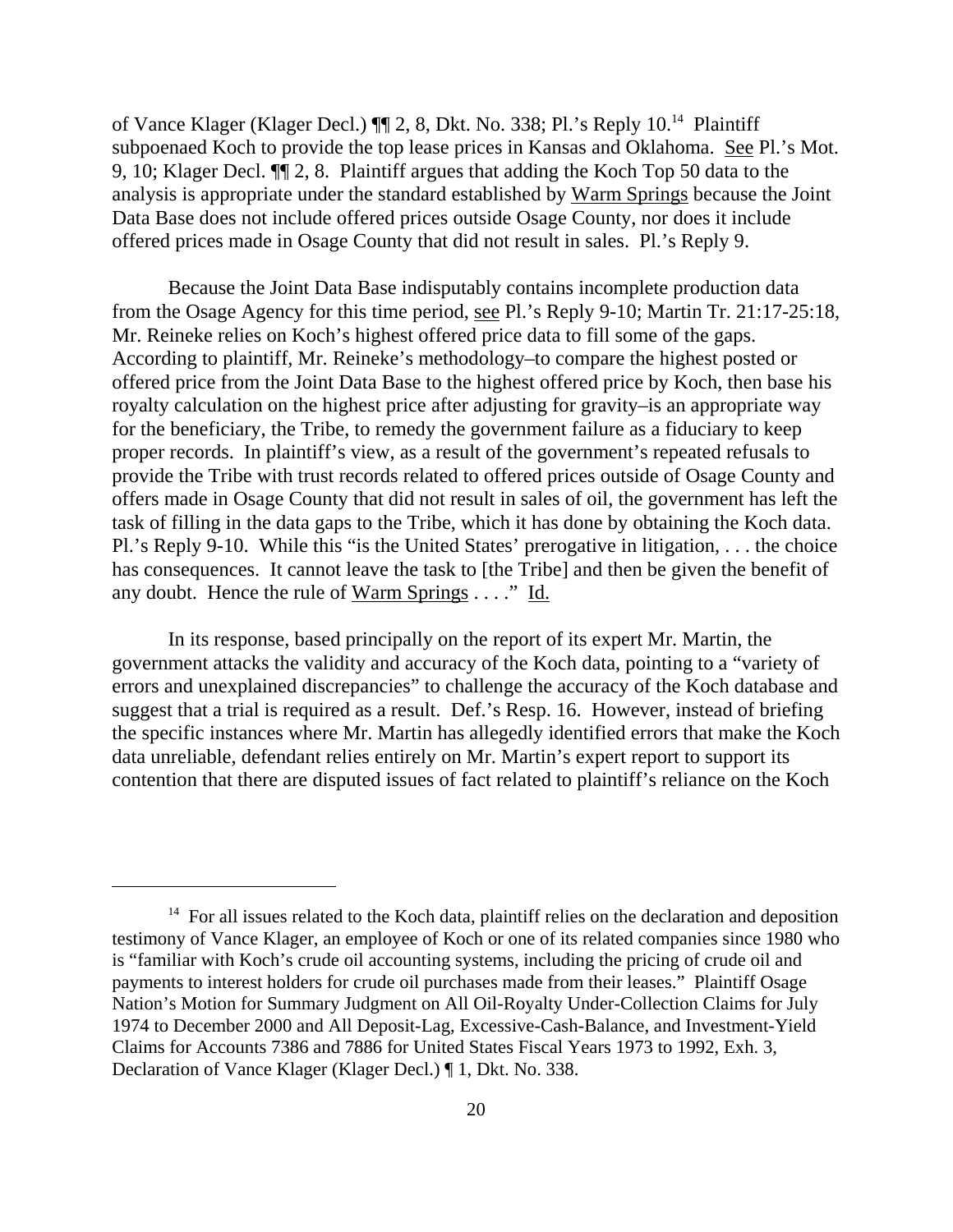of Vance Klager (Klager Decl.) ¶¶ 2, 8, Dkt. No. 338; Pl.'s Reply 10.[14] Plaintiff subpoenaed Koch to provide the top lease prices in Kansas and Oklahoma. See Pl.'s Mot. 9, 10; Klager Decl. ¶¶ 2, 8. Plaintiff argues that adding the Koch Top 50 data to the analysis is appropriate under the standard established by Warm Springs because the Joint Data Base does not include offered prices outside Osage County, nor does it include offered prices made in Osage County that did not result in sales. Pl.'s Reply 9.

Because the Joint Data Base indisputably contains incomplete production data from the Osage Agency for this time period, see Pl.'s Reply 9-10; Martin Tr. 21:17-25:18, Mr. Reineke relies on Koch's highest offered price data to fill some of the gaps. According to plaintiff, Mr. Reineke's methodology–to compare the highest posted or offered price from the Joint Data Base to the highest offered price by Koch, then base his royalty calculation on the highest price after adjusting for gravity–is an appropriate way for the beneficiary, the Tribe, to remedy the government failure as a fiduciary to keep proper records. In plaintiff's view, as a result of the government's repeated refusals to provide the Tribe with trust records related to offered prices outside of Osage County and offers made in Osage County that did not result in sales of oil, the government has left the task of filling in the data gaps to the Tribe, which it has done by obtaining the Koch data. Pl.'s Reply 9-10. While this "is the United States' prerogative in litigation, . . . the choice has consequences. It cannot leave the task to [the Tribe] and then be given the benefit of any doubt. Hence the rule of Warm Springs . . . ." Id.

In its response, based principally on the report of its expert Mr. Martin, the government attacks the validity and accuracy of the Koch data, pointing to a "variety of errors and unexplained discrepancies" to challenge the accuracy of the Koch database and suggest that a trial is required as a result. Def.'s Resp. 16. However, instead of briefing the specific instances where Mr. Martin has allegedly identified errors that make the Koch data unreliable, defendant relies entirely on Mr. Martin's expert report to support its contention that there are disputed issues of fact related to plaintiff's reliance on the Koch

---

[14] For all issues related to the Koch data, plaintiff relies on the declaration and deposition testimony of Vance Klager, an employee of Koch or one of its related companies since 1980 who is "familiar with Koch's crude oil accounting systems, including the pricing of crude oil and payments to interest holders for crude oil purchases made from their leases." Plaintiff Osage Nation's Motion for Summary Judgment on All Oil-Royalty Under-Collection Claims for July 1974 to December 2000 and All Deposit-Lag, Excessive-Cash-Balance, and Investment-Yield Claims for Accounts 7386 and 7886 for United States Fiscal Years 1973 to 1992, Exh. 3, Declaration of Vance Klager (Klager Decl.) ¶ 1, Dkt. No. 338.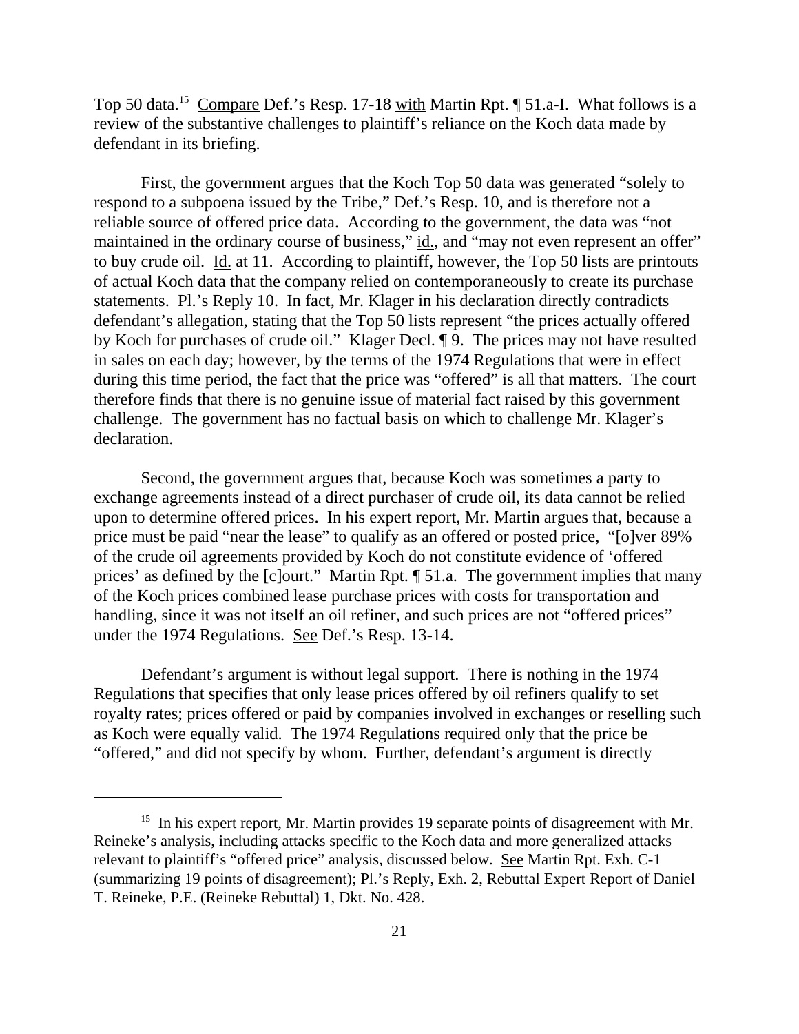Top 50 data.[15] Compare Def.'s Resp. 17-18 with Martin Rpt. ¶ 51.a-I. What follows is a review of the substantive challenges to plaintiff's reliance on the Koch data made by defendant in its briefing.

First, the government argues that the Koch Top 50 data was generated "solely to respond to a subpoena issued by the Tribe," Def.'s Resp. 10, and is therefore not a reliable source of offered price data. According to the government, the data was "not maintained in the ordinary course of business," id., and "may not even represent an offer" to buy crude oil. Id. at 11. According to plaintiff, however, the Top 50 lists are printouts of actual Koch data that the company relied on contemporaneously to create its purchase statements. Pl.'s Reply 10. In fact, Mr. Klager in his declaration directly contradicts defendant's allegation, stating that the Top 50 lists represent "the prices actually offered by Koch for purchases of crude oil." Klager Decl. ¶ 9. The prices may not have resulted in sales on each day; however, by the terms of the 1974 Regulations that were in effect during this time period, the fact that the price was "offered" is all that matters. The court therefore finds that there is no genuine issue of material fact raised by this government challenge. The government has no factual basis on which to challenge Mr. Klager's declaration.

Second, the government argues that, because Koch was sometimes a party to exchange agreements instead of a direct purchaser of crude oil, its data cannot be relied upon to determine offered prices. In his expert report, Mr. Martin argues that, because a price must be paid "near the lease" to qualify as an offered or posted price, "[o]ver 89% of the crude oil agreements provided by Koch do not constitute evidence of 'offered prices' as defined by the [c]ourt." Martin Rpt. ¶ 51.a. The government implies that many of the Koch prices combined lease purchase prices with costs for transportation and handling, since it was not itself an oil refiner, and such prices are not "offered prices" under the 1974 Regulations. See Def.'s Resp. 13-14.

Defendant's argument is without legal support. There is nothing in the 1974 Regulations that specifies that only lease prices offered by oil refiners qualify to set royalty rates; prices offered or paid by companies involved in exchanges or reselling such as Koch were equally valid. The 1974 Regulations required only that the price be "offered," and did not specify by whom. Further, defendant's argument is directly

[15] In his expert report, Mr. Martin provides 19 separate points of disagreement with Mr. Reineke's analysis, including attacks specific to the Koch data and more generalized attacks relevant to plaintiff's "offered price" analysis, discussed below. See Martin Rpt. Exh. C-1 (summarizing 19 points of disagreement); Pl.'s Reply, Exh. 2, Rebuttal Expert Report of Daniel T. Reineke, P.E. (Reineke Rebuttal) 1, Dkt. No. 428.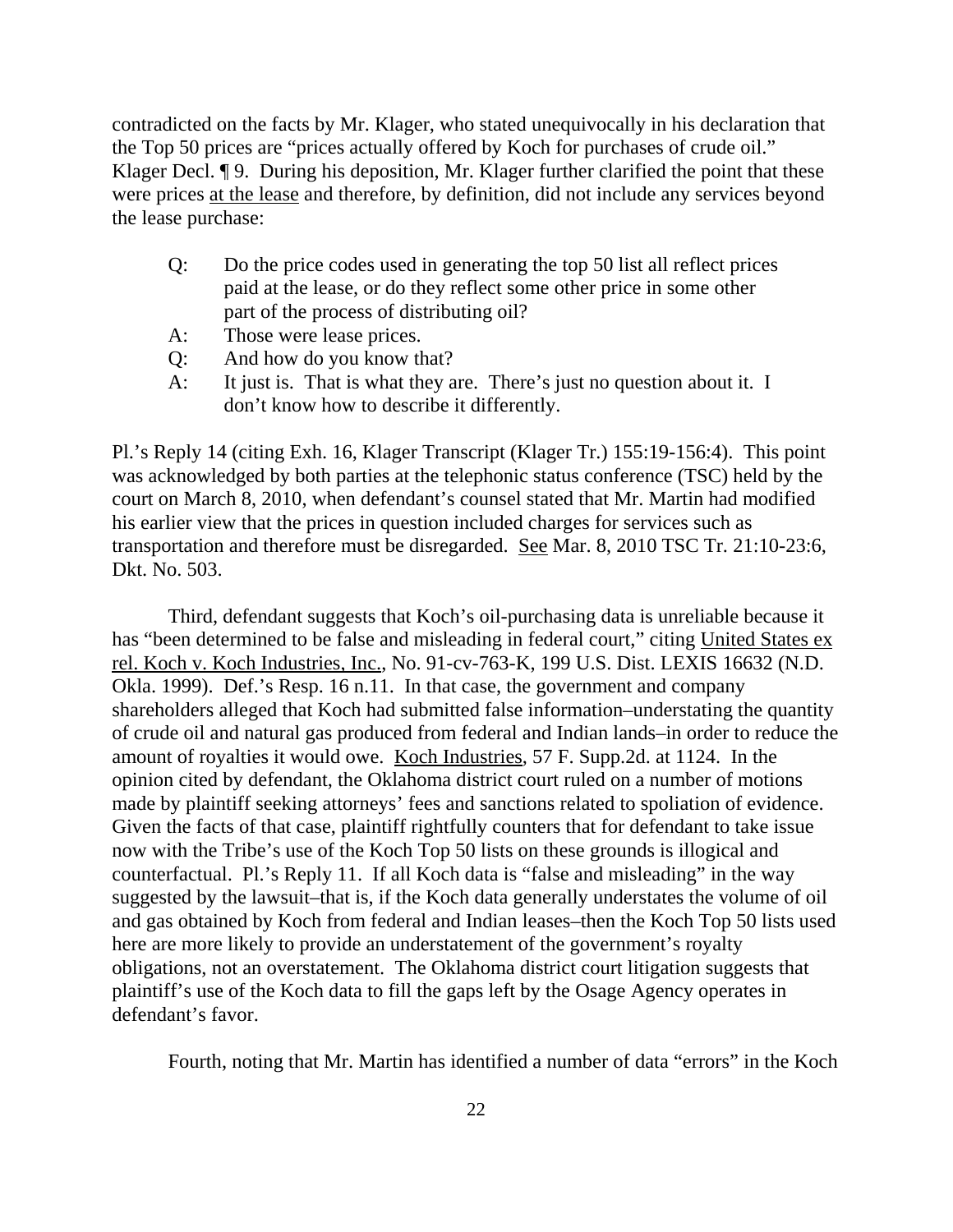contradicted on the facts by Mr. Klager, who stated unequivocally in his declaration that the Top 50 prices are "prices actually offered by Koch for purchases of crude oil." Klager Decl. ¶ 9. During his deposition, Mr. Klager further clarified the point that these were prices <u>at the lease</u> and therefore, by definition, did not include any services beyond the lease purchase:

> Q: Do the price codes used in generating the top 50 list all reflect prices paid at the lease, or do they reflect some other price in some other part of the process of distributing oil?
>
> A: Those were lease prices.
>
> Q: And how do you know that?
>
> A: It just is. That is what they are. There's just no question about it. I don't know how to describe it differently.

Pl.'s Reply 14 (citing Exh. 16, Klager Transcript (Klager Tr.) 155:19-156:4). This point was acknowledged by both parties at the telephonic status conference (TSC) held by the court on March 8, 2010, when defendant's counsel stated that Mr. Martin had modified his earlier view that the prices in question included charges for services such as transportation and therefore must be disregarded. <u>See</u> Mar. 8, 2010 TSC Tr. 21:10-23:6, Dkt. No. 503.

Third, defendant suggests that Koch's oil-purchasing data is unreliable because it has "been determined to be false and misleading in federal court," citing <u>United States ex rel. Koch v. Koch Industries, Inc.</u>, No. 91-cv-763-K, 199 U.S. Dist. LEXIS 16632 (N.D. Okla. 1999). Def.'s Resp. 16 n.11. In that case, the government and company shareholders alleged that Koch had submitted false information–understating the quantity of crude oil and natural gas produced from federal and Indian lands–in order to reduce the amount of royalties it would owe. <u>Koch Industries</u>, 57 F. Supp.2d. at 1124. In the opinion cited by defendant, the Oklahoma district court ruled on a number of motions made by plaintiff seeking attorneys' fees and sanctions related to spoliation of evidence. Given the facts of that case, plaintiff rightfully counters that for defendant to take issue now with the Tribe's use of the Koch Top 50 lists on these grounds is illogical and counterfactual. Pl.'s Reply 11. If all Koch data is "false and misleading" in the way suggested by the lawsuit–that is, if the Koch data generally understates the volume of oil and gas obtained by Koch from federal and Indian leases–then the Koch Top 50 lists used here are more likely to provide an understatement of the government's royalty obligations, not an overstatement. The Oklahoma district court litigation suggests that plaintiff's use of the Koch data to fill the gaps left by the Osage Agency operates in defendant's favor.

Fourth, noting that Mr. Martin has identified a number of data "errors" in the Koch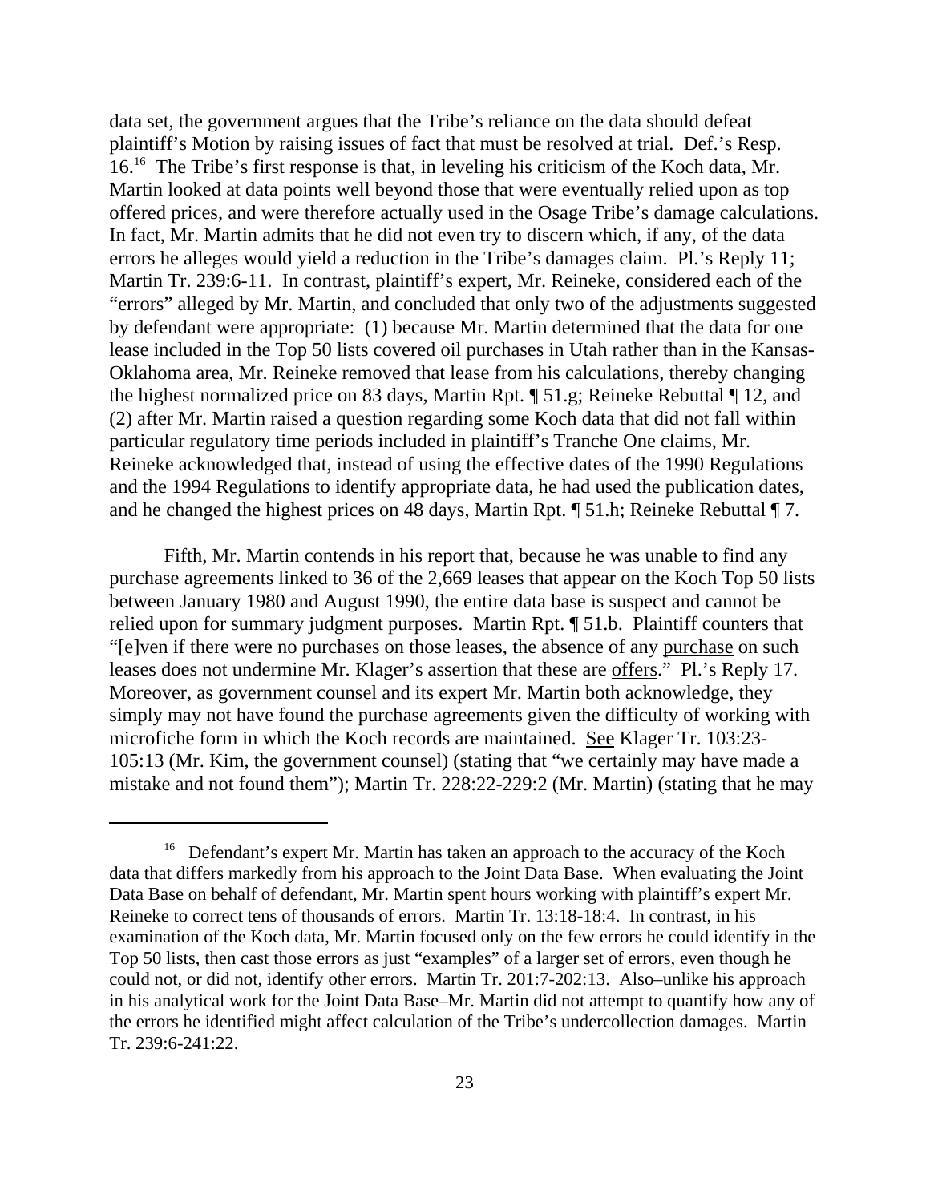data set, the government argues that the Tribe's reliance on the data should defeat plaintiff's Motion by raising issues of fact that must be resolved at trial. Def.'s Resp. 16.[16] The Tribe's first response is that, in leveling his criticism of the Koch data, Mr. Martin looked at data points well beyond those that were eventually relied upon as top offered prices, and were therefore actually used in the Osage Tribe's damage calculations. In fact, Mr. Martin admits that he did not even try to discern which, if any, of the data errors he alleges would yield a reduction in the Tribe's damages claim. Pl.'s Reply 11; Martin Tr. 239:6-11. In contrast, plaintiff's expert, Mr. Reineke, considered each of the "errors" alleged by Mr. Martin, and concluded that only two of the adjustments suggested by defendant were appropriate: (1) because Mr. Martin determined that the data for one lease included in the Top 50 lists covered oil purchases in Utah rather than in the Kansas-Oklahoma area, Mr. Reineke removed that lease from his calculations, thereby changing the highest normalized price on 83 days, Martin Rpt. ¶ 51.g; Reineke Rebuttal ¶ 12, and (2) after Mr. Martin raised a question regarding some Koch data that did not fall within particular regulatory time periods included in plaintiff's Tranche One claims, Mr. Reineke acknowledged that, instead of using the effective dates of the 1990 Regulations and the 1994 Regulations to identify appropriate data, he had used the publication dates, and he changed the highest prices on 48 days, Martin Rpt. ¶ 51.h; Reineke Rebuttal ¶ 7.

Fifth, Mr. Martin contends in his report that, because he was unable to find any purchase agreements linked to 36 of the 2,669 leases that appear on the Koch Top 50 lists between January 1980 and August 1990, the entire data base is suspect and cannot be relied upon for summary judgment purposes. Martin Rpt. ¶ 51.b. Plaintiff counters that "[e]ven if there were no purchases on those leases, the absence of any purchase on such leases does not undermine Mr. Klager's assertion that these are offers." Pl.'s Reply 17. Moreover, as government counsel and its expert Mr. Martin both acknowledge, they simply may not have found the purchase agreements given the difficulty of working with microfiche form in which the Koch records are maintained. See Klager Tr. 103:23-105:13 (Mr. Kim, the government counsel) (stating that "we certainly may have made a mistake and not found them"); Martin Tr. 228:22-229:2 (Mr. Martin) (stating that he may

---

[16] Defendant's expert Mr. Martin has taken an approach to the accuracy of the Koch data that differs markedly from his approach to the Joint Data Base. When evaluating the Joint Data Base on behalf of defendant, Mr. Martin spent hours working with plaintiff's expert Mr. Reineke to correct tens of thousands of errors. Martin Tr. 13:18-18:4. In contrast, in his examination of the Koch data, Mr. Martin focused only on the few errors he could identify in the Top 50 lists, then cast those errors as just "examples" of a larger set of errors, even though he could not, or did not, identify other errors. Martin Tr. 201:7-202:13. Also–unlike his approach in his analytical work for the Joint Data Base–Mr. Martin did not attempt to quantify how any of the errors he identified might affect calculation of the Tribe's undercollection damages. Martin Tr. 239:6-241:22.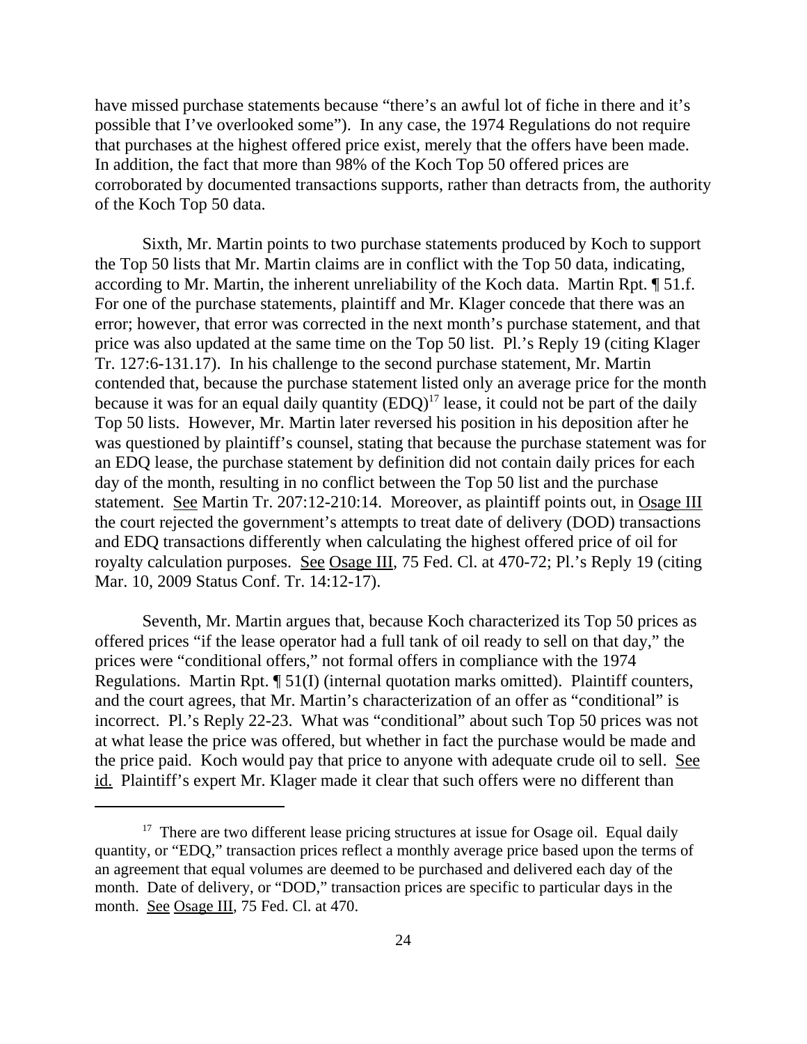have missed purchase statements because "there's an awful lot of fiche in there and it's possible that I've overlooked some"). In any case, the 1974 Regulations do not require that purchases at the highest offered price exist, merely that the offers have been made. In addition, the fact that more than 98% of the Koch Top 50 offered prices are corroborated by documented transactions supports, rather than detracts from, the authority of the Koch Top 50 data.

Sixth, Mr. Martin points to two purchase statements produced by Koch to support the Top 50 lists that Mr. Martin claims are in conflict with the Top 50 data, indicating, according to Mr. Martin, the inherent unreliability of the Koch data. Martin Rpt. ¶ 51.f. For one of the purchase statements, plaintiff and Mr. Klager concede that there was an error; however, that error was corrected in the next month's purchase statement, and that price was also updated at the same time on the Top 50 list. Pl.'s Reply 19 (citing Klager Tr. 127:6-131.17). In his challenge to the second purchase statement, Mr. Martin contended that, because the purchase statement listed only an average price for the month because it was for an equal daily quantity (EDQ)[17] lease, it could not be part of the daily Top 50 lists. However, Mr. Martin later reversed his position in his deposition after he was questioned by plaintiff's counsel, stating that because the purchase statement was for an EDQ lease, the purchase statement by definition did not contain daily prices for each day of the month, resulting in no conflict between the Top 50 list and the purchase statement. See Martin Tr. 207:12-210:14. Moreover, as plaintiff points out, in Osage III the court rejected the government's attempts to treat date of delivery (DOD) transactions and EDQ transactions differently when calculating the highest offered price of oil for royalty calculation purposes. See Osage III, 75 Fed. Cl. at 470-72; Pl.'s Reply 19 (citing Mar. 10, 2009 Status Conf. Tr. 14:12-17).

Seventh, Mr. Martin argues that, because Koch characterized its Top 50 prices as offered prices "if the lease operator had a full tank of oil ready to sell on that day," the prices were "conditional offers," not formal offers in compliance with the 1974 Regulations. Martin Rpt. ¶ 51(I) (internal quotation marks omitted). Plaintiff counters, and the court agrees, that Mr. Martin's characterization of an offer as "conditional" is incorrect. Pl.'s Reply 22-23. What was "conditional" about such Top 50 prices was not at what lease the price was offered, but whether in fact the purchase would be made and the price paid. Koch would pay that price to anyone with adequate crude oil to sell. See id. Plaintiff's expert Mr. Klager made it clear that such offers were no different than

[17] There are two different lease pricing structures at issue for Osage oil. Equal daily quantity, or "EDQ," transaction prices reflect a monthly average price based upon the terms of an agreement that equal volumes are deemed to be purchased and delivered each day of the month. Date of delivery, or "DOD," transaction prices are specific to particular days in the month. See Osage III, 75 Fed. Cl. at 470.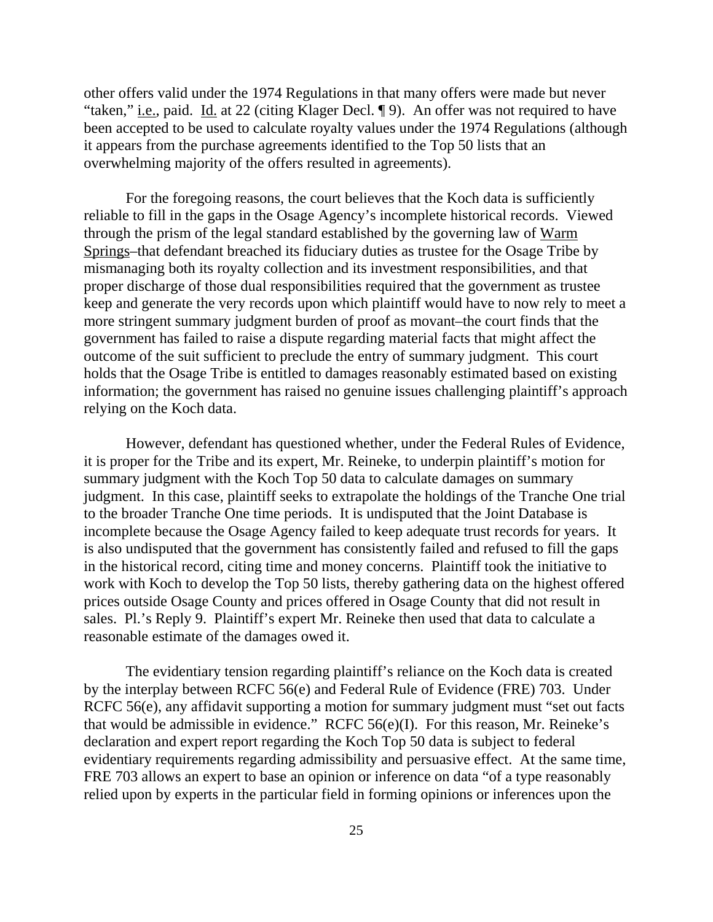other offers valid under the 1974 Regulations in that many offers were made but never "taken," i.e., paid. Id. at 22 (citing Klager Decl. ¶ 9). An offer was not required to have been accepted to be used to calculate royalty values under the 1974 Regulations (although it appears from the purchase agreements identified to the Top 50 lists that an overwhelming majority of the offers resulted in agreements).

For the foregoing reasons, the court believes that the Koch data is sufficiently reliable to fill in the gaps in the Osage Agency's incomplete historical records. Viewed through the prism of the legal standard established by the governing law of Warm Springs–that defendant breached its fiduciary duties as trustee for the Osage Tribe by mismanaging both its royalty collection and its investment responsibilities, and that proper discharge of those dual responsibilities required that the government as trustee keep and generate the very records upon which plaintiff would have to now rely to meet a more stringent summary judgment burden of proof as movant–the court finds that the government has failed to raise a dispute regarding material facts that might affect the outcome of the suit sufficient to preclude the entry of summary judgment. This court holds that the Osage Tribe is entitled to damages reasonably estimated based on existing information; the government has raised no genuine issues challenging plaintiff's approach relying on the Koch data.

However, defendant has questioned whether, under the Federal Rules of Evidence, it is proper for the Tribe and its expert, Mr. Reineke, to underpin plaintiff's motion for summary judgment with the Koch Top 50 data to calculate damages on summary judgment. In this case, plaintiff seeks to extrapolate the holdings of the Tranche One trial to the broader Tranche One time periods. It is undisputed that the Joint Database is incomplete because the Osage Agency failed to keep adequate trust records for years. It is also undisputed that the government has consistently failed and refused to fill the gaps in the historical record, citing time and money concerns. Plaintiff took the initiative to work with Koch to develop the Top 50 lists, thereby gathering data on the highest offered prices outside Osage County and prices offered in Osage County that did not result in sales. Pl.'s Reply 9. Plaintiff's expert Mr. Reineke then used that data to calculate a reasonable estimate of the damages owed it.

The evidentiary tension regarding plaintiff's reliance on the Koch data is created by the interplay between RCFC 56(e) and Federal Rule of Evidence (FRE) 703. Under RCFC 56(e), any affidavit supporting a motion for summary judgment must "set out facts that would be admissible in evidence." RCFC 56(e)(I). For this reason, Mr. Reineke's declaration and expert report regarding the Koch Top 50 data is subject to federal evidentiary requirements regarding admissibility and persuasive effect. At the same time, FRE 703 allows an expert to base an opinion or inference on data "of a type reasonably relied upon by experts in the particular field in forming opinions or inferences upon the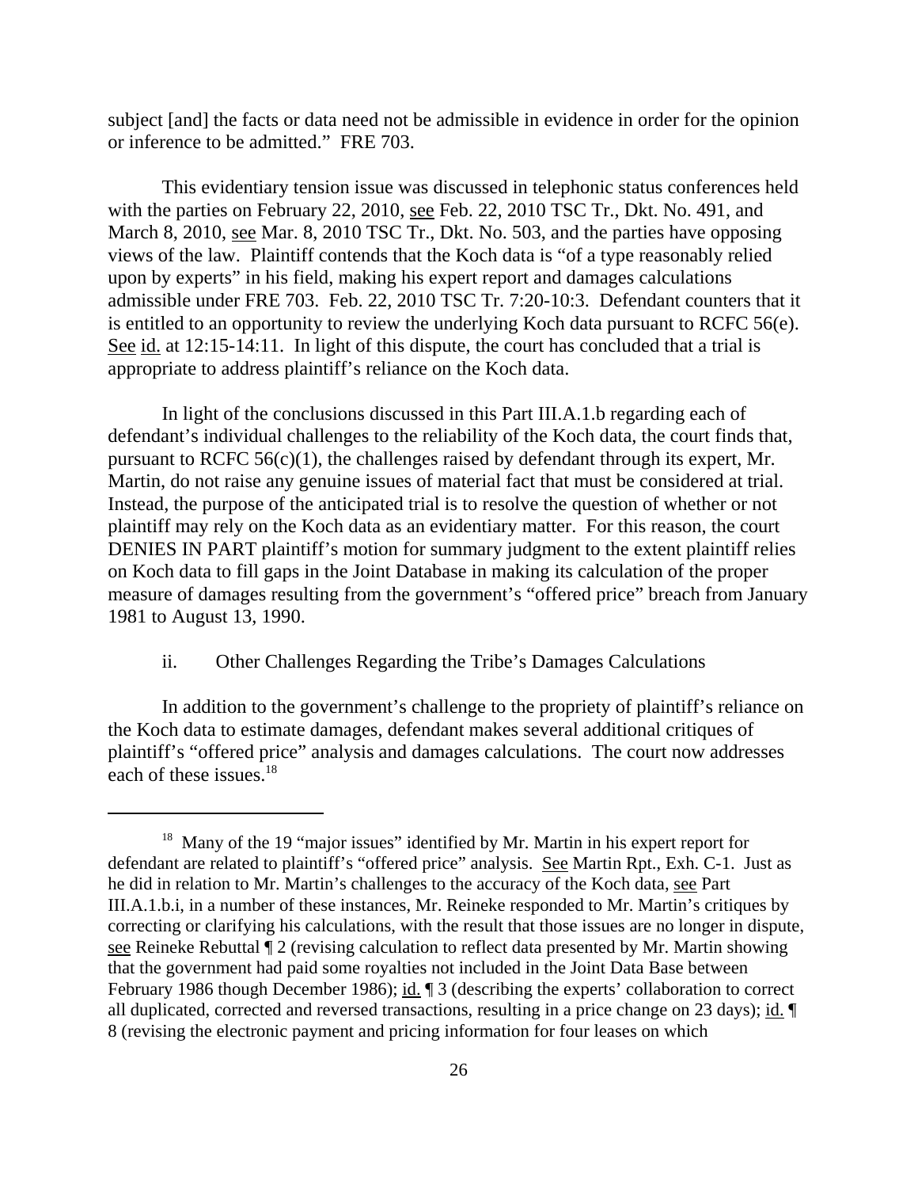subject [and] the facts or data need not be admissible in evidence in order for the opinion or inference to be admitted." FRE 703.

This evidentiary tension issue was discussed in telephonic status conferences held with the parties on February 22, 2010, see Feb. 22, 2010 TSC Tr., Dkt. No. 491, and March 8, 2010, see Mar. 8, 2010 TSC Tr., Dkt. No. 503, and the parties have opposing views of the law. Plaintiff contends that the Koch data is "of a type reasonably relied upon by experts" in his field, making his expert report and damages calculations admissible under FRE 703. Feb. 22, 2010 TSC Tr. 7:20-10:3. Defendant counters that it is entitled to an opportunity to review the underlying Koch data pursuant to RCFC 56(e). See id. at 12:15-14:11. In light of this dispute, the court has concluded that a trial is appropriate to address plaintiff's reliance on the Koch data.

In light of the conclusions discussed in this Part III.A.1.b regarding each of defendant's individual challenges to the reliability of the Koch data, the court finds that, pursuant to RCFC 56(c)(1), the challenges raised by defendant through its expert, Mr. Martin, do not raise any genuine issues of material fact that must be considered at trial. Instead, the purpose of the anticipated trial is to resolve the question of whether or not plaintiff may rely on the Koch data as an evidentiary matter. For this reason, the court DENIES IN PART plaintiff's motion for summary judgment to the extent plaintiff relies on Koch data to fill gaps in the Joint Database in making its calculation of the proper measure of damages resulting from the government's "offered price" breach from January 1981 to August 13, 1990.

ii. Other Challenges Regarding the Tribe's Damages Calculations

In addition to the government's challenge to the propriety of plaintiff's reliance on the Koch data to estimate damages, defendant makes several additional critiques of plaintiff's "offered price" analysis and damages calculations. The court now addresses each of these issues.[18]

[18] Many of the 19 "major issues" identified by Mr. Martin in his expert report for defendant are related to plaintiff's "offered price" analysis. See Martin Rpt., Exh. C-1. Just as he did in relation to Mr. Martin's challenges to the accuracy of the Koch data, see Part III.A.1.b.i, in a number of these instances, Mr. Reineke responded to Mr. Martin's critiques by correcting or clarifying his calculations, with the result that those issues are no longer in dispute, see Reineke Rebuttal ¶ 2 (revising calculation to reflect data presented by Mr. Martin showing that the government had paid some royalties not included in the Joint Data Base between February 1986 though December 1986); id. ¶ 3 (describing the experts' collaboration to correct all duplicated, corrected and reversed transactions, resulting in a price change on 23 days); id. ¶ 8 (revising the electronic payment and pricing information for four leases on which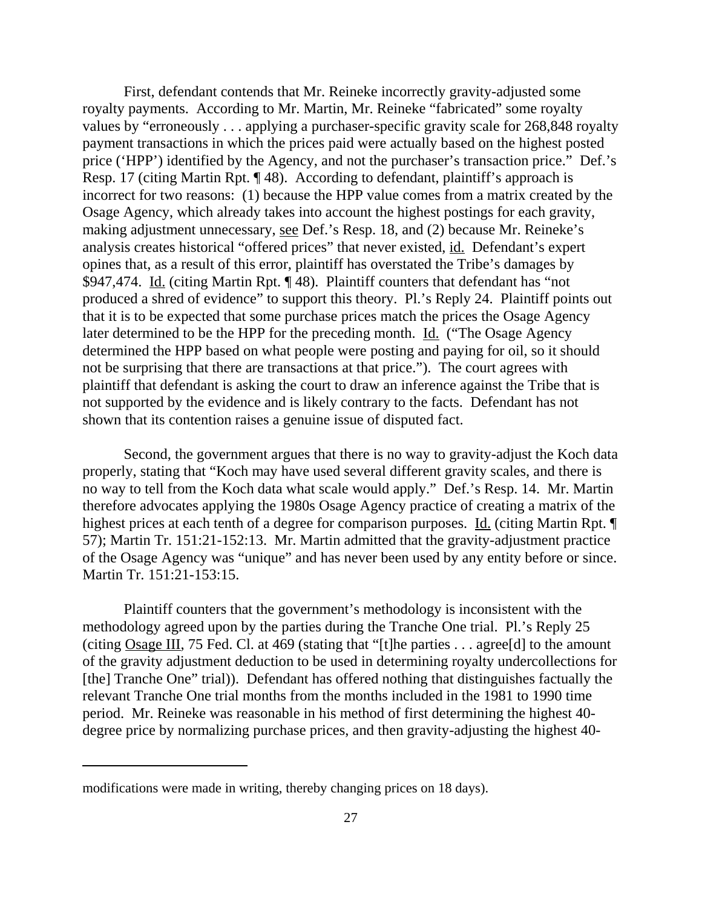First, defendant contends that Mr. Reineke incorrectly gravity-adjusted some royalty payments. According to Mr. Martin, Mr. Reineke "fabricated" some royalty values by "erroneously . . . applying a purchaser-specific gravity scale for 268,848 royalty payment transactions in which the prices paid were actually based on the highest posted price ('HPP') identified by the Agency, and not the purchaser's transaction price." Def.'s Resp. 17 (citing Martin Rpt. ¶ 48). According to defendant, plaintiff's approach is incorrect for two reasons: (1) because the HPP value comes from a matrix created by the Osage Agency, which already takes into account the highest postings for each gravity, making adjustment unnecessary, see Def.'s Resp. 18, and (2) because Mr. Reineke's analysis creates historical "offered prices" that never existed, id. Defendant's expert opines that, as a result of this error, plaintiff has overstated the Tribe's damages by $947,474. Id. (citing Martin Rpt. ¶ 48). Plaintiff counters that defendant has "not produced a shred of evidence" to support this theory. Pl.'s Reply 24. Plaintiff points out that it is to be expected that some purchase prices match the prices the Osage Agency later determined to be the HPP for the preceding month. Id. ("The Osage Agency determined the HPP based on what people were posting and paying for oil, so it should not be surprising that there are transactions at that price."). The court agrees with plaintiff that defendant is asking the court to draw an inference against the Tribe that is not supported by the evidence and is likely contrary to the facts. Defendant has not shown that its contention raises a genuine issue of disputed fact.

Second, the government argues that there is no way to gravity-adjust the Koch data properly, stating that "Koch may have used several different gravity scales, and there is no way to tell from the Koch data what scale would apply." Def.'s Resp. 14. Mr. Martin therefore advocates applying the 1980s Osage Agency practice of creating a matrix of the highest prices at each tenth of a degree for comparison purposes. Id. (citing Martin Rpt. ¶ 57); Martin Tr. 151:21-152:13. Mr. Martin admitted that the gravity-adjustment practice of the Osage Agency was "unique" and has never been used by any entity before or since. Martin Tr. 151:21-153:15.

Plaintiff counters that the government's methodology is inconsistent with the methodology agreed upon by the parties during the Tranche One trial. Pl.'s Reply 25 (citing Osage III, 75 Fed. Cl. at 469 (stating that "[t]he parties . . . agree[d] to the amount of the gravity adjustment deduction to be used in determining royalty undercollections for [the] Tranche One" trial)). Defendant has offered nothing that distinguishes factually the relevant Tranche One trial months from the months included in the 1981 to 1990 time period. Mr. Reineke was reasonable in his method of first determining the highest 40-degree price by normalizing purchase prices, and then gravity-adjusting the highest 40-

---

modifications were made in writing, thereby changing prices on 18 days).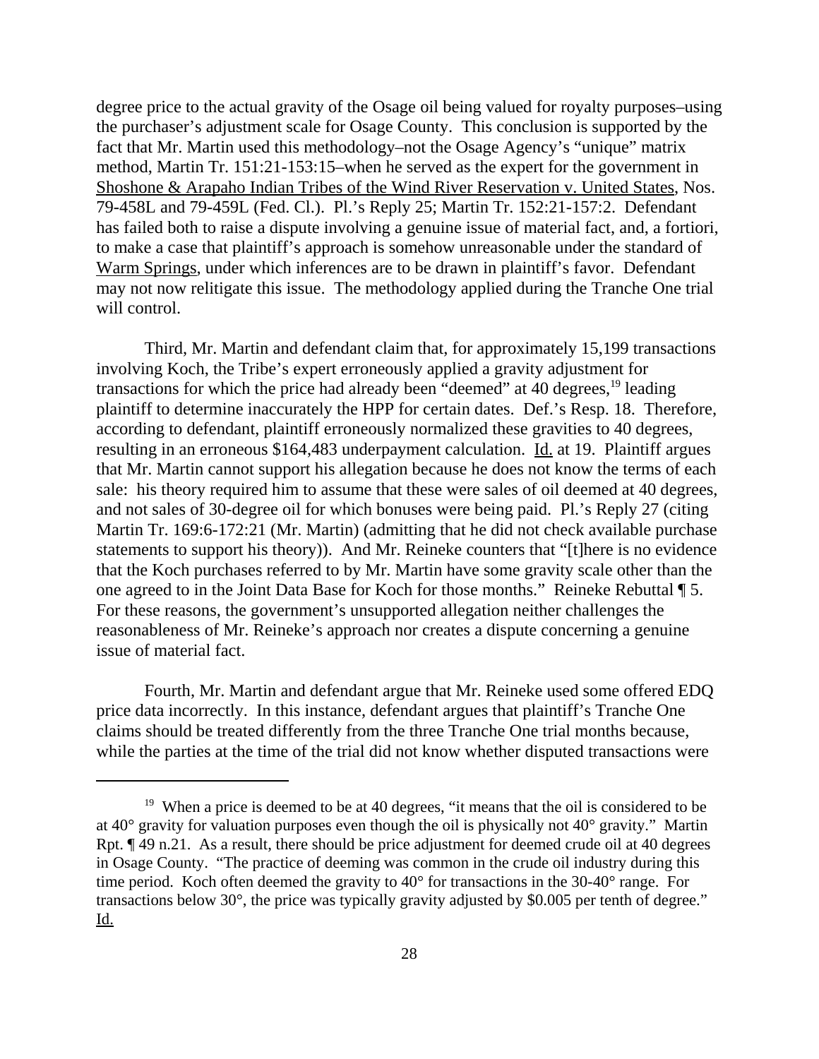degree price to the actual gravity of the Osage oil being valued for royalty purposes–using the purchaser's adjustment scale for Osage County. This conclusion is supported by the fact that Mr. Martin used this methodology–not the Osage Agency's "unique" matrix method, Martin Tr. 151:21-153:15–when he served as the expert for the government in Shoshone & Arapaho Indian Tribes of the Wind River Reservation v. United States, Nos. 79-458L and 79-459L (Fed. Cl.). Pl.'s Reply 25; Martin Tr. 152:21-157:2. Defendant has failed both to raise a dispute involving a genuine issue of material fact, and, a fortiori, to make a case that plaintiff's approach is somehow unreasonable under the standard of Warm Springs, under which inferences are to be drawn in plaintiff's favor. Defendant may not now relitigate this issue. The methodology applied during the Tranche One trial will control.

Third, Mr. Martin and defendant claim that, for approximately 15,199 transactions involving Koch, the Tribe's expert erroneously applied a gravity adjustment for transactions for which the price had already been "deemed" at 40 degrees,[19] leading plaintiff to determine inaccurately the HPP for certain dates. Def.'s Resp. 18. Therefore, according to defendant, plaintiff erroneously normalized these gravities to 40 degrees, resulting in an erroneous $164,483 underpayment calculation. Id. at 19. Plaintiff argues that Mr. Martin cannot support his allegation because he does not know the terms of each sale: his theory required him to assume that these were sales of oil deemed at 40 degrees, and not sales of 30-degree oil for which bonuses were being paid. Pl.'s Reply 27 (citing Martin Tr. 169:6-172:21 (Mr. Martin) (admitting that he did not check available purchase statements to support his theory)). And Mr. Reineke counters that "[t]here is no evidence that the Koch purchases referred to by Mr. Martin have some gravity scale other than the one agreed to in the Joint Data Base for Koch for those months." Reineke Rebuttal ¶ 5. For these reasons, the government's unsupported allegation neither challenges the reasonableness of Mr. Reineke's approach nor creates a dispute concerning a genuine issue of material fact.

Fourth, Mr. Martin and defendant argue that Mr. Reineke used some offered EDQ price data incorrectly. In this instance, defendant argues that plaintiff's Tranche One claims should be treated differently from the three Tranche One trial months because, while the parties at the time of the trial did not know whether disputed transactions were

---

[19] When a price is deemed to be at 40 degrees, "it means that the oil is considered to be at 40° gravity for valuation purposes even though the oil is physically not 40° gravity." Martin Rpt. ¶ 49 n.21. As a result, there should be price adjustment for deemed crude oil at 40 degrees in Osage County. "The practice of deeming was common in the crude oil industry during this time period. Koch often deemed the gravity to 40° for transactions in the 30-40° range. For transactions below 30°, the price was typically gravity adjusted by $0.005 per tenth of degree." Id.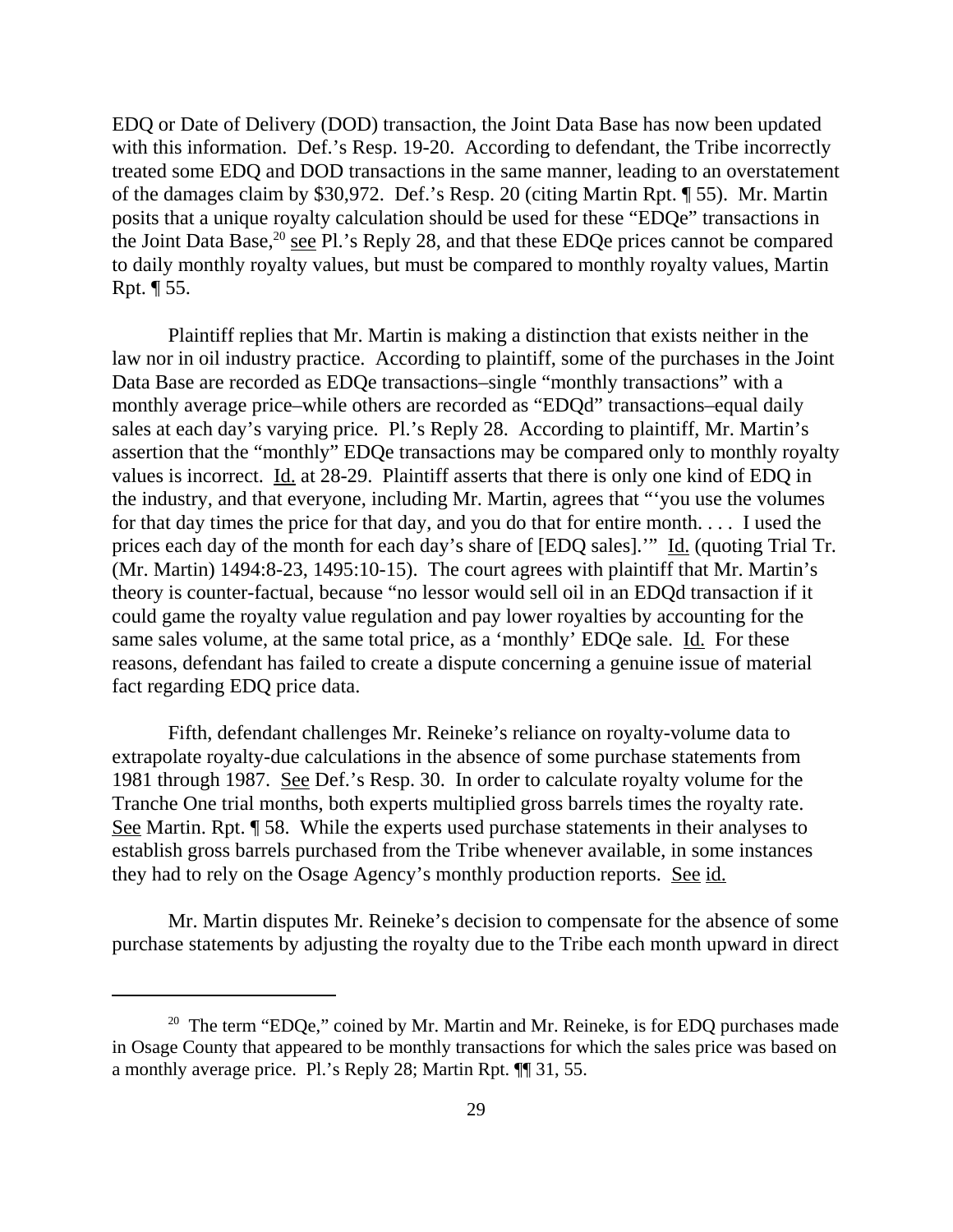EDQ or Date of Delivery (DOD) transaction, the Joint Data Base has now been updated with this information. Def.'s Resp. 19-20. According to defendant, the Tribe incorrectly treated some EDQ and DOD transactions in the same manner, leading to an overstatement of the damages claim by $30,972. Def.'s Resp. 20 (citing Martin Rpt. ¶ 55). Mr. Martin posits that a unique royalty calculation should be used for these "EDQe" transactions in the Joint Data Base,[20] see Pl.'s Reply 28, and that these EDQe prices cannot be compared to daily monthly royalty values, but must be compared to monthly royalty values, Martin Rpt. ¶ 55.

Plaintiff replies that Mr. Martin is making a distinction that exists neither in the law nor in oil industry practice. According to plaintiff, some of the purchases in the Joint Data Base are recorded as EDQe transactions–single "monthly transactions" with a monthly average price–while others are recorded as "EDQd" transactions–equal daily sales at each day's varying price. Pl.'s Reply 28. According to plaintiff, Mr. Martin's assertion that the "monthly" EDQe transactions may be compared only to monthly royalty values is incorrect. Id. at 28-29. Plaintiff asserts that there is only one kind of EDQ in the industry, and that everyone, including Mr. Martin, agrees that "'you use the volumes for that day times the price for that day, and you do that for entire month. . . . I used the prices each day of the month for each day's share of [EDQ sales].'" Id. (quoting Trial Tr. (Mr. Martin) 1494:8-23, 1495:10-15). The court agrees with plaintiff that Mr. Martin's theory is counter-factual, because "no lessor would sell oil in an EDQd transaction if it could game the royalty value regulation and pay lower royalties by accounting for the same sales volume, at the same total price, as a 'monthly' EDQe sale. Id. For these reasons, defendant has failed to create a dispute concerning a genuine issue of material fact regarding EDQ price data.

Fifth, defendant challenges Mr. Reineke's reliance on royalty-volume data to extrapolate royalty-due calculations in the absence of some purchase statements from 1981 through 1987. See Def.'s Resp. 30. In order to calculate royalty volume for the Tranche One trial months, both experts multiplied gross barrels times the royalty rate. See Martin. Rpt. ¶ 58. While the experts used purchase statements in their analyses to establish gross barrels purchased from the Tribe whenever available, in some instances they had to rely on the Osage Agency's monthly production reports. See id.

Mr. Martin disputes Mr. Reineke's decision to compensate for the absence of some purchase statements by adjusting the royalty due to the Tribe each month upward in direct

---

[20] The term "EDQe," coined by Mr. Martin and Mr. Reineke, is for EDQ purchases made in Osage County that appeared to be monthly transactions for which the sales price was based on a monthly average price. Pl.'s Reply 28; Martin Rpt. ¶¶ 31, 55.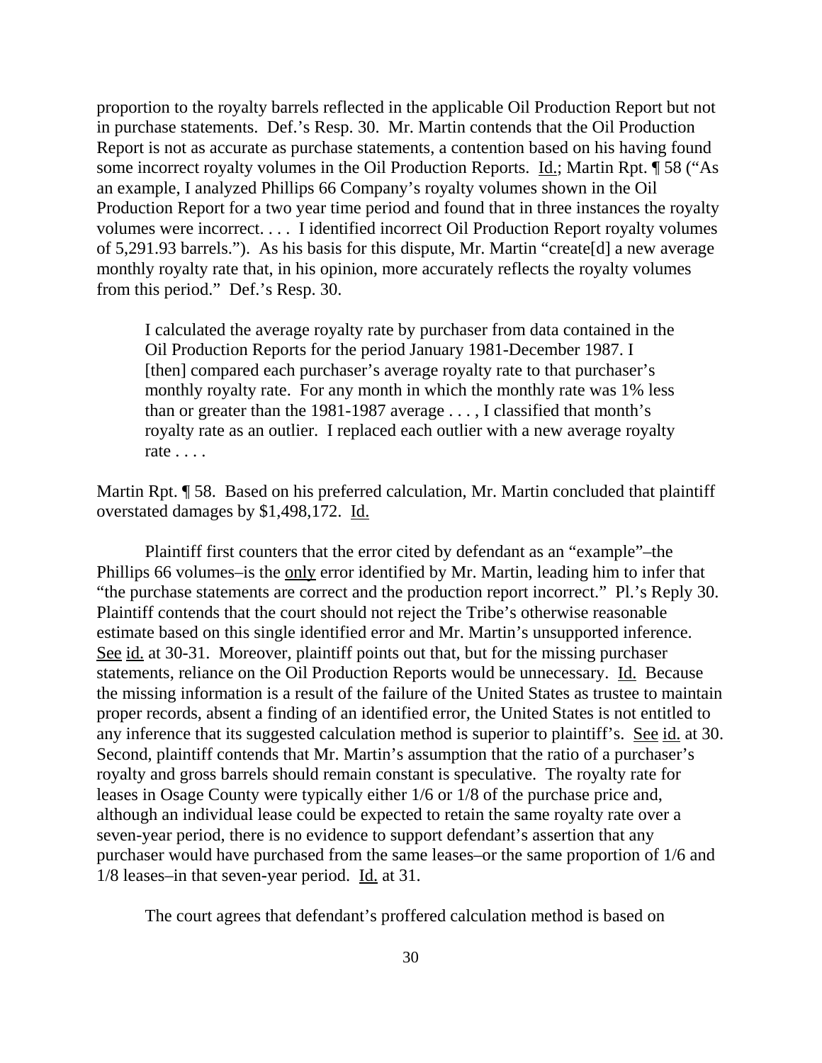proportion to the royalty barrels reflected in the applicable Oil Production Report but not in purchase statements. Def.'s Resp. 30. Mr. Martin contends that the Oil Production Report is not as accurate as purchase statements, a contention based on his having found some incorrect royalty volumes in the Oil Production Reports. Id.; Martin Rpt. ¶ 58 ("As an example, I analyzed Phillips 66 Company's royalty volumes shown in the Oil Production Report for a two year time period and found that in three instances the royalty volumes were incorrect. . . . I identified incorrect Oil Production Report royalty volumes of 5,291.93 barrels."). As his basis for this dispute, Mr. Martin "create[d] a new average monthly royalty rate that, in his opinion, more accurately reflects the royalty volumes from this period." Def.'s Resp. 30.

> I calculated the average royalty rate by purchaser from data contained in the Oil Production Reports for the period January 1981-December 1987. I [then] compared each purchaser's average royalty rate to that purchaser's monthly royalty rate. For any month in which the monthly rate was 1% less than or greater than the 1981-1987 average . . . , I classified that month's royalty rate as an outlier. I replaced each outlier with a new average royalty rate . . . .

Martin Rpt. ¶ 58. Based on his preferred calculation, Mr. Martin concluded that plaintiff overstated damages by $1,498,172. Id.

Plaintiff first counters that the error cited by defendant as an "example"–the Phillips 66 volumes–is the only error identified by Mr. Martin, leading him to infer that "the purchase statements are correct and the production report incorrect." Pl.'s Reply 30. Plaintiff contends that the court should not reject the Tribe's otherwise reasonable estimate based on this single identified error and Mr. Martin's unsupported inference. See id. at 30-31. Moreover, plaintiff points out that, but for the missing purchaser statements, reliance on the Oil Production Reports would be unnecessary. Id. Because the missing information is a result of the failure of the United States as trustee to maintain proper records, absent a finding of an identified error, the United States is not entitled to any inference that its suggested calculation method is superior to plaintiff's. See id. at 30. Second, plaintiff contends that Mr. Martin's assumption that the ratio of a purchaser's royalty and gross barrels should remain constant is speculative. The royalty rate for leases in Osage County were typically either 1/6 or 1/8 of the purchase price and, although an individual lease could be expected to retain the same royalty rate over a seven-year period, there is no evidence to support defendant's assertion that any purchaser would have purchased from the same leases–or the same proportion of 1/6 and 1/8 leases–in that seven-year period. Id. at 31.

The court agrees that defendant's proffered calculation method is based on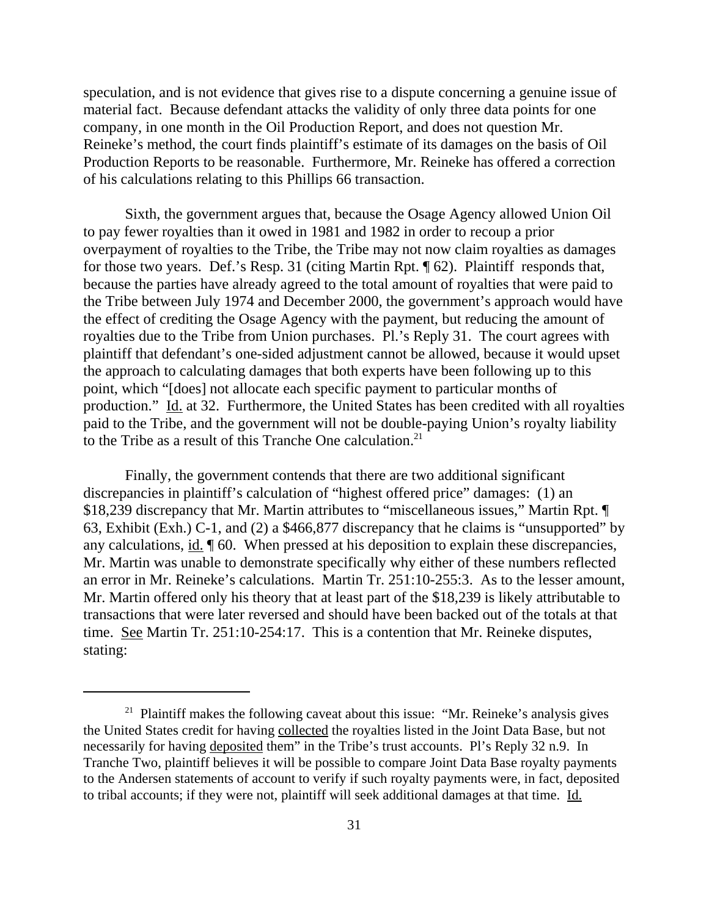speculation, and is not evidence that gives rise to a dispute concerning a genuine issue of material fact. Because defendant attacks the validity of only three data points for one company, in one month in the Oil Production Report, and does not question Mr. Reineke's method, the court finds plaintiff's estimate of its damages on the basis of Oil Production Reports to be reasonable. Furthermore, Mr. Reineke has offered a correction of his calculations relating to this Phillips 66 transaction.

Sixth, the government argues that, because the Osage Agency allowed Union Oil to pay fewer royalties than it owed in 1981 and 1982 in order to recoup a prior overpayment of royalties to the Tribe, the Tribe may not now claim royalties as damages for those two years. Def.'s Resp. 31 (citing Martin Rpt. ¶ 62). Plaintiff responds that, because the parties have already agreed to the total amount of royalties that were paid to the Tribe between July 1974 and December 2000, the government's approach would have the effect of crediting the Osage Agency with the payment, but reducing the amount of royalties due to the Tribe from Union purchases. Pl.'s Reply 31. The court agrees with plaintiff that defendant's one-sided adjustment cannot be allowed, because it would upset the approach to calculating damages that both experts have been following up to this point, which "[does] not allocate each specific payment to particular months of production." Id. at 32. Furthermore, the United States has been credited with all royalties paid to the Tribe, and the government will not be double-paying Union's royalty liability to the Tribe as a result of this Tranche One calculation.[21]

Finally, the government contends that there are two additional significant discrepancies in plaintiff's calculation of "highest offered price" damages: (1) an \$18,239 discrepancy that Mr. Martin attributes to "miscellaneous issues," Martin Rpt. ¶ 63, Exhibit (Exh.) C-1, and (2) a \$466,877 discrepancy that he claims is "unsupported" by any calculations, id. ¶ 60. When pressed at his deposition to explain these discrepancies, Mr. Martin was unable to demonstrate specifically why either of these numbers reflected an error in Mr. Reineke's calculations. Martin Tr. 251:10-255:3. As to the lesser amount, Mr. Martin offered only his theory that at least part of the \$18,239 is likely attributable to transactions that were later reversed and should have been backed out of the totals at that time. See Martin Tr. 251:10-254:17. This is a contention that Mr. Reineke disputes, stating:

---

[21] Plaintiff makes the following caveat about this issue: "Mr. Reineke's analysis gives the United States credit for having collected the royalties listed in the Joint Data Base, but not necessarily for having deposited them" in the Tribe's trust accounts. Pl's Reply 32 n.9. In Tranche Two, plaintiff believes it will be possible to compare Joint Data Base royalty payments to the Andersen statements of account to verify if such royalty payments were, in fact, deposited to tribal accounts; if they were not, plaintiff will seek additional damages at that time. Id.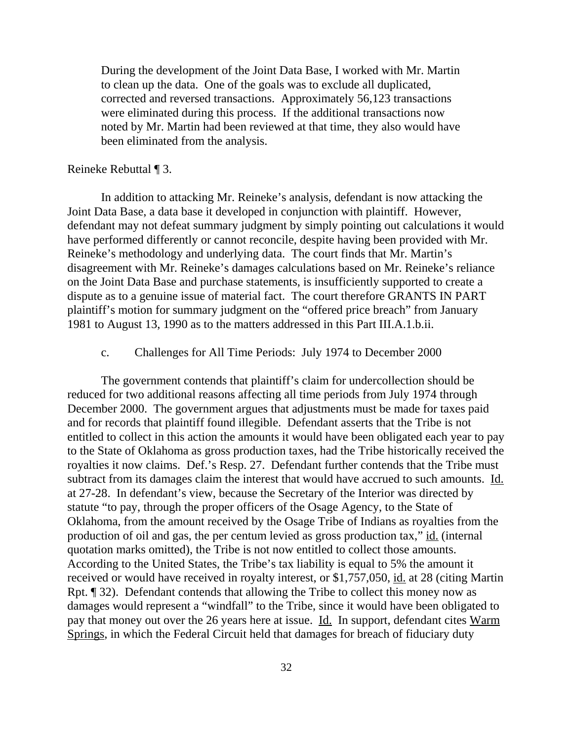> During the development of the Joint Data Base, I worked with Mr. Martin to clean up the data. One of the goals was to exclude all duplicated, corrected and reversed transactions. Approximately 56,123 transactions were eliminated during this process. If the additional transactions now noted by Mr. Martin had been reviewed at that time, they also would have been eliminated from the analysis.

Reineke Rebuttal ¶ 3.

In addition to attacking Mr. Reineke's analysis, defendant is now attacking the Joint Data Base, a data base it developed in conjunction with plaintiff. However, defendant may not defeat summary judgment by simply pointing out calculations it would have performed differently or cannot reconcile, despite having been provided with Mr. Reineke's methodology and underlying data. The court finds that Mr. Martin's disagreement with Mr. Reineke's damages calculations based on Mr. Reineke's reliance on the Joint Data Base and purchase statements, is insufficiently supported to create a dispute as to a genuine issue of material fact. The court therefore GRANTS IN PART plaintiff's motion for summary judgment on the "offered price breach" from January 1981 to August 13, 1990 as to the matters addressed in this Part III.A.1.b.ii.

c. Challenges for All Time Periods: July 1974 to December 2000

The government contends that plaintiff's claim for undercollection should be reduced for two additional reasons affecting all time periods from July 1974 through December 2000. The government argues that adjustments must be made for taxes paid and for records that plaintiff found illegible. Defendant asserts that the Tribe is not entitled to collect in this action the amounts it would have been obligated each year to pay to the State of Oklahoma as gross production taxes, had the Tribe historically received the royalties it now claims. Def.'s Resp. 27. Defendant further contends that the Tribe must subtract from its damages claim the interest that would have accrued to such amounts. Id. at 27-28. In defendant's view, because the Secretary of the Interior was directed by statute "to pay, through the proper officers of the Osage Agency, to the State of Oklahoma, from the amount received by the Osage Tribe of Indians as royalties from the production of oil and gas, the per centum levied as gross production tax," id. (internal quotation marks omitted), the Tribe is not now entitled to collect those amounts. According to the United States, the Tribe's tax liability is equal to 5% the amount it received or would have received in royalty interest, or $1,757,050, id. at 28 (citing Martin Rpt. ¶ 32). Defendant contends that allowing the Tribe to collect this money now as damages would represent a "windfall" to the Tribe, since it would have been obligated to pay that money out over the 26 years here at issue. Id. In support, defendant cites Warm Springs, in which the Federal Circuit held that damages for breach of fiduciary duty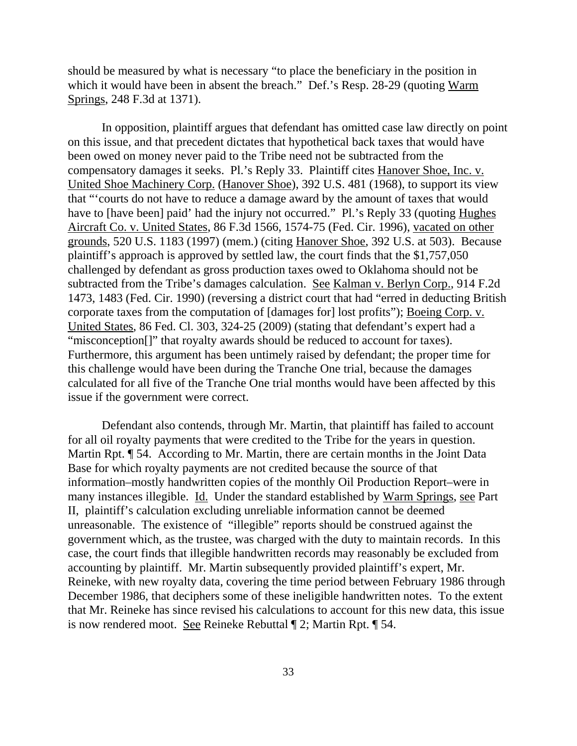should be measured by what is necessary "to place the beneficiary in the position in which it would have been in absent the breach." Def.'s Resp. 28-29 (quoting Warm Springs, 248 F.3d at 1371).

In opposition, plaintiff argues that defendant has omitted case law directly on point on this issue, and that precedent dictates that hypothetical back taxes that would have been owed on money never paid to the Tribe need not be subtracted from the compensatory damages it seeks. Pl.'s Reply 33. Plaintiff cites Hanover Shoe, Inc. v. United Shoe Machinery Corp. (Hanover Shoe), 392 U.S. 481 (1968), to support its view that "'courts do not have to reduce a damage award by the amount of taxes that would have to [have been] paid' had the injury not occurred." Pl.'s Reply 33 (quoting Hughes Aircraft Co. v. United States, 86 F.3d 1566, 1574-75 (Fed. Cir. 1996), vacated on other grounds, 520 U.S. 1183 (1997) (mem.) (citing Hanover Shoe, 392 U.S. at 503). Because plaintiff's approach is approved by settled law, the court finds that the $1,757,050 challenged by defendant as gross production taxes owed to Oklahoma should not be subtracted from the Tribe's damages calculation. See Kalman v. Berlyn Corp., 914 F.2d 1473, 1483 (Fed. Cir. 1990) (reversing a district court that had "erred in deducting British corporate taxes from the computation of [damages for] lost profits"); Boeing Corp. v. United States, 86 Fed. Cl. 303, 324-25 (2009) (stating that defendant's expert had a "misconception[]" that royalty awards should be reduced to account for taxes). Furthermore, this argument has been untimely raised by defendant; the proper time for this challenge would have been during the Tranche One trial, because the damages calculated for all five of the Tranche One trial months would have been affected by this issue if the government were correct.

Defendant also contends, through Mr. Martin, that plaintiff has failed to account for all oil royalty payments that were credited to the Tribe for the years in question. Martin Rpt. ¶ 54. According to Mr. Martin, there are certain months in the Joint Data Base for which royalty payments are not credited because the source of that information–mostly handwritten copies of the monthly Oil Production Report–were in many instances illegible. Id. Under the standard established by Warm Springs, see Part II, plaintiff's calculation excluding unreliable information cannot be deemed unreasonable. The existence of "illegible" reports should be construed against the government which, as the trustee, was charged with the duty to maintain records. In this case, the court finds that illegible handwritten records may reasonably be excluded from accounting by plaintiff. Mr. Martin subsequently provided plaintiff's expert, Mr. Reineke, with new royalty data, covering the time period between February 1986 through December 1986, that deciphers some of these ineligible handwritten notes. To the extent that Mr. Reineke has since revised his calculations to account for this new data, this issue is now rendered moot. See Reineke Rebuttal ¶ 2; Martin Rpt. ¶ 54.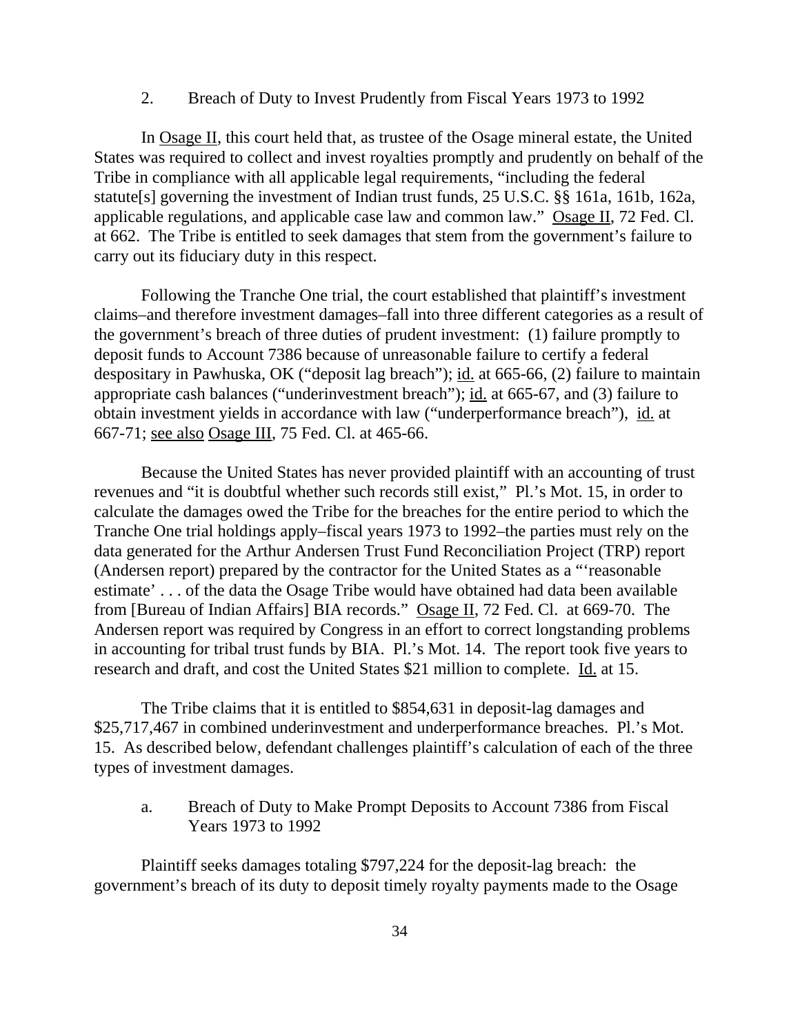2. Breach of Duty to Invest Prudently from Fiscal Years 1973 to 1992

In Osage II, this court held that, as trustee of the Osage mineral estate, the United States was required to collect and invest royalties promptly and prudently on behalf of the Tribe in compliance with all applicable legal requirements, "including the federal statute[s] governing the investment of Indian trust funds, 25 U.S.C. §§ 161a, 161b, 162a, applicable regulations, and applicable case law and common law." Osage II, 72 Fed. Cl. at 662. The Tribe is entitled to seek damages that stem from the government's failure to carry out its fiduciary duty in this respect.

Following the Tranche One trial, the court established that plaintiff's investment claims–and therefore investment damages–fall into three different categories as a result of the government's breach of three duties of prudent investment: (1) failure promptly to deposit funds to Account 7386 because of unreasonable failure to certify a federal despositary in Pawhuska, OK ("deposit lag breach"); id. at 665-66, (2) failure to maintain appropriate cash balances ("underinvestment breach"); id. at 665-67, and (3) failure to obtain investment yields in accordance with law ("underperformance breach"), id. at 667-71; see also Osage III, 75 Fed. Cl. at 465-66.

Because the United States has never provided plaintiff with an accounting of trust revenues and "it is doubtful whether such records still exist," Pl.'s Mot. 15, in order to calculate the damages owed the Tribe for the breaches for the entire period to which the Tranche One trial holdings apply–fiscal years 1973 to 1992–the parties must rely on the data generated for the Arthur Andersen Trust Fund Reconciliation Project (TRP) report (Andersen report) prepared by the contractor for the United States as a "'reasonable estimate' . . . of the data the Osage Tribe would have obtained had data been available from [Bureau of Indian Affairs] BIA records." Osage II, 72 Fed. Cl. at 669-70. The Andersen report was required by Congress in an effort to correct longstanding problems in accounting for tribal trust funds by BIA. Pl.'s Mot. 14. The report took five years to research and draft, and cost the United States $21 million to complete. Id. at 15.

The Tribe claims that it is entitled to $854,631 in deposit-lag damages and $25,717,467 in combined underinvestment and underperformance breaches. Pl.'s Mot. 15. As described below, defendant challenges plaintiff's calculation of each of the three types of investment damages.

a. Breach of Duty to Make Prompt Deposits to Account 7386 from Fiscal Years 1973 to 1992

Plaintiff seeks damages totaling $797,224 for the deposit-lag breach: the government's breach of its duty to deposit timely royalty payments made to the Osage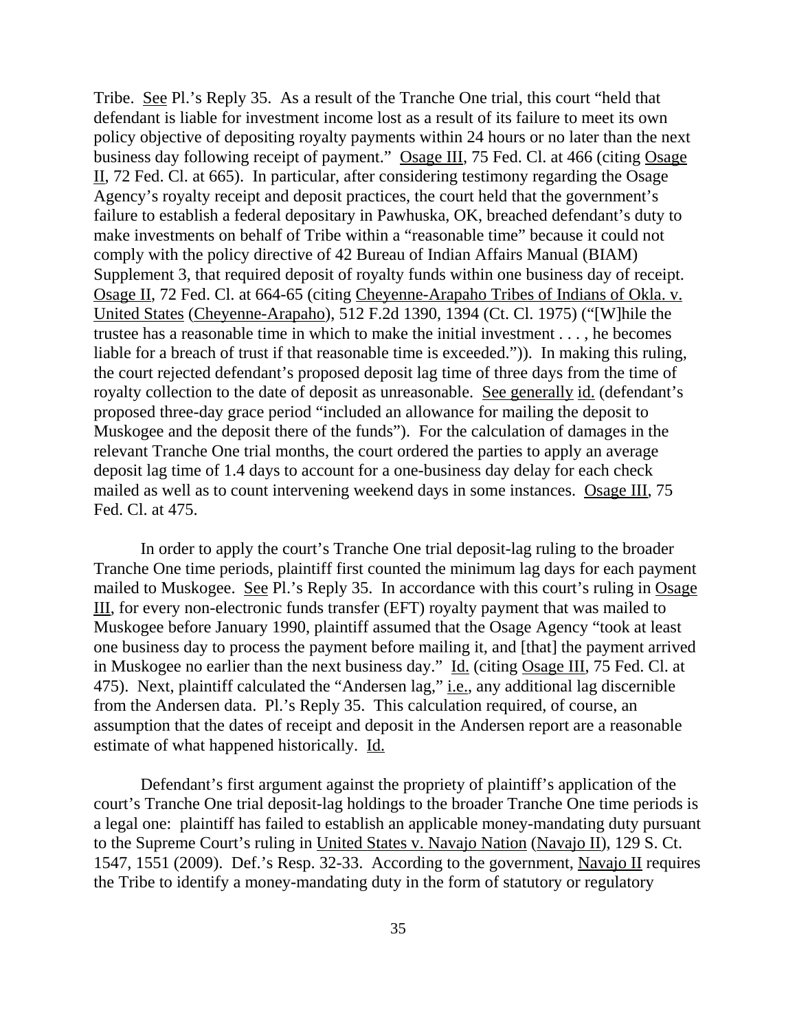Tribe. See Pl.'s Reply 35. As a result of the Tranche One trial, this court "held that defendant is liable for investment income lost as a result of its failure to meet its own policy objective of depositing royalty payments within 24 hours or no later than the next business day following receipt of payment." Osage III, 75 Fed. Cl. at 466 (citing Osage II, 72 Fed. Cl. at 665). In particular, after considering testimony regarding the Osage Agency's royalty receipt and deposit practices, the court held that the government's failure to establish a federal depositary in Pawhuska, OK, breached defendant's duty to make investments on behalf of Tribe within a "reasonable time" because it could not comply with the policy directive of 42 Bureau of Indian Affairs Manual (BIAM) Supplement 3, that required deposit of royalty funds within one business day of receipt. Osage II, 72 Fed. Cl. at 664-65 (citing Cheyenne-Arapaho Tribes of Indians of Okla. v. United States (Cheyenne-Arapaho), 512 F.2d 1390, 1394 (Ct. Cl. 1975) ("[W]hile the trustee has a reasonable time in which to make the initial investment . . . , he becomes liable for a breach of trust if that reasonable time is exceeded.")). In making this ruling, the court rejected defendant's proposed deposit lag time of three days from the time of royalty collection to the date of deposit as unreasonable. See generally id. (defendant's proposed three-day grace period "included an allowance for mailing the deposit to Muskogee and the deposit there of the funds"). For the calculation of damages in the relevant Tranche One trial months, the court ordered the parties to apply an average deposit lag time of 1.4 days to account for a one-business day delay for each check mailed as well as to count intervening weekend days in some instances. Osage III, 75 Fed. Cl. at 475.

In order to apply the court's Tranche One trial deposit-lag ruling to the broader Tranche One time periods, plaintiff first counted the minimum lag days for each payment mailed to Muskogee. See Pl.'s Reply 35. In accordance with this court's ruling in Osage III, for every non-electronic funds transfer (EFT) royalty payment that was mailed to Muskogee before January 1990, plaintiff assumed that the Osage Agency "took at least one business day to process the payment before mailing it, and [that] the payment arrived in Muskogee no earlier than the next business day." Id. (citing Osage III, 75 Fed. Cl. at 475). Next, plaintiff calculated the "Andersen lag," i.e., any additional lag discernible from the Andersen data. Pl.'s Reply 35. This calculation required, of course, an assumption that the dates of receipt and deposit in the Andersen report are a reasonable estimate of what happened historically. Id.

Defendant's first argument against the propriety of plaintiff's application of the court's Tranche One trial deposit-lag holdings to the broader Tranche One time periods is a legal one: plaintiff has failed to establish an applicable money-mandating duty pursuant to the Supreme Court's ruling in United States v. Navajo Nation (Navajo II), 129 S. Ct. 1547, 1551 (2009). Def.'s Resp. 32-33. According to the government, Navajo II requires the Tribe to identify a money-mandating duty in the form of statutory or regulatory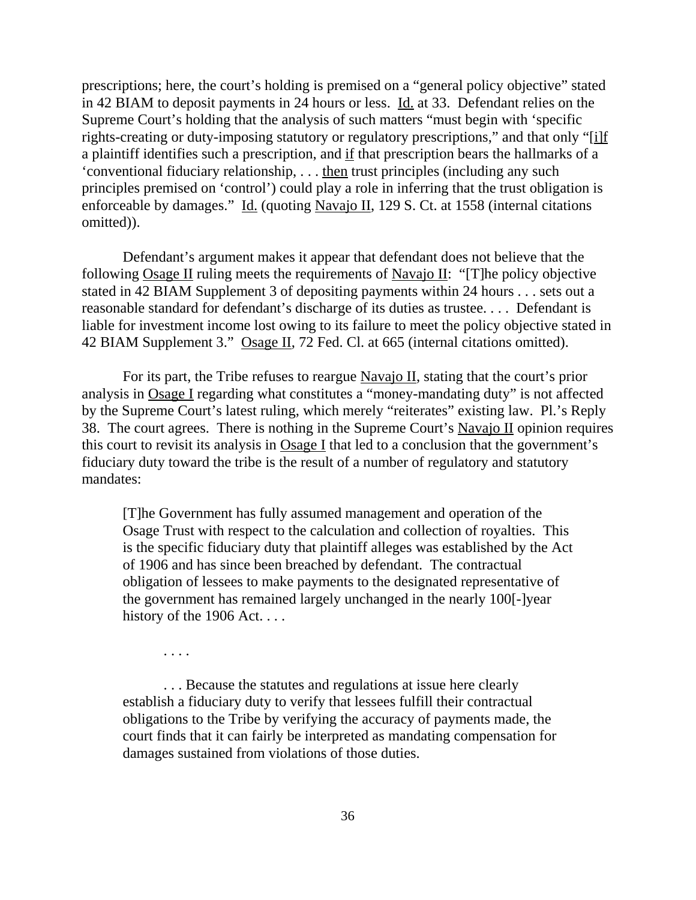prescriptions; here, the court's holding is premised on a "general policy objective" stated in 42 BIAM to deposit payments in 24 hours or less. Id. at 33. Defendant relies on the Supreme Court's holding that the analysis of such matters "must begin with 'specific rights-creating or duty-imposing statutory or regulatory prescriptions," and that only "[i]f a plaintiff identifies such a prescription, and if that prescription bears the hallmarks of a 'conventional fiduciary relationship, . . . then trust principles (including any such principles premised on 'control') could play a role in inferring that the trust obligation is enforceable by damages." Id. (quoting Navajo II, 129 S. Ct. at 1558 (internal citations omitted)).

Defendant's argument makes it appear that defendant does not believe that the following Osage II ruling meets the requirements of Navajo II: "[T]he policy objective stated in 42 BIAM Supplement 3 of depositing payments within 24 hours . . . sets out a reasonable standard for defendant's discharge of its duties as trustee. . . . Defendant is liable for investment income lost owing to its failure to meet the policy objective stated in 42 BIAM Supplement 3." Osage II, 72 Fed. Cl. at 665 (internal citations omitted).

For its part, the Tribe refuses to reargue Navajo II, stating that the court's prior analysis in Osage I regarding what constitutes a "money-mandating duty" is not affected by the Supreme Court's latest ruling, which merely "reiterates" existing law. Pl.'s Reply 38. The court agrees. There is nothing in the Supreme Court's Navajo II opinion requires this court to revisit its analysis in Osage I that led to a conclusion that the government's fiduciary duty toward the tribe is the result of a number of regulatory and statutory mandates:

> [T]he Government has fully assumed management and operation of the Osage Trust with respect to the calculation and collection of royalties. This is the specific fiduciary duty that plaintiff alleges was established by the Act of 1906 and has since been breached by defendant. The contractual obligation of lessees to make payments to the designated representative of the government has remained largely unchanged in the nearly 100[-]year history of the 1906 Act. . . .
>
> . . . .
>
> . . . Because the statutes and regulations at issue here clearly establish a fiduciary duty to verify that lessees fulfill their contractual obligations to the Tribe by verifying the accuracy of payments made, the court finds that it can fairly be interpreted as mandating compensation for damages sustained from violations of those duties.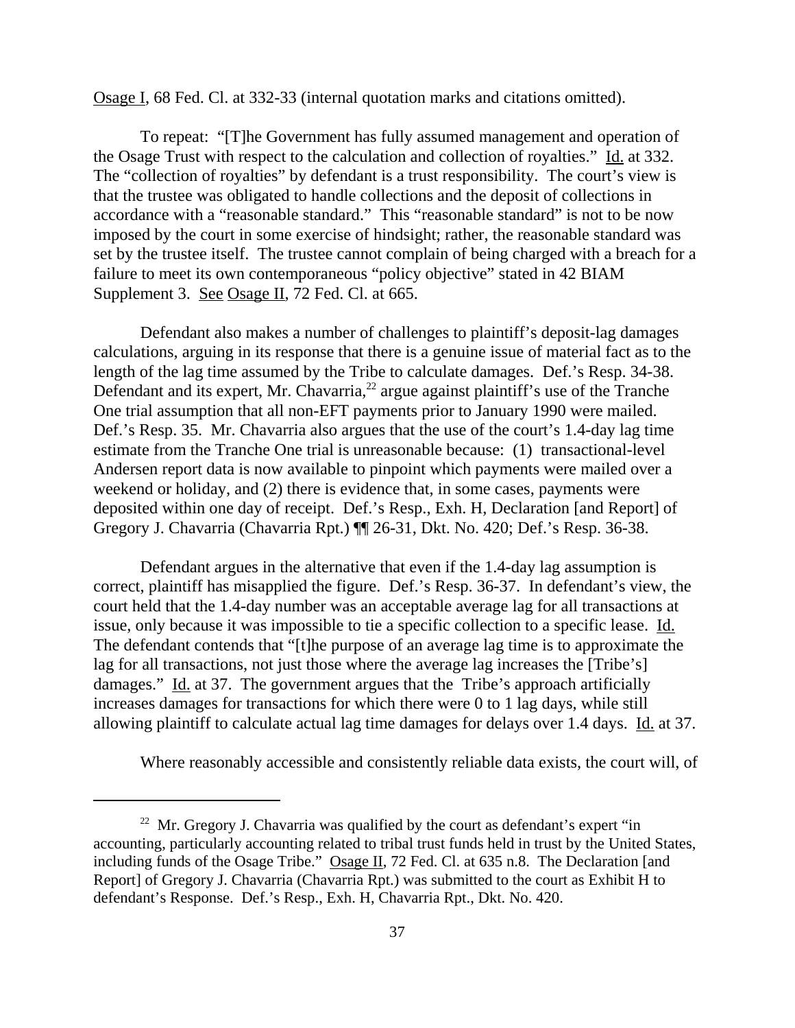Osage I, 68 Fed. Cl. at 332-33 (internal quotation marks and citations omitted).

To repeat: "[T]he Government has fully assumed management and operation of the Osage Trust with respect to the calculation and collection of royalties." Id. at 332. The "collection of royalties" by defendant is a trust responsibility. The court's view is that the trustee was obligated to handle collections and the deposit of collections in accordance with a "reasonable standard." This "reasonable standard" is not to be now imposed by the court in some exercise of hindsight; rather, the reasonable standard was set by the trustee itself. The trustee cannot complain of being charged with a breach for a failure to meet its own contemporaneous "policy objective" stated in 42 BIAM Supplement 3. See Osage II, 72 Fed. Cl. at 665.

Defendant also makes a number of challenges to plaintiff's deposit-lag damages calculations, arguing in its response that there is a genuine issue of material fact as to the length of the lag time assumed by the Tribe to calculate damages. Def.'s Resp. 34-38. Defendant and its expert, Mr. Chavarria,[22] argue against plaintiff's use of the Tranche One trial assumption that all non-EFT payments prior to January 1990 were mailed. Def.'s Resp. 35. Mr. Chavarria also argues that the use of the court's 1.4-day lag time estimate from the Tranche One trial is unreasonable because: (1) transactional-level Andersen report data is now available to pinpoint which payments were mailed over a weekend or holiday, and (2) there is evidence that, in some cases, payments were deposited within one day of receipt. Def.'s Resp., Exh. H, Declaration [and Report] of Gregory J. Chavarria (Chavarria Rpt.) ¶¶ 26-31, Dkt. No. 420; Def.'s Resp. 36-38.

Defendant argues in the alternative that even if the 1.4-day lag assumption is correct, plaintiff has misapplied the figure. Def.'s Resp. 36-37. In defendant's view, the court held that the 1.4-day number was an acceptable average lag for all transactions at issue, only because it was impossible to tie a specific collection to a specific lease. Id. The defendant contends that "[t]he purpose of an average lag time is to approximate the lag for all transactions, not just those where the average lag increases the [Tribe's] damages." Id. at 37. The government argues that the Tribe's approach artificially increases damages for transactions for which there were 0 to 1 lag days, while still allowing plaintiff to calculate actual lag time damages for delays over 1.4 days. Id. at 37.

Where reasonably accessible and consistently reliable data exists, the court will, of

---

[22] Mr. Gregory J. Chavarria was qualified by the court as defendant's expert "in accounting, particularly accounting related to tribal trust funds held in trust by the United States, including funds of the Osage Tribe." Osage II, 72 Fed. Cl. at 635 n.8. The Declaration [and Report] of Gregory J. Chavarria (Chavarria Rpt.) was submitted to the court as Exhibit H to defendant's Response. Def.'s Resp., Exh. H, Chavarria Rpt., Dkt. No. 420.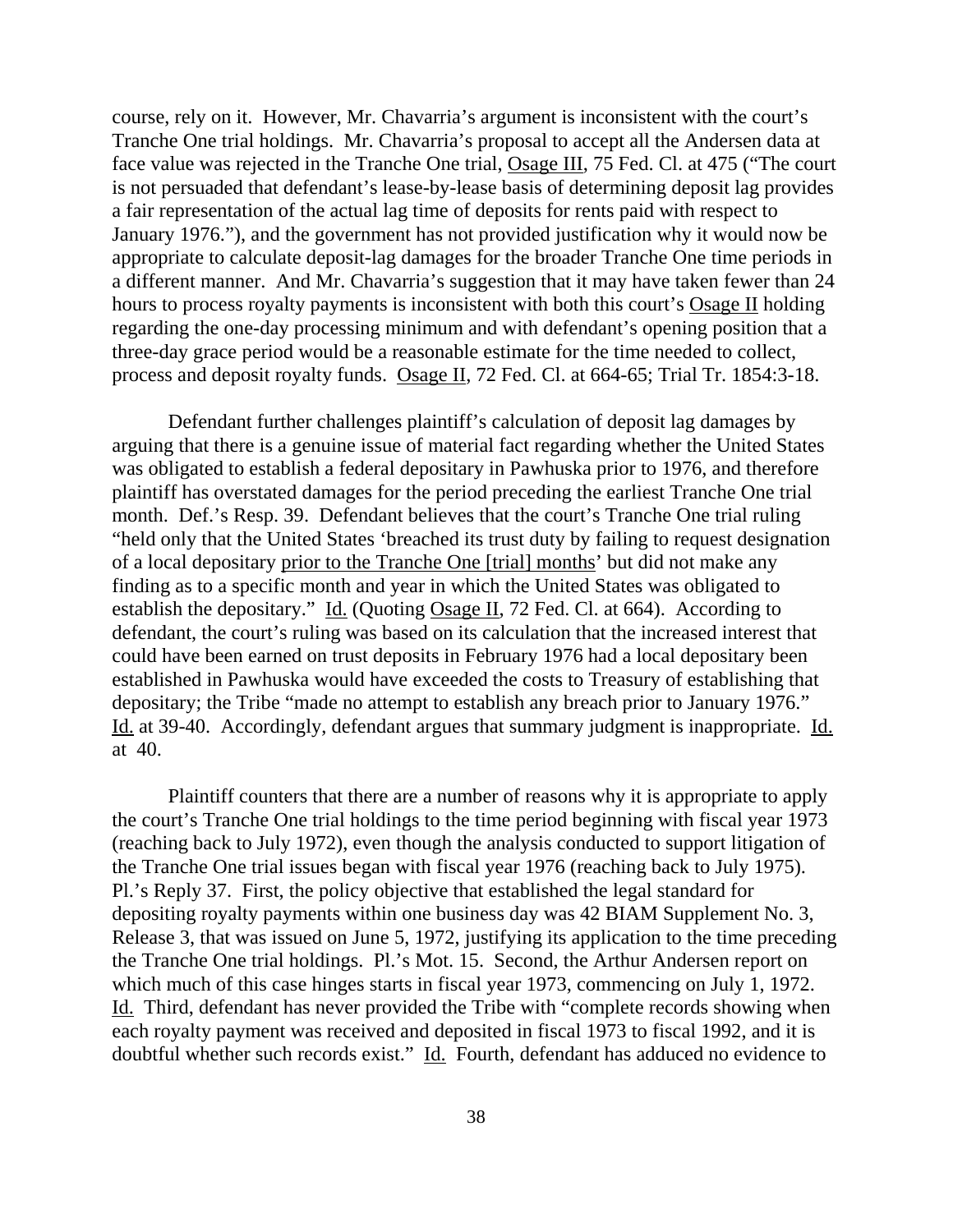course, rely on it. However, Mr. Chavarria's argument is inconsistent with the court's Tranche One trial holdings. Mr. Chavarria's proposal to accept all the Andersen data at face value was rejected in the Tranche One trial, Osage III, 75 Fed. Cl. at 475 ("The court is not persuaded that defendant's lease-by-lease basis of determining deposit lag provides a fair representation of the actual lag time of deposits for rents paid with respect to January 1976."), and the government has not provided justification why it would now be appropriate to calculate deposit-lag damages for the broader Tranche One time periods in a different manner. And Mr. Chavarria's suggestion that it may have taken fewer than 24 hours to process royalty payments is inconsistent with both this court's Osage II holding regarding the one-day processing minimum and with defendant's opening position that a three-day grace period would be a reasonable estimate for the time needed to collect, process and deposit royalty funds. Osage II, 72 Fed. Cl. at 664-65; Trial Tr. 1854:3-18.

Defendant further challenges plaintiff's calculation of deposit lag damages by arguing that there is a genuine issue of material fact regarding whether the United States was obligated to establish a federal depositary in Pawhuska prior to 1976, and therefore plaintiff has overstated damages for the period preceding the earliest Tranche One trial month. Def.'s Resp. 39. Defendant believes that the court's Tranche One trial ruling "held only that the United States 'breached its trust duty by failing to request designation of a local depositary prior to the Tranche One [trial] months' but did not make any finding as to a specific month and year in which the United States was obligated to establish the depositary." Id. (Quoting Osage II, 72 Fed. Cl. at 664). According to defendant, the court's ruling was based on its calculation that the increased interest that could have been earned on trust deposits in February 1976 had a local depositary been established in Pawhuska would have exceeded the costs to Treasury of establishing that depositary; the Tribe "made no attempt to establish any breach prior to January 1976." Id. at 39-40. Accordingly, defendant argues that summary judgment is inappropriate. Id. at 40.

Plaintiff counters that there are a number of reasons why it is appropriate to apply the court's Tranche One trial holdings to the time period beginning with fiscal year 1973 (reaching back to July 1972), even though the analysis conducted to support litigation of the Tranche One trial issues began with fiscal year 1976 (reaching back to July 1975). Pl.'s Reply 37. First, the policy objective that established the legal standard for depositing royalty payments within one business day was 42 BIAM Supplement No. 3, Release 3, that was issued on June 5, 1972, justifying its application to the time preceding the Tranche One trial holdings. Pl.'s Mot. 15. Second, the Arthur Andersen report on which much of this case hinges starts in fiscal year 1973, commencing on July 1, 1972. Id. Third, defendant has never provided the Tribe with "complete records showing when each royalty payment was received and deposited in fiscal 1973 to fiscal 1992, and it is doubtful whether such records exist." Id. Fourth, defendant has adduced no evidence to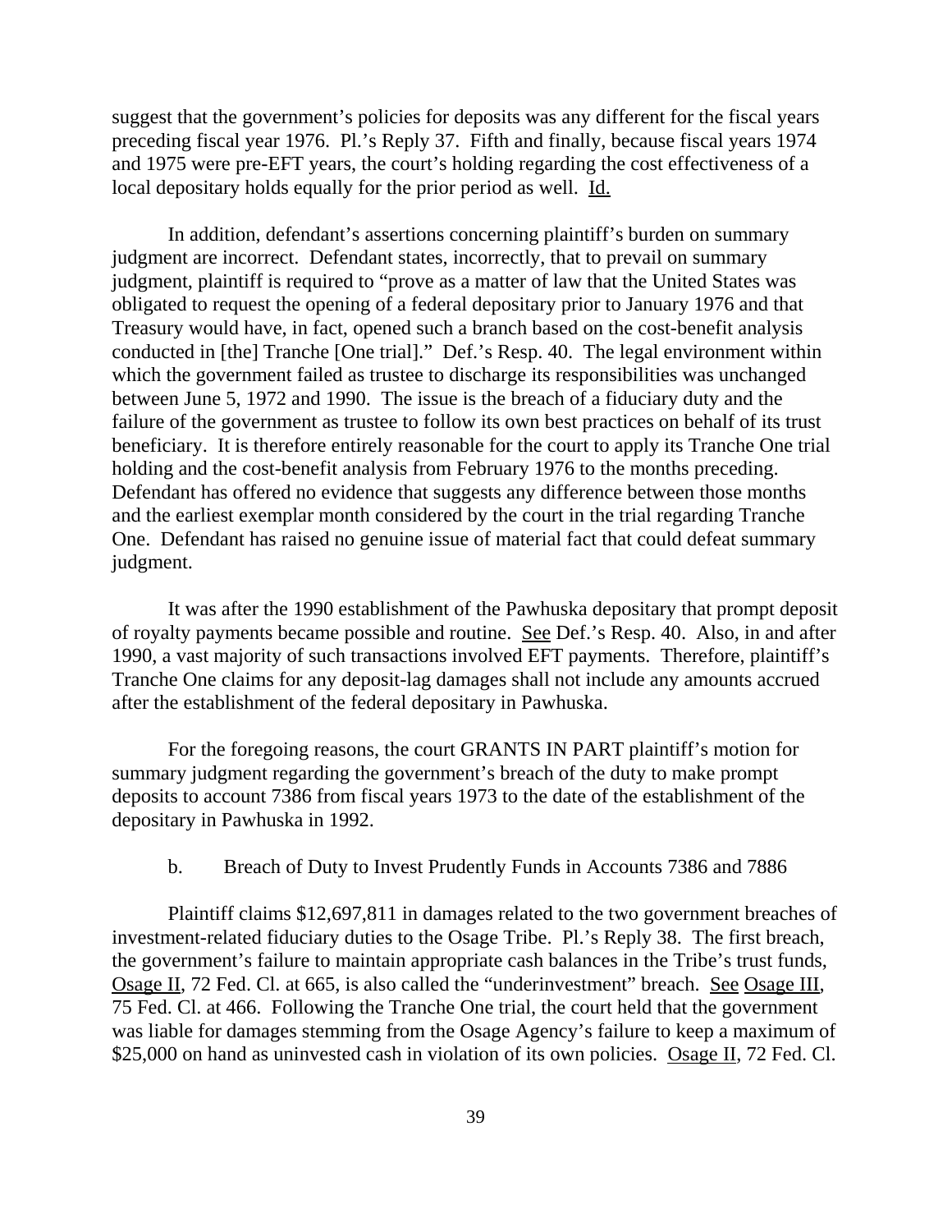suggest that the government's policies for deposits was any different for the fiscal years preceding fiscal year 1976. Pl.'s Reply 37. Fifth and finally, because fiscal years 1974 and 1975 were pre-EFT years, the court's holding regarding the cost effectiveness of a local depositary holds equally for the prior period as well. Id.

In addition, defendant's assertions concerning plaintiff's burden on summary judgment are incorrect. Defendant states, incorrectly, that to prevail on summary judgment, plaintiff is required to "prove as a matter of law that the United States was obligated to request the opening of a federal depositary prior to January 1976 and that Treasury would have, in fact, opened such a branch based on the cost-benefit analysis conducted in [the] Tranche [One trial]." Def.'s Resp. 40. The legal environment within which the government failed as trustee to discharge its responsibilities was unchanged between June 5, 1972 and 1990. The issue is the breach of a fiduciary duty and the failure of the government as trustee to follow its own best practices on behalf of its trust beneficiary. It is therefore entirely reasonable for the court to apply its Tranche One trial holding and the cost-benefit analysis from February 1976 to the months preceding. Defendant has offered no evidence that suggests any difference between those months and the earliest exemplar month considered by the court in the trial regarding Tranche One. Defendant has raised no genuine issue of material fact that could defeat summary judgment.

It was after the 1990 establishment of the Pawhuska depositary that prompt deposit of royalty payments became possible and routine. See Def.'s Resp. 40. Also, in and after 1990, a vast majority of such transactions involved EFT payments. Therefore, plaintiff's Tranche One claims for any deposit-lag damages shall not include any amounts accrued after the establishment of the federal depositary in Pawhuska.

For the foregoing reasons, the court GRANTS IN PART plaintiff's motion for summary judgment regarding the government's breach of the duty to make prompt deposits to account 7386 from fiscal years 1973 to the date of the establishment of the depositary in Pawhuska in 1992.

b. Breach of Duty to Invest Prudently Funds in Accounts 7386 and 7886

Plaintiff claims $12,697,811 in damages related to the two government breaches of investment-related fiduciary duties to the Osage Tribe. Pl.'s Reply 38. The first breach, the government's failure to maintain appropriate cash balances in the Tribe's trust funds, Osage II, 72 Fed. Cl. at 665, is also called the "underinvestment" breach. See Osage III, 75 Fed. Cl. at 466. Following the Tranche One trial, the court held that the government was liable for damages stemming from the Osage Agency's failure to keep a maximum of $25,000 on hand as uninvested cash in violation of its own policies. Osage II, 72 Fed. Cl.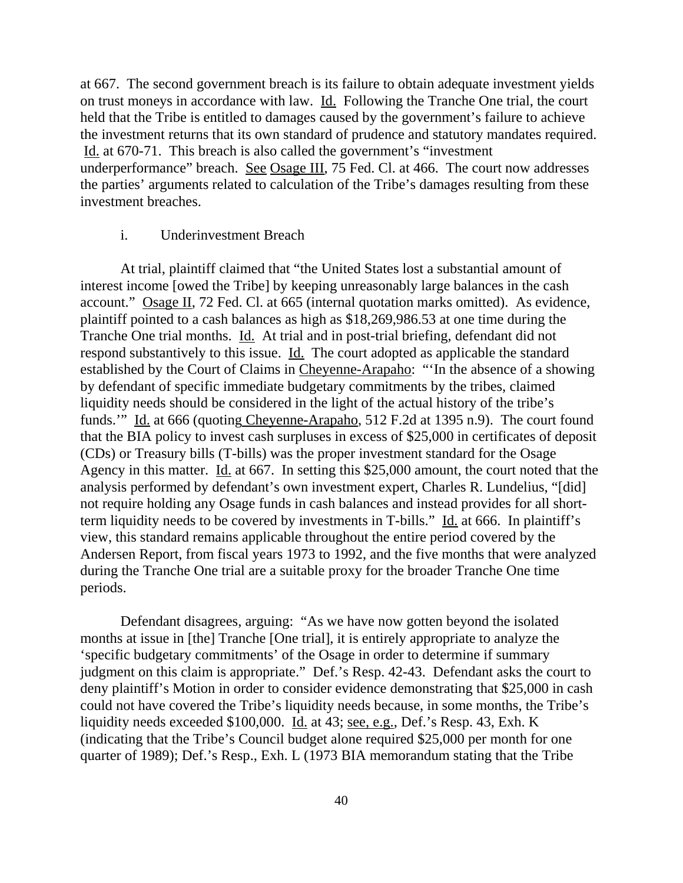at 667. The second government breach is its failure to obtain adequate investment yields on trust moneys in accordance with law. Id. Following the Tranche One trial, the court held that the Tribe is entitled to damages caused by the government's failure to achieve the investment returns that its own standard of prudence and statutory mandates required. Id. at 670-71. This breach is also called the government's "investment underperformance" breach. See Osage III, 75 Fed. Cl. at 466. The court now addresses the parties' arguments related to calculation of the Tribe's damages resulting from these investment breaches.

i. Underinvestment Breach

At trial, plaintiff claimed that "the United States lost a substantial amount of interest income [owed the Tribe] by keeping unreasonably large balances in the cash account." Osage II, 72 Fed. Cl. at 665 (internal quotation marks omitted). As evidence, plaintiff pointed to a cash balances as high as $18,269,986.53 at one time during the Tranche One trial months. Id. At trial and in post-trial briefing, defendant did not respond substantively to this issue. Id. The court adopted as applicable the standard established by the Court of Claims in Cheyenne-Arapaho: "'In the absence of a showing by defendant of specific immediate budgetary commitments by the tribes, claimed liquidity needs should be considered in the light of the actual history of the tribe's funds.'" Id. at 666 (quoting Cheyenne-Arapaho, 512 F.2d at 1395 n.9). The court found that the BIA policy to invest cash surpluses in excess of $25,000 in certificates of deposit (CDs) or Treasury bills (T-bills) was the proper investment standard for the Osage Agency in this matter. Id. at 667. In setting this $25,000 amount, the court noted that the analysis performed by defendant's own investment expert, Charles R. Lundelius, "[did] not require holding any Osage funds in cash balances and instead provides for all short-term liquidity needs to be covered by investments in T-bills." Id. at 666. In plaintiff's view, this standard remains applicable throughout the entire period covered by the Andersen Report, from fiscal years 1973 to 1992, and the five months that were analyzed during the Tranche One trial are a suitable proxy for the broader Tranche One time periods.

Defendant disagrees, arguing: "As we have now gotten beyond the isolated months at issue in [the] Tranche [One trial], it is entirely appropriate to analyze the 'specific budgetary commitments' of the Osage in order to determine if summary judgment on this claim is appropriate." Def.'s Resp. 42-43. Defendant asks the court to deny plaintiff's Motion in order to consider evidence demonstrating that $25,000 in cash could not have covered the Tribe's liquidity needs because, in some months, the Tribe's liquidity needs exceeded $100,000. Id. at 43; see, e.g., Def.'s Resp. 43, Exh. K (indicating that the Tribe's Council budget alone required $25,000 per month for one quarter of 1989); Def.'s Resp., Exh. L (1973 BIA memorandum stating that the Tribe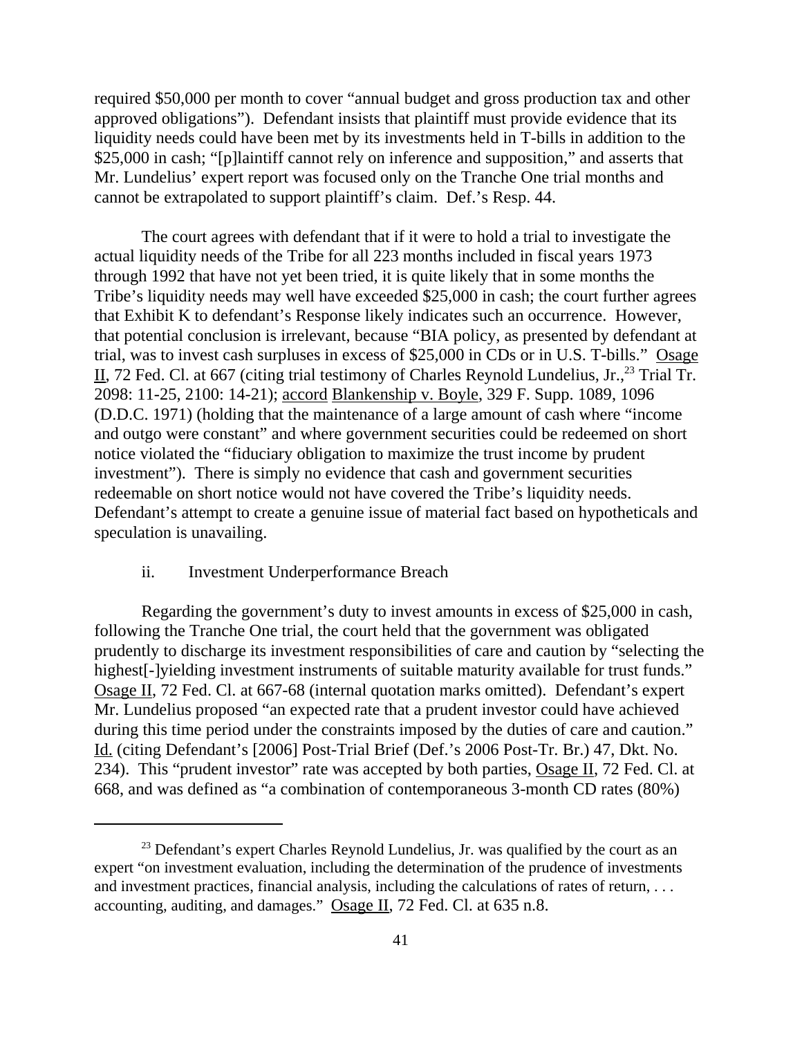required $50,000 per month to cover "annual budget and gross production tax and other approved obligations"). Defendant insists that plaintiff must provide evidence that its liquidity needs could have been met by its investments held in T-bills in addition to the $25,000 in cash; "[p]laintiff cannot rely on inference and supposition," and asserts that Mr. Lundelius' expert report was focused only on the Tranche One trial months and cannot be extrapolated to support plaintiff's claim. Def.'s Resp. 44.

The court agrees with defendant that if it were to hold a trial to investigate the actual liquidity needs of the Tribe for all 223 months included in fiscal years 1973 through 1992 that have not yet been tried, it is quite likely that in some months the Tribe's liquidity needs may well have exceeded $25,000 in cash; the court further agrees that Exhibit K to defendant's Response likely indicates such an occurrence. However, that potential conclusion is irrelevant, because "BIA policy, as presented by defendant at trial, was to invest cash surpluses in excess of $25,000 in CDs or in U.S. T-bills." Osage II, 72 Fed. Cl. at 667 (citing trial testimony of Charles Reynold Lundelius, Jr.,[23] Trial Tr. 2098: 11-25, 2100: 14-21); accord Blankenship v. Boyle, 329 F. Supp. 1089, 1096 (D.D.C. 1971) (holding that the maintenance of a large amount of cash where "income and outgo were constant" and where government securities could be redeemed on short notice violated the "fiduciary obligation to maximize the trust income by prudent investment"). There is simply no evidence that cash and government securities redeemable on short notice would not have covered the Tribe's liquidity needs. Defendant's attempt to create a genuine issue of material fact based on hypotheticals and speculation is unavailing.

ii. Investment Underperformance Breach

Regarding the government's duty to invest amounts in excess of $25,000 in cash, following the Tranche One trial, the court held that the government was obligated prudently to discharge its investment responsibilities of care and caution by "selecting the highest[-]yielding investment instruments of suitable maturity available for trust funds." Osage II, 72 Fed. Cl. at 667-68 (internal quotation marks omitted). Defendant's expert Mr. Lundelius proposed "an expected rate that a prudent investor could have achieved during this time period under the constraints imposed by the duties of care and caution." Id. (citing Defendant's [2006] Post-Trial Brief (Def.'s 2006 Post-Tr. Br.) 47, Dkt. No. 234). This "prudent investor" rate was accepted by both parties, Osage II, 72 Fed. Cl. at 668, and was defined as "a combination of contemporaneous 3-month CD rates (80%)

[23] Defendant's expert Charles Reynold Lundelius, Jr. was qualified by the court as an expert "on investment evaluation, including the determination of the prudence of investments and investment practices, financial analysis, including the calculations of rates of return, . . . accounting, auditing, and damages." Osage II, 72 Fed. Cl. at 635 n.8.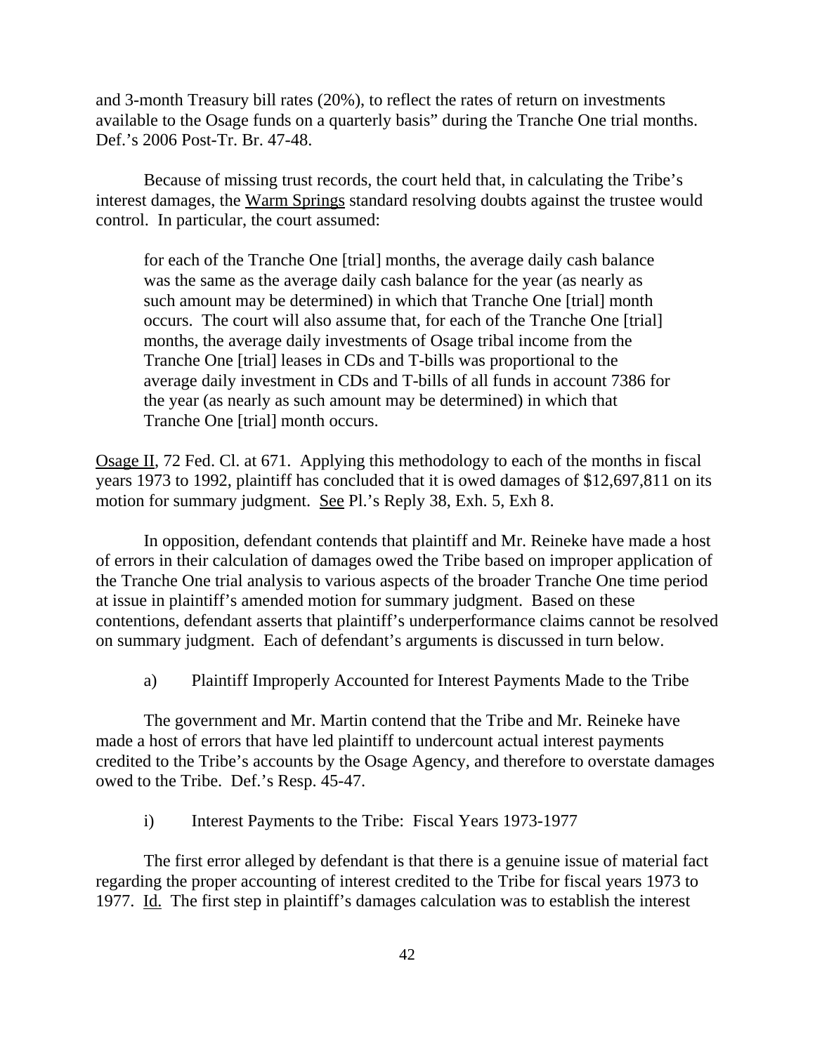and 3-month Treasury bill rates (20%), to reflect the rates of return on investments available to the Osage funds on a quarterly basis" during the Tranche One trial months. Def.'s 2006 Post-Tr. Br. 47-48.

Because of missing trust records, the court held that, in calculating the Tribe's interest damages, the Warm Springs standard resolving doubts against the trustee would control. In particular, the court assumed:

> for each of the Tranche One [trial] months, the average daily cash balance was the same as the average daily cash balance for the year (as nearly as such amount may be determined) in which that Tranche One [trial] month occurs. The court will also assume that, for each of the Tranche One [trial] months, the average daily investments of Osage tribal income from the Tranche One [trial] leases in CDs and T-bills was proportional to the average daily investment in CDs and T-bills of all funds in account 7386 for the year (as nearly as such amount may be determined) in which that Tranche One [trial] month occurs.

Osage II, 72 Fed. Cl. at 671. Applying this methodology to each of the months in fiscal years 1973 to 1992, plaintiff has concluded that it is owed damages of $12,697,811 on its motion for summary judgment. See Pl.'s Reply 38, Exh. 5, Exh 8.

In opposition, defendant contends that plaintiff and Mr. Reineke have made a host of errors in their calculation of damages owed the Tribe based on improper application of the Tranche One trial analysis to various aspects of the broader Tranche One time period at issue in plaintiff's amended motion for summary judgment. Based on these contentions, defendant asserts that plaintiff's underperformance claims cannot be resolved on summary judgment. Each of defendant's arguments is discussed in turn below.

a) Plaintiff Improperly Accounted for Interest Payments Made to the Tribe

The government and Mr. Martin contend that the Tribe and Mr. Reineke have made a host of errors that have led plaintiff to undercount actual interest payments credited to the Tribe's accounts by the Osage Agency, and therefore to overstate damages owed to the Tribe. Def.'s Resp. 45-47.

i) Interest Payments to the Tribe: Fiscal Years 1973-1977

The first error alleged by defendant is that there is a genuine issue of material fact regarding the proper accounting of interest credited to the Tribe for fiscal years 1973 to 1977. Id. The first step in plaintiff's damages calculation was to establish the interest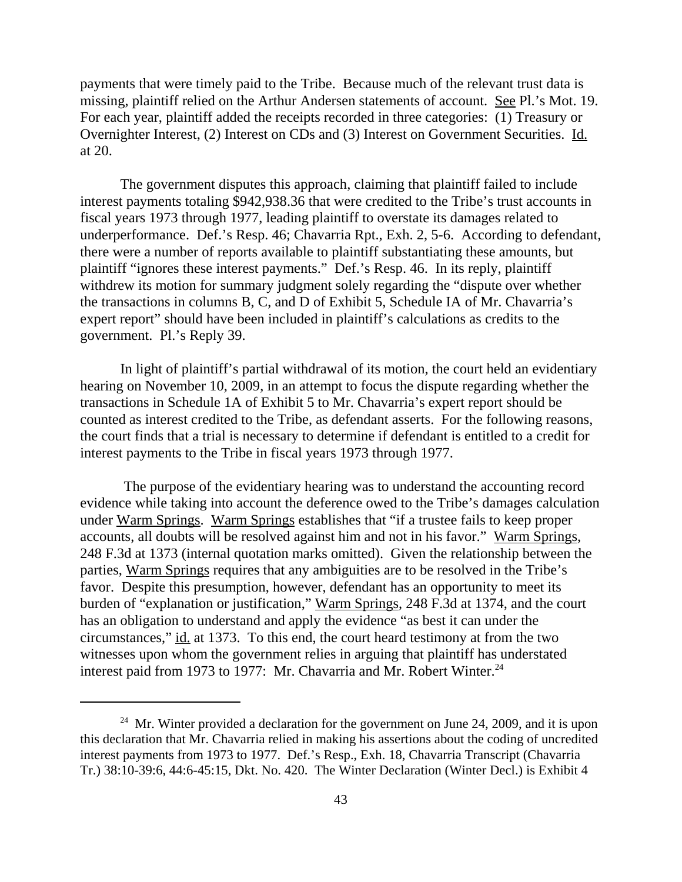payments that were timely paid to the Tribe. Because much of the relevant trust data is missing, plaintiff relied on the Arthur Andersen statements of account. See Pl.'s Mot. 19. For each year, plaintiff added the receipts recorded in three categories: (1) Treasury or Overnighter Interest, (2) Interest on CDs and (3) Interest on Government Securities. Id. at 20.

The government disputes this approach, claiming that plaintiff failed to include interest payments totaling $942,938.36 that were credited to the Tribe's trust accounts in fiscal years 1973 through 1977, leading plaintiff to overstate its damages related to underperformance. Def.'s Resp. 46; Chavarria Rpt., Exh. 2, 5-6. According to defendant, there were a number of reports available to plaintiff substantiating these amounts, but plaintiff "ignores these interest payments." Def.'s Resp. 46. In its reply, plaintiff withdrew its motion for summary judgment solely regarding the "dispute over whether the transactions in columns B, C, and D of Exhibit 5, Schedule IA of Mr. Chavarria's expert report" should have been included in plaintiff's calculations as credits to the government. Pl.'s Reply 39.

In light of plaintiff's partial withdrawal of its motion, the court held an evidentiary hearing on November 10, 2009, in an attempt to focus the dispute regarding whether the transactions in Schedule 1A of Exhibit 5 to Mr. Chavarria's expert report should be counted as interest credited to the Tribe, as defendant asserts. For the following reasons, the court finds that a trial is necessary to determine if defendant is entitled to a credit for interest payments to the Tribe in fiscal years 1973 through 1977.

The purpose of the evidentiary hearing was to understand the accounting record evidence while taking into account the deference owed to the Tribe's damages calculation under Warm Springs. Warm Springs establishes that "if a trustee fails to keep proper accounts, all doubts will be resolved against him and not in his favor." Warm Springs, 248 F.3d at 1373 (internal quotation marks omitted). Given the relationship between the parties, Warm Springs requires that any ambiguities are to be resolved in the Tribe's favor. Despite this presumption, however, defendant has an opportunity to meet its burden of "explanation or justification," Warm Springs, 248 F.3d at 1374, and the court has an obligation to understand and apply the evidence "as best it can under the circumstances," id. at 1373. To this end, the court heard testimony at from the two witnesses upon whom the government relies in arguing that plaintiff has understated interest paid from 1973 to 1977: Mr. Chavarria and Mr. Robert Winter.[24]

---

[24] Mr. Winter provided a declaration for the government on June 24, 2009, and it is upon this declaration that Mr. Chavarria relied in making his assertions about the coding of uncredited interest payments from 1973 to 1977. Def.'s Resp., Exh. 18, Chavarria Transcript (Chavarria Tr.) 38:10-39:6, 44:6-45:15, Dkt. No. 420. The Winter Declaration (Winter Decl.) is Exhibit 4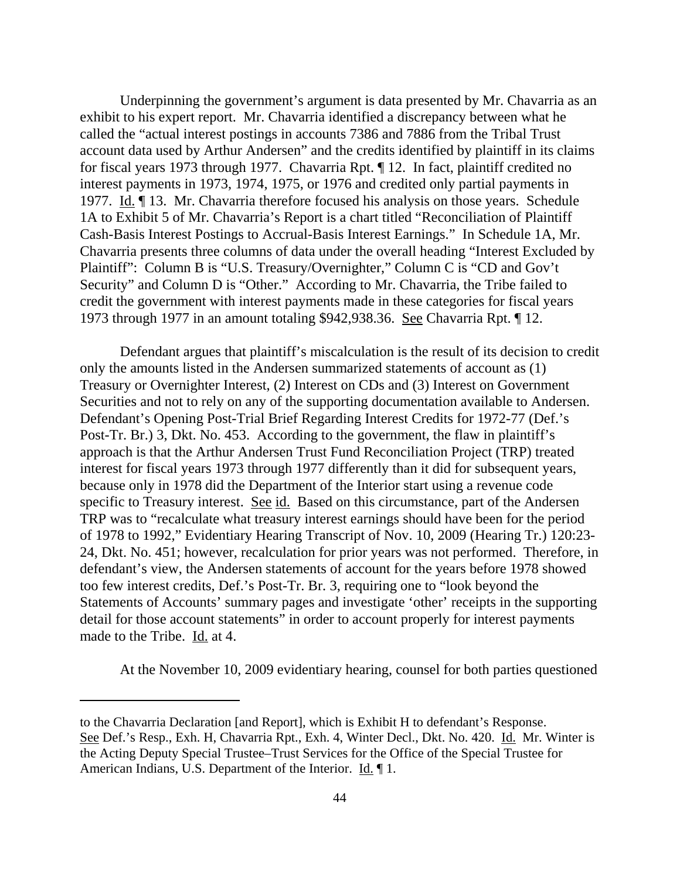Underpinning the government's argument is data presented by Mr. Chavarria as an exhibit to his expert report. Mr. Chavarria identified a discrepancy between what he called the "actual interest postings in accounts 7386 and 7886 from the Tribal Trust account data used by Arthur Andersen" and the credits identified by plaintiff in its claims for fiscal years 1973 through 1977. Chavarria Rpt. ¶ 12. In fact, plaintiff credited no interest payments in 1973, 1974, 1975, or 1976 and credited only partial payments in 1977. Id. ¶ 13. Mr. Chavarria therefore focused his analysis on those years. Schedule 1A to Exhibit 5 of Mr. Chavarria's Report is a chart titled "Reconciliation of Plaintiff Cash-Basis Interest Postings to Accrual-Basis Interest Earnings." In Schedule 1A, Mr. Chavarria presents three columns of data under the overall heading "Interest Excluded by Plaintiff": Column B is "U.S. Treasury/Overnighter," Column C is "CD and Gov't Security" and Column D is "Other." According to Mr. Chavarria, the Tribe failed to credit the government with interest payments made in these categories for fiscal years 1973 through 1977 in an amount totaling $942,938.36. See Chavarria Rpt. ¶ 12.

Defendant argues that plaintiff's miscalculation is the result of its decision to credit only the amounts listed in the Andersen summarized statements of account as (1) Treasury or Overnighter Interest, (2) Interest on CDs and (3) Interest on Government Securities and not to rely on any of the supporting documentation available to Andersen. Defendant's Opening Post-Trial Brief Regarding Interest Credits for 1972-77 (Def.'s Post-Tr. Br.) 3, Dkt. No. 453. According to the government, the flaw in plaintiff's approach is that the Arthur Andersen Trust Fund Reconciliation Project (TRP) treated interest for fiscal years 1973 through 1977 differently than it did for subsequent years, because only in 1978 did the Department of the Interior start using a revenue code specific to Treasury interest. See id. Based on this circumstance, part of the Andersen TRP was to "recalculate what treasury interest earnings should have been for the period of 1978 to 1992," Evidentiary Hearing Transcript of Nov. 10, 2009 (Hearing Tr.) 120:23-24, Dkt. No. 451; however, recalculation for prior years was not performed. Therefore, in defendant's view, the Andersen statements of account for the years before 1978 showed too few interest credits, Def.'s Post-Tr. Br. 3, requiring one to "look beyond the Statements of Accounts' summary pages and investigate 'other' receipts in the supporting detail for those account statements" in order to account properly for interest payments made to the Tribe. Id. at 4.

At the November 10, 2009 evidentiary hearing, counsel for both parties questioned

---

to the Chavarria Declaration [and Report], which is Exhibit H to defendant's Response. See Def.'s Resp., Exh. H, Chavarria Rpt., Exh. 4, Winter Decl., Dkt. No. 420. Id. Mr. Winter is the Acting Deputy Special Trustee–Trust Services for the Office of the Special Trustee for American Indians, U.S. Department of the Interior. Id. ¶ 1.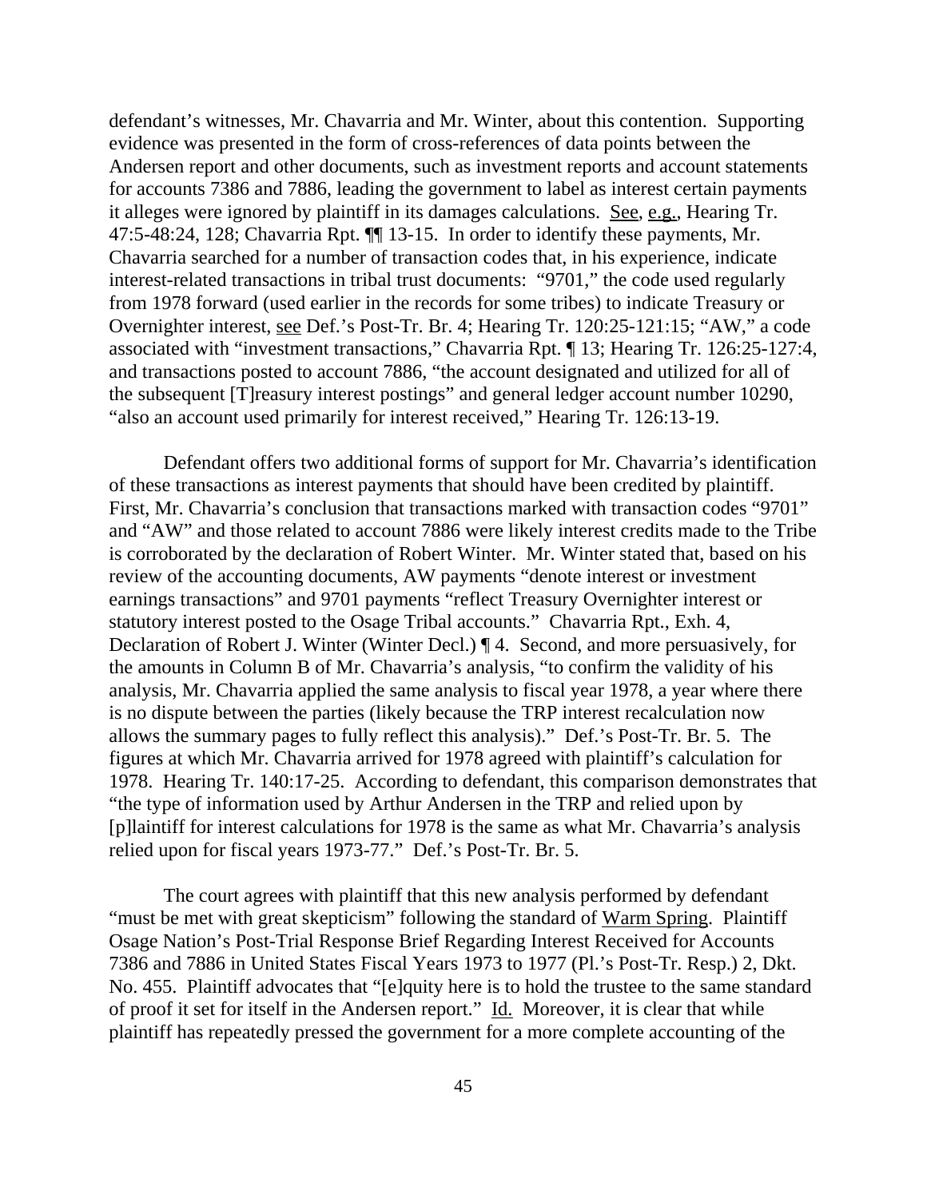defendant's witnesses, Mr. Chavarria and Mr. Winter, about this contention. Supporting evidence was presented in the form of cross-references of data points between the Andersen report and other documents, such as investment reports and account statements for accounts 7386 and 7886, leading the government to label as interest certain payments it alleges were ignored by plaintiff in its damages calculations. See, e.g., Hearing Tr. 47:5-48:24, 128; Chavarria Rpt. ¶¶ 13-15. In order to identify these payments, Mr. Chavarria searched for a number of transaction codes that, in his experience, indicate interest-related transactions in tribal trust documents: "9701," the code used regularly from 1978 forward (used earlier in the records for some tribes) to indicate Treasury or Overnighter interest, see Def.'s Post-Tr. Br. 4; Hearing Tr. 120:25-121:15; "AW," a code associated with "investment transactions," Chavarria Rpt. ¶ 13; Hearing Tr. 126:25-127:4, and transactions posted to account 7886, "the account designated and utilized for all of the subsequent [T]reasury interest postings" and general ledger account number 10290, "also an account used primarily for interest received," Hearing Tr. 126:13-19.

Defendant offers two additional forms of support for Mr. Chavarria's identification of these transactions as interest payments that should have been credited by plaintiff. First, Mr. Chavarria's conclusion that transactions marked with transaction codes "9701" and "AW" and those related to account 7886 were likely interest credits made to the Tribe is corroborated by the declaration of Robert Winter. Mr. Winter stated that, based on his review of the accounting documents, AW payments "denote interest or investment earnings transactions" and 9701 payments "reflect Treasury Overnighter interest or statutory interest posted to the Osage Tribal accounts." Chavarria Rpt., Exh. 4, Declaration of Robert J. Winter (Winter Decl.) ¶ 4. Second, and more persuasively, for the amounts in Column B of Mr. Chavarria's analysis, "to confirm the validity of his analysis, Mr. Chavarria applied the same analysis to fiscal year 1978, a year where there is no dispute between the parties (likely because the TRP interest recalculation now allows the summary pages to fully reflect this analysis)." Def.'s Post-Tr. Br. 5. The figures at which Mr. Chavarria arrived for 1978 agreed with plaintiff's calculation for 1978. Hearing Tr. 140:17-25. According to defendant, this comparison demonstrates that "the type of information used by Arthur Andersen in the TRP and relied upon by [p]laintiff for interest calculations for 1978 is the same as what Mr. Chavarria's analysis relied upon for fiscal years 1973-77." Def.'s Post-Tr. Br. 5.

The court agrees with plaintiff that this new analysis performed by defendant "must be met with great skepticism" following the standard of Warm Spring. Plaintiff Osage Nation's Post-Trial Response Brief Regarding Interest Received for Accounts 7386 and 7886 in United States Fiscal Years 1973 to 1977 (Pl.'s Post-Tr. Resp.) 2, Dkt. No. 455. Plaintiff advocates that "[e]quity here is to hold the trustee to the same standard of proof it set for itself in the Andersen report." Id. Moreover, it is clear that while plaintiff has repeatedly pressed the government for a more complete accounting of the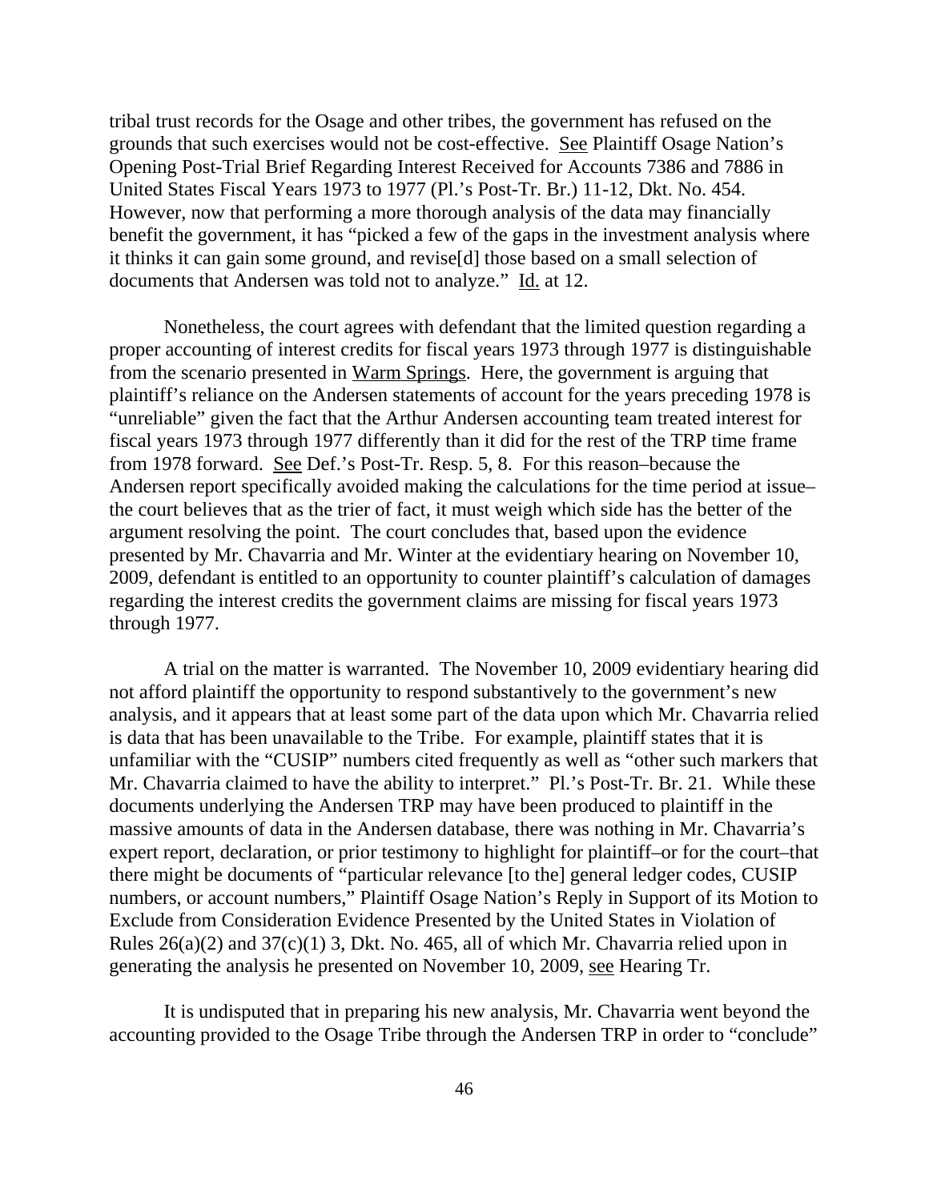tribal trust records for the Osage and other tribes, the government has refused on the grounds that such exercises would not be cost-effective. See Plaintiff Osage Nation's Opening Post-Trial Brief Regarding Interest Received for Accounts 7386 and 7886 in United States Fiscal Years 1973 to 1977 (Pl.'s Post-Tr. Br.) 11-12, Dkt. No. 454. However, now that performing a more thorough analysis of the data may financially benefit the government, it has "picked a few of the gaps in the investment analysis where it thinks it can gain some ground, and revise[d] those based on a small selection of documents that Andersen was told not to analyze." Id. at 12.

Nonetheless, the court agrees with defendant that the limited question regarding a proper accounting of interest credits for fiscal years 1973 through 1977 is distinguishable from the scenario presented in Warm Springs. Here, the government is arguing that plaintiff's reliance on the Andersen statements of account for the years preceding 1978 is "unreliable" given the fact that the Arthur Andersen accounting team treated interest for fiscal years 1973 through 1977 differently than it did for the rest of the TRP time frame from 1978 forward. See Def.'s Post-Tr. Resp. 5, 8. For this reason–because the Andersen report specifically avoided making the calculations for the time period at issue–the court believes that as the trier of fact, it must weigh which side has the better of the argument resolving the point. The court concludes that, based upon the evidence presented by Mr. Chavarria and Mr. Winter at the evidentiary hearing on November 10, 2009, defendant is entitled to an opportunity to counter plaintiff's calculation of damages regarding the interest credits the government claims are missing for fiscal years 1973 through 1977.

A trial on the matter is warranted. The November 10, 2009 evidentiary hearing did not afford plaintiff the opportunity to respond substantively to the government's new analysis, and it appears that at least some part of the data upon which Mr. Chavarria relied is data that has been unavailable to the Tribe. For example, plaintiff states that it is unfamiliar with the "CUSIP" numbers cited frequently as well as "other such markers that Mr. Chavarria claimed to have the ability to interpret." Pl.'s Post-Tr. Br. 21. While these documents underlying the Andersen TRP may have been produced to plaintiff in the massive amounts of data in the Andersen database, there was nothing in Mr. Chavarria's expert report, declaration, or prior testimony to highlight for plaintiff–or for the court–that there might be documents of "particular relevance [to the] general ledger codes, CUSIP numbers, or account numbers," Plaintiff Osage Nation's Reply in Support of its Motion to Exclude from Consideration Evidence Presented by the United States in Violation of Rules 26(a)(2) and 37(c)(1) 3, Dkt. No. 465, all of which Mr. Chavarria relied upon in generating the analysis he presented on November 10, 2009, see Hearing Tr.

It is undisputed that in preparing his new analysis, Mr. Chavarria went beyond the accounting provided to the Osage Tribe through the Andersen TRP in order to "conclude"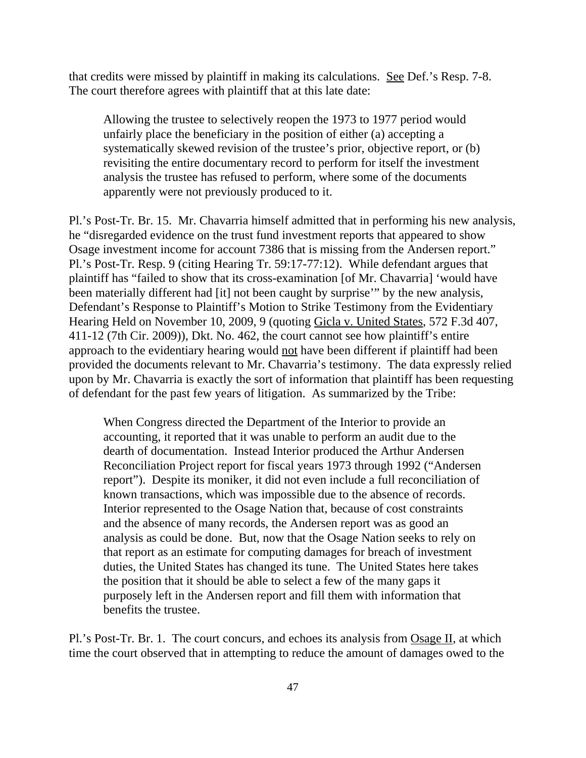that credits were missed by plaintiff in making its calculations. See Def.'s Resp. 7-8. The court therefore agrees with plaintiff that at this late date:

> Allowing the trustee to selectively reopen the 1973 to 1977 period would unfairly place the beneficiary in the position of either (a) accepting a systematically skewed revision of the trustee's prior, objective report, or (b) revisiting the entire documentary record to perform for itself the investment analysis the trustee has refused to perform, where some of the documents apparently were not previously produced to it.

Pl.'s Post-Tr. Br. 15. Mr. Chavarria himself admitted that in performing his new analysis, he "disregarded evidence on the trust fund investment reports that appeared to show Osage investment income for account 7386 that is missing from the Andersen report." Pl.'s Post-Tr. Resp. 9 (citing Hearing Tr. 59:17-77:12). While defendant argues that plaintiff has "failed to show that its cross-examination [of Mr. Chavarria] 'would have been materially different had [it] not been caught by surprise'" by the new analysis, Defendant's Response to Plaintiff's Motion to Strike Testimony from the Evidentiary Hearing Held on November 10, 2009, 9 (quoting Gicla v. United States, 572 F.3d 407, 411-12 (7th Cir. 2009)), Dkt. No. 462, the court cannot see how plaintiff's entire approach to the evidentiary hearing would not have been different if plaintiff had been provided the documents relevant to Mr. Chavarria's testimony. The data expressly relied upon by Mr. Chavarria is exactly the sort of information that plaintiff has been requesting of defendant for the past few years of litigation. As summarized by the Tribe:

> When Congress directed the Department of the Interior to provide an accounting, it reported that it was unable to perform an audit due to the dearth of documentation. Instead Interior produced the Arthur Andersen Reconciliation Project report for fiscal years 1973 through 1992 ("Andersen report"). Despite its moniker, it did not even include a full reconciliation of known transactions, which was impossible due to the absence of records. Interior represented to the Osage Nation that, because of cost constraints and the absence of many records, the Andersen report was as good an analysis as could be done. But, now that the Osage Nation seeks to rely on that report as an estimate for computing damages for breach of investment duties, the United States has changed its tune. The United States here takes the position that it should be able to select a few of the many gaps it purposely left in the Andersen report and fill them with information that benefits the trustee.

Pl.'s Post-Tr. Br. 1. The court concurs, and echoes its analysis from Osage II, at which time the court observed that in attempting to reduce the amount of damages owed to the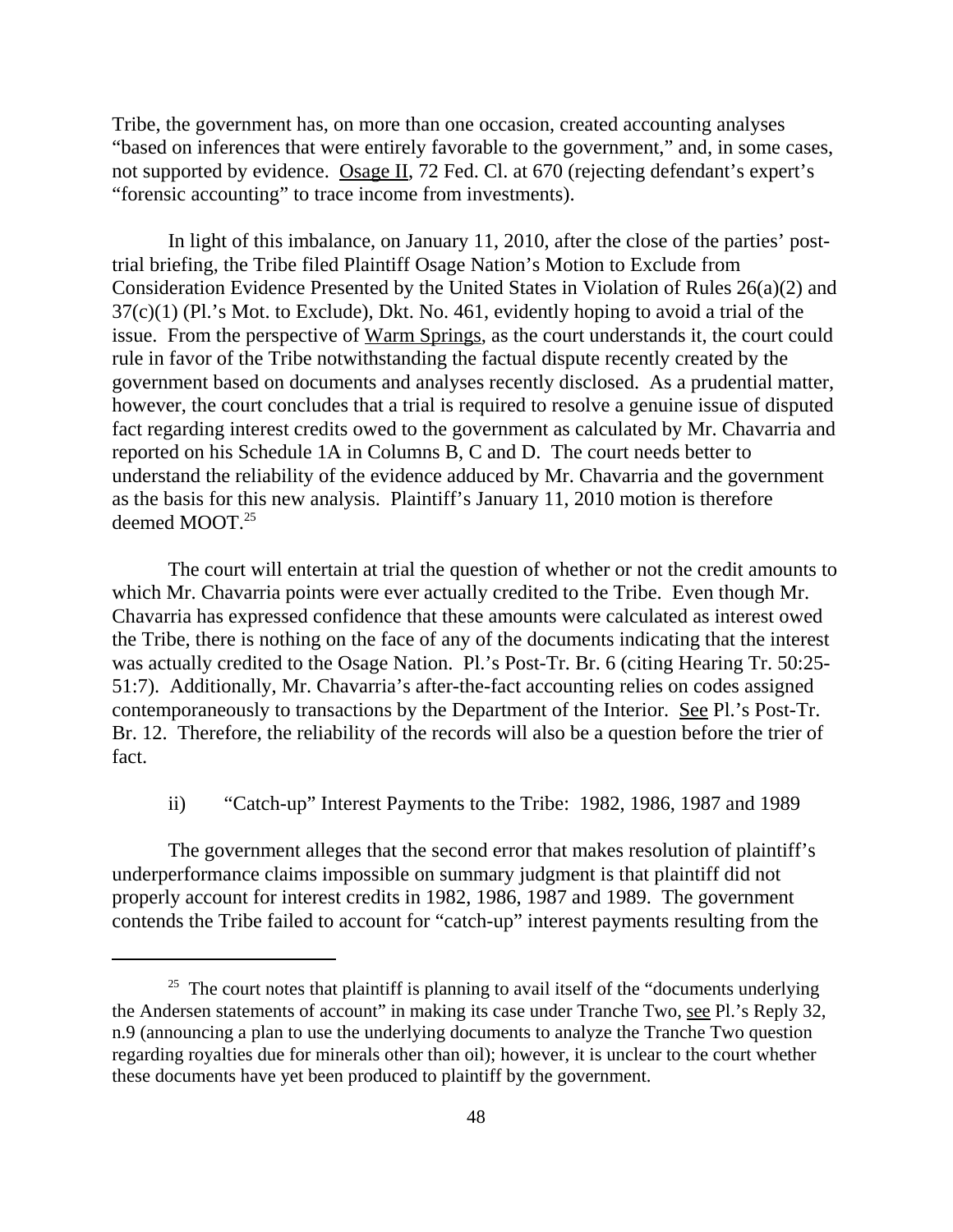Tribe, the government has, on more than one occasion, created accounting analyses "based on inferences that were entirely favorable to the government," and, in some cases, not supported by evidence. Osage II, 72 Fed. Cl. at 670 (rejecting defendant's expert's "forensic accounting" to trace income from investments).

In light of this imbalance, on January 11, 2010, after the close of the parties' post-trial briefing, the Tribe filed Plaintiff Osage Nation's Motion to Exclude from Consideration Evidence Presented by the United States in Violation of Rules 26(a)(2) and 37(c)(1) (Pl.'s Mot. to Exclude), Dkt. No. 461, evidently hoping to avoid a trial of the issue. From the perspective of Warm Springs, as the court understands it, the court could rule in favor of the Tribe notwithstanding the factual dispute recently created by the government based on documents and analyses recently disclosed. As a prudential matter, however, the court concludes that a trial is required to resolve a genuine issue of disputed fact regarding interest credits owed to the government as calculated by Mr. Chavarria and reported on his Schedule 1A in Columns B, C and D. The court needs better to understand the reliability of the evidence adduced by Mr. Chavarria and the government as the basis for this new analysis. Plaintiff's January 11, 2010 motion is therefore deemed MOOT.[25]

The court will entertain at trial the question of whether or not the credit amounts to which Mr. Chavarria points were ever actually credited to the Tribe. Even though Mr. Chavarria has expressed confidence that these amounts were calculated as interest owed the Tribe, there is nothing on the face of any of the documents indicating that the interest was actually credited to the Osage Nation. Pl.'s Post-Tr. Br. 6 (citing Hearing Tr. 50:25-51:7). Additionally, Mr. Chavarria's after-the-fact accounting relies on codes assigned contemporaneously to transactions by the Department of the Interior. See Pl.'s Post-Tr. Br. 12. Therefore, the reliability of the records will also be a question before the trier of fact.

ii) "Catch-up" Interest Payments to the Tribe: 1982, 1986, 1987 and 1989

The government alleges that the second error that makes resolution of plaintiff's underperformance claims impossible on summary judgment is that plaintiff did not properly account for interest credits in 1982, 1986, 1987 and 1989. The government contends the Tribe failed to account for "catch-up" interest payments resulting from the

[25] The court notes that plaintiff is planning to avail itself of the "documents underlying the Andersen statements of account" in making its case under Tranche Two, see Pl.'s Reply 32, n.9 (announcing a plan to use the underlying documents to analyze the Tranche Two question regarding royalties due for minerals other than oil); however, it is unclear to the court whether these documents have yet been produced to plaintiff by the government.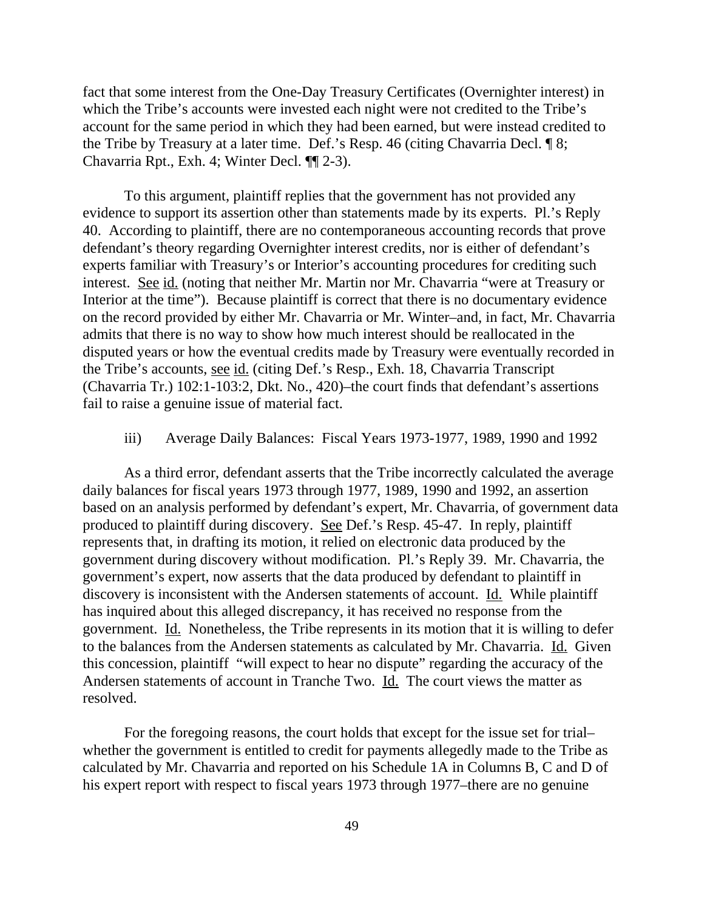fact that some interest from the One-Day Treasury Certificates (Overnighter interest) in which the Tribe's accounts were invested each night were not credited to the Tribe's account for the same period in which they had been earned, but were instead credited to the Tribe by Treasury at a later time. Def.'s Resp. 46 (citing Chavarria Decl. ¶ 8; Chavarria Rpt., Exh. 4; Winter Decl. ¶¶ 2-3).

To this argument, plaintiff replies that the government has not provided any evidence to support its assertion other than statements made by its experts. Pl.'s Reply 40. According to plaintiff, there are no contemporaneous accounting records that prove defendant's theory regarding Overnighter interest credits, nor is either of defendant's experts familiar with Treasury's or Interior's accounting procedures for crediting such interest. See id. (noting that neither Mr. Martin nor Mr. Chavarria "were at Treasury or Interior at the time"). Because plaintiff is correct that there is no documentary evidence on the record provided by either Mr. Chavarria or Mr. Winter–and, in fact, Mr. Chavarria admits that there is no way to show how much interest should be reallocated in the disputed years or how the eventual credits made by Treasury were eventually recorded in the Tribe's accounts, see id. (citing Def.'s Resp., Exh. 18, Chavarria Transcript (Chavarria Tr.) 102:1-103:2, Dkt. No., 420)–the court finds that defendant's assertions fail to raise a genuine issue of material fact.

iii) Average Daily Balances: Fiscal Years 1973-1977, 1989, 1990 and 1992

As a third error, defendant asserts that the Tribe incorrectly calculated the average daily balances for fiscal years 1973 through 1977, 1989, 1990 and 1992, an assertion based on an analysis performed by defendant's expert, Mr. Chavarria, of government data produced to plaintiff during discovery. See Def.'s Resp. 45-47. In reply, plaintiff represents that, in drafting its motion, it relied on electronic data produced by the government during discovery without modification. Pl.'s Reply 39. Mr. Chavarria, the government's expert, now asserts that the data produced by defendant to plaintiff in discovery is inconsistent with the Andersen statements of account. Id. While plaintiff has inquired about this alleged discrepancy, it has received no response from the government. Id. Nonetheless, the Tribe represents in its motion that it is willing to defer to the balances from the Andersen statements as calculated by Mr. Chavarria. Id. Given this concession, plaintiff "will expect to hear no dispute" regarding the accuracy of the Andersen statements of account in Tranche Two. Id. The court views the matter as resolved.

For the foregoing reasons, the court holds that except for the issue set for trial–whether the government is entitled to credit for payments allegedly made to the Tribe as calculated by Mr. Chavarria and reported on his Schedule 1A in Columns B, C and D of his expert report with respect to fiscal years 1973 through 1977–there are no genuine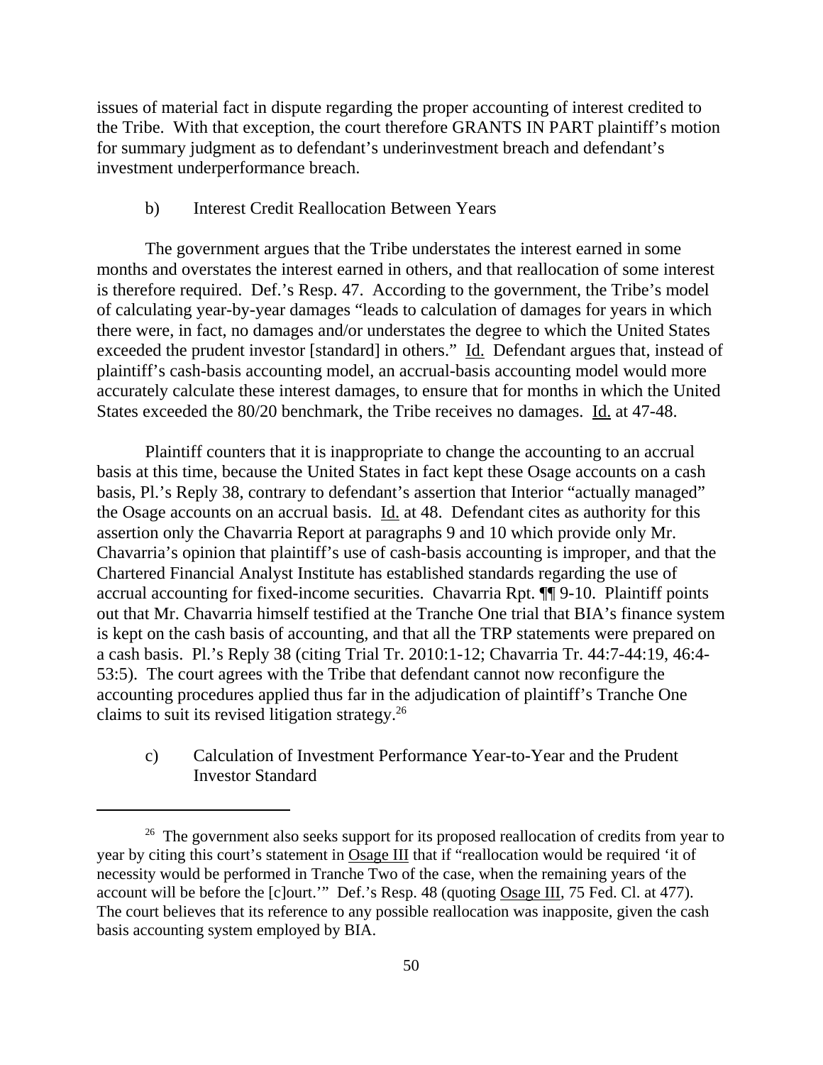issues of material fact in dispute regarding the proper accounting of interest credited to the Tribe. With that exception, the court therefore GRANTS IN PART plaintiff's motion for summary judgment as to defendant's underinvestment breach and defendant's investment underperformance breach.

b) Interest Credit Reallocation Between Years

The government argues that the Tribe understates the interest earned in some months and overstates the interest earned in others, and that reallocation of some interest is therefore required. Def.'s Resp. 47. According to the government, the Tribe's model of calculating year-by-year damages "leads to calculation of damages for years in which there were, in fact, no damages and/or understates the degree to which the United States exceeded the prudent investor [standard] in others." Id. Defendant argues that, instead of plaintiff's cash-basis accounting model, an accrual-basis accounting model would more accurately calculate these interest damages, to ensure that for months in which the United States exceeded the 80/20 benchmark, the Tribe receives no damages. Id. at 47-48.

Plaintiff counters that it is inappropriate to change the accounting to an accrual basis at this time, because the United States in fact kept these Osage accounts on a cash basis, Pl.'s Reply 38, contrary to defendant's assertion that Interior "actually managed" the Osage accounts on an accrual basis. Id. at 48. Defendant cites as authority for this assertion only the Chavarria Report at paragraphs 9 and 10 which provide only Mr. Chavarria's opinion that plaintiff's use of cash-basis accounting is improper, and that the Chartered Financial Analyst Institute has established standards regarding the use of accrual accounting for fixed-income securities. Chavarria Rpt. ¶¶ 9-10. Plaintiff points out that Mr. Chavarria himself testified at the Tranche One trial that BIA's finance system is kept on the cash basis of accounting, and that all the TRP statements were prepared on a cash basis. Pl.'s Reply 38 (citing Trial Tr. 2010:1-12; Chavarria Tr. 44:7-44:19, 46:4-53:5). The court agrees with the Tribe that defendant cannot now reconfigure the accounting procedures applied thus far in the adjudication of plaintiff's Tranche One claims to suit its revised litigation strategy.[26]

c) Calculation of Investment Performance Year-to-Year and the Prudent Investor Standard

[26] The government also seeks support for its proposed reallocation of credits from year to year by citing this court's statement in Osage III that if "reallocation would be required 'it of necessity would be performed in Tranche Two of the case, when the remaining years of the account will be before the [c]ourt.'" Def.'s Resp. 48 (quoting Osage III, 75 Fed. Cl. at 477). The court believes that its reference to any possible reallocation was inapposite, given the cash basis accounting system employed by BIA.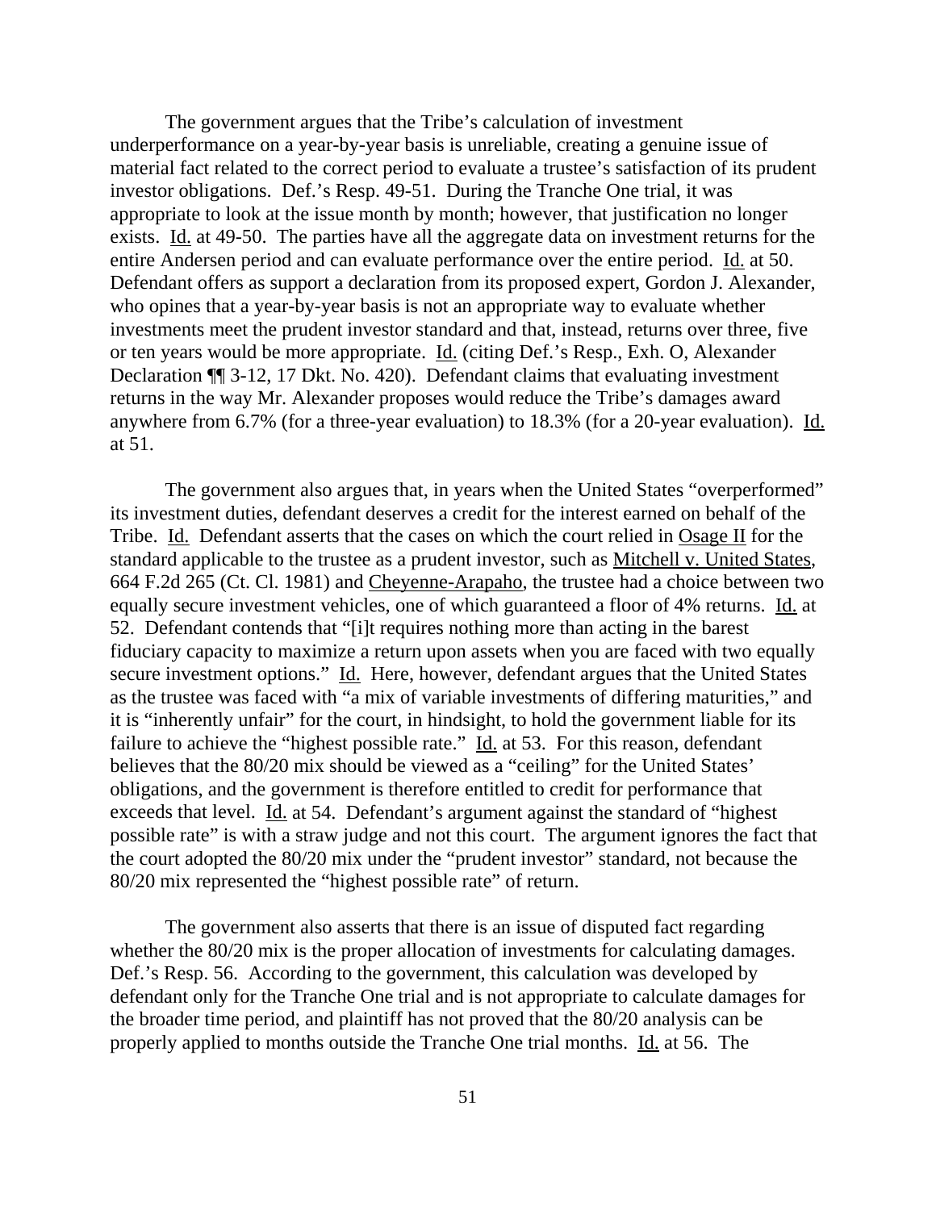The government argues that the Tribe's calculation of investment underperformance on a year-by-year basis is unreliable, creating a genuine issue of material fact related to the correct period to evaluate a trustee's satisfaction of its prudent investor obligations. Def.'s Resp. 49-51. During the Tranche One trial, it was appropriate to look at the issue month by month; however, that justification no longer exists. Id. at 49-50. The parties have all the aggregate data on investment returns for the entire Andersen period and can evaluate performance over the entire period. Id. at 50. Defendant offers as support a declaration from its proposed expert, Gordon J. Alexander, who opines that a year-by-year basis is not an appropriate way to evaluate whether investments meet the prudent investor standard and that, instead, returns over three, five or ten years would be more appropriate. Id. (citing Def.'s Resp., Exh. O, Alexander Declaration ¶¶ 3-12, 17 Dkt. No. 420). Defendant claims that evaluating investment returns in the way Mr. Alexander proposes would reduce the Tribe's damages award anywhere from 6.7% (for a three-year evaluation) to 18.3% (for a 20-year evaluation). Id. at 51.

The government also argues that, in years when the United States "overperformed" its investment duties, defendant deserves a credit for the interest earned on behalf of the Tribe. Id. Defendant asserts that the cases on which the court relied in Osage II for the standard applicable to the trustee as a prudent investor, such as Mitchell v. United States, 664 F.2d 265 (Ct. Cl. 1981) and Cheyenne-Arapaho, the trustee had a choice between two equally secure investment vehicles, one of which guaranteed a floor of 4% returns. Id. at 52. Defendant contends that "[i]t requires nothing more than acting in the barest fiduciary capacity to maximize a return upon assets when you are faced with two equally secure investment options." Id. Here, however, defendant argues that the United States as the trustee was faced with "a mix of variable investments of differing maturities," and it is "inherently unfair" for the court, in hindsight, to hold the government liable for its failure to achieve the "highest possible rate." Id. at 53. For this reason, defendant believes that the 80/20 mix should be viewed as a "ceiling" for the United States' obligations, and the government is therefore entitled to credit for performance that exceeds that level. Id. at 54. Defendant's argument against the standard of "highest possible rate" is with a straw judge and not this court. The argument ignores the fact that the court adopted the 80/20 mix under the "prudent investor" standard, not because the 80/20 mix represented the "highest possible rate" of return.

The government also asserts that there is an issue of disputed fact regarding whether the 80/20 mix is the proper allocation of investments for calculating damages. Def.'s Resp. 56. According to the government, this calculation was developed by defendant only for the Tranche One trial and is not appropriate to calculate damages for the broader time period, and plaintiff has not proved that the 80/20 analysis can be properly applied to months outside the Tranche One trial months. Id. at 56. The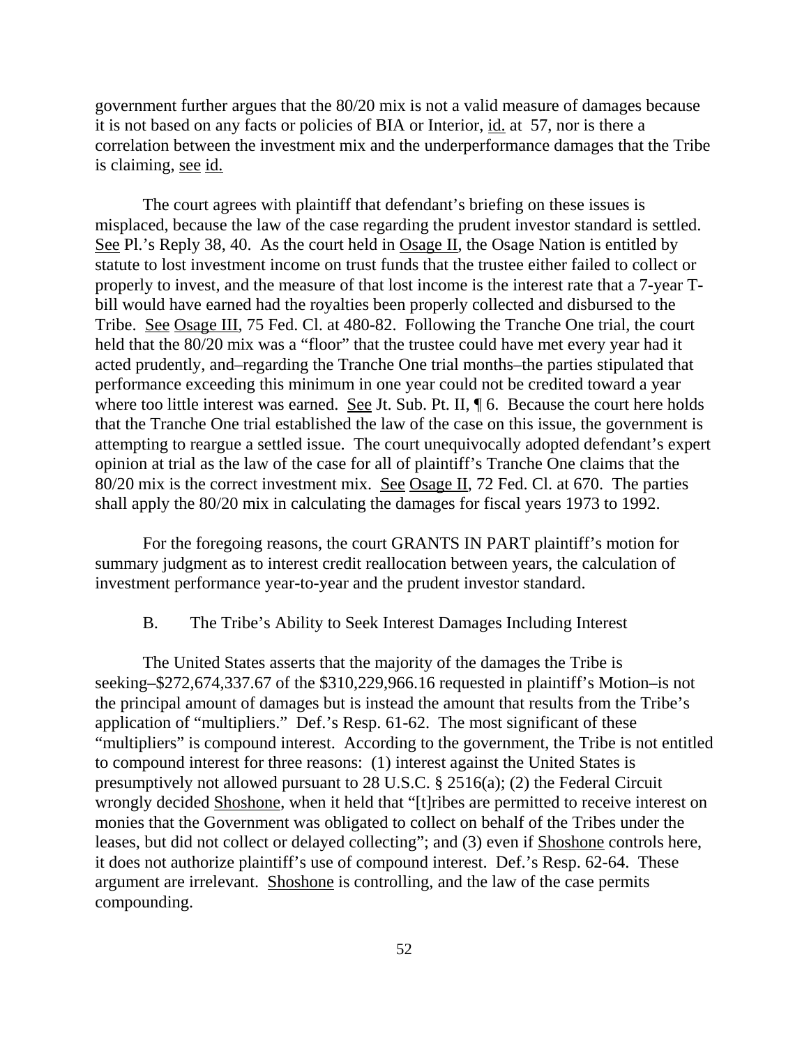government further argues that the 80/20 mix is not a valid measure of damages because it is not based on any facts or policies of BIA or Interior, id. at 57, nor is there a correlation between the investment mix and the underperformance damages that the Tribe is claiming, see id.

The court agrees with plaintiff that defendant's briefing on these issues is misplaced, because the law of the case regarding the prudent investor standard is settled. See Pl.'s Reply 38, 40. As the court held in Osage II, the Osage Nation is entitled by statute to lost investment income on trust funds that the trustee either failed to collect or properly to invest, and the measure of that lost income is the interest rate that a 7-year T-bill would have earned had the royalties been properly collected and disbursed to the Tribe. See Osage III, 75 Fed. Cl. at 480-82. Following the Tranche One trial, the court held that the 80/20 mix was a "floor" that the trustee could have met every year had it acted prudently, and–regarding the Tranche One trial months–the parties stipulated that performance exceeding this minimum in one year could not be credited toward a year where too little interest was earned. See Jt. Sub. Pt. II, ¶ 6. Because the court here holds that the Tranche One trial established the law of the case on this issue, the government is attempting to reargue a settled issue. The court unequivocally adopted defendant's expert opinion at trial as the law of the case for all of plaintiff's Tranche One claims that the 80/20 mix is the correct investment mix. See Osage II, 72 Fed. Cl. at 670. The parties shall apply the 80/20 mix in calculating the damages for fiscal years 1973 to 1992.

For the foregoing reasons, the court GRANTS IN PART plaintiff's motion for summary judgment as to interest credit reallocation between years, the calculation of investment performance year-to-year and the prudent investor standard.

### B. The Tribe's Ability to Seek Interest Damages Including Interest

The United States asserts that the majority of the damages the Tribe is seeking–$272,674,337.67 of the $310,229,966.16 requested in plaintiff's Motion–is not the principal amount of damages but is instead the amount that results from the Tribe's application of "multipliers." Def.'s Resp. 61-62. The most significant of these "multipliers" is compound interest. According to the government, the Tribe is not entitled to compound interest for three reasons: (1) interest against the United States is presumptively not allowed pursuant to 28 U.S.C. § 2516(a); (2) the Federal Circuit wrongly decided Shoshone, when it held that "[t]ribes are permitted to receive interest on monies that the Government was obligated to collect on behalf of the Tribes under the leases, but did not collect or delayed collecting"; and (3) even if Shoshone controls here, it does not authorize plaintiff's use of compound interest. Def.'s Resp. 62-64. These argument are irrelevant. Shoshone is controlling, and the law of the case permits compounding.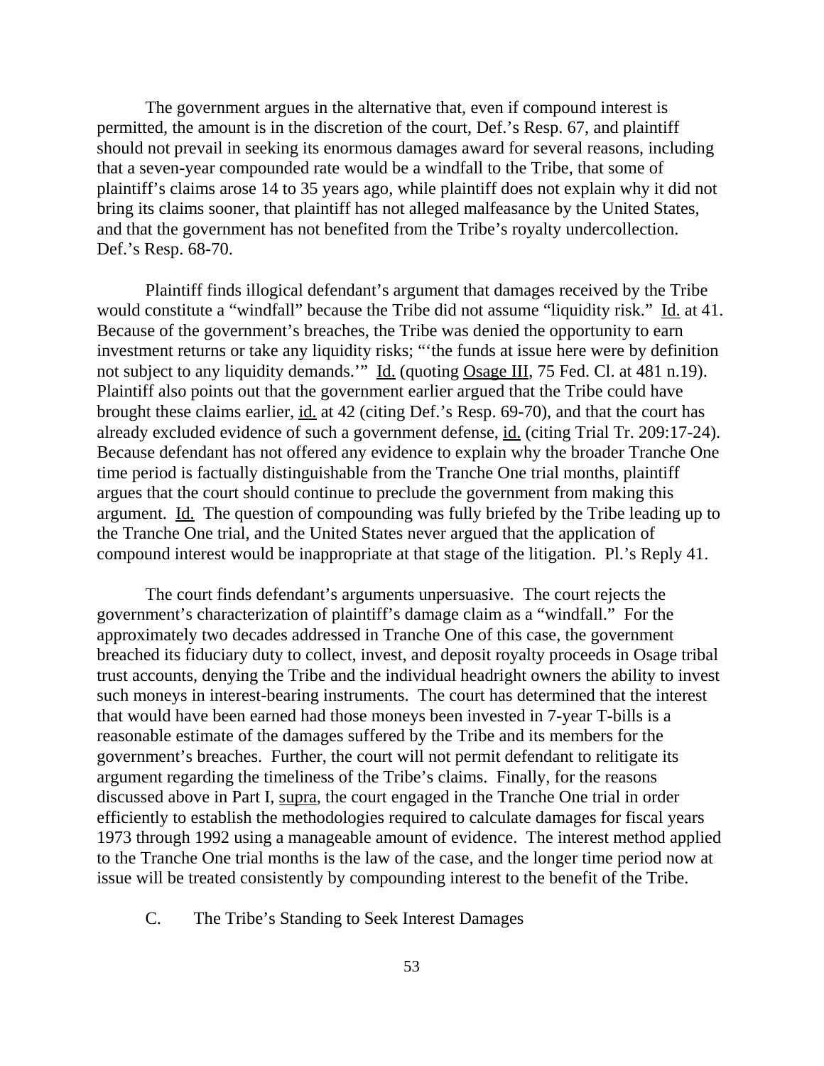The government argues in the alternative that, even if compound interest is permitted, the amount is in the discretion of the court, Def.'s Resp. 67, and plaintiff should not prevail in seeking its enormous damages award for several reasons, including that a seven-year compounded rate would be a windfall to the Tribe, that some of plaintiff's claims arose 14 to 35 years ago, while plaintiff does not explain why it did not bring its claims sooner, that plaintiff has not alleged malfeasance by the United States, and that the government has not benefited from the Tribe's royalty undercollection. Def.'s Resp. 68-70.

Plaintiff finds illogical defendant's argument that damages received by the Tribe would constitute a "windfall" because the Tribe did not assume "liquidity risk." Id. at 41. Because of the government's breaches, the Tribe was denied the opportunity to earn investment returns or take any liquidity risks; "'the funds at issue here were by definition not subject to any liquidity demands.'" Id. (quoting Osage III, 75 Fed. Cl. at 481 n.19). Plaintiff also points out that the government earlier argued that the Tribe could have brought these claims earlier, id. at 42 (citing Def.'s Resp. 69-70), and that the court has already excluded evidence of such a government defense, id. (citing Trial Tr. 209:17-24). Because defendant has not offered any evidence to explain why the broader Tranche One time period is factually distinguishable from the Tranche One trial months, plaintiff argues that the court should continue to preclude the government from making this argument. Id. The question of compounding was fully briefed by the Tribe leading up to the Tranche One trial, and the United States never argued that the application of compound interest would be inappropriate at that stage of the litigation. Pl.'s Reply 41.

The court finds defendant's arguments unpersuasive. The court rejects the government's characterization of plaintiff's damage claim as a "windfall." For the approximately two decades addressed in Tranche One of this case, the government breached its fiduciary duty to collect, invest, and deposit royalty proceeds in Osage tribal trust accounts, denying the Tribe and the individual headright owners the ability to invest such moneys in interest-bearing instruments. The court has determined that the interest that would have been earned had those moneys been invested in 7-year T-bills is a reasonable estimate of the damages suffered by the Tribe and its members for the government's breaches. Further, the court will not permit defendant to relitigate its argument regarding the timeliness of the Tribe's claims. Finally, for the reasons discussed above in Part I, supra, the court engaged in the Tranche One trial in order efficiently to establish the methodologies required to calculate damages for fiscal years 1973 through 1992 using a manageable amount of evidence. The interest method applied to the Tranche One trial months is the law of the case, and the longer time period now at issue will be treated consistently by compounding interest to the benefit of the Tribe.

### C. The Tribe's Standing to Seek Interest Damages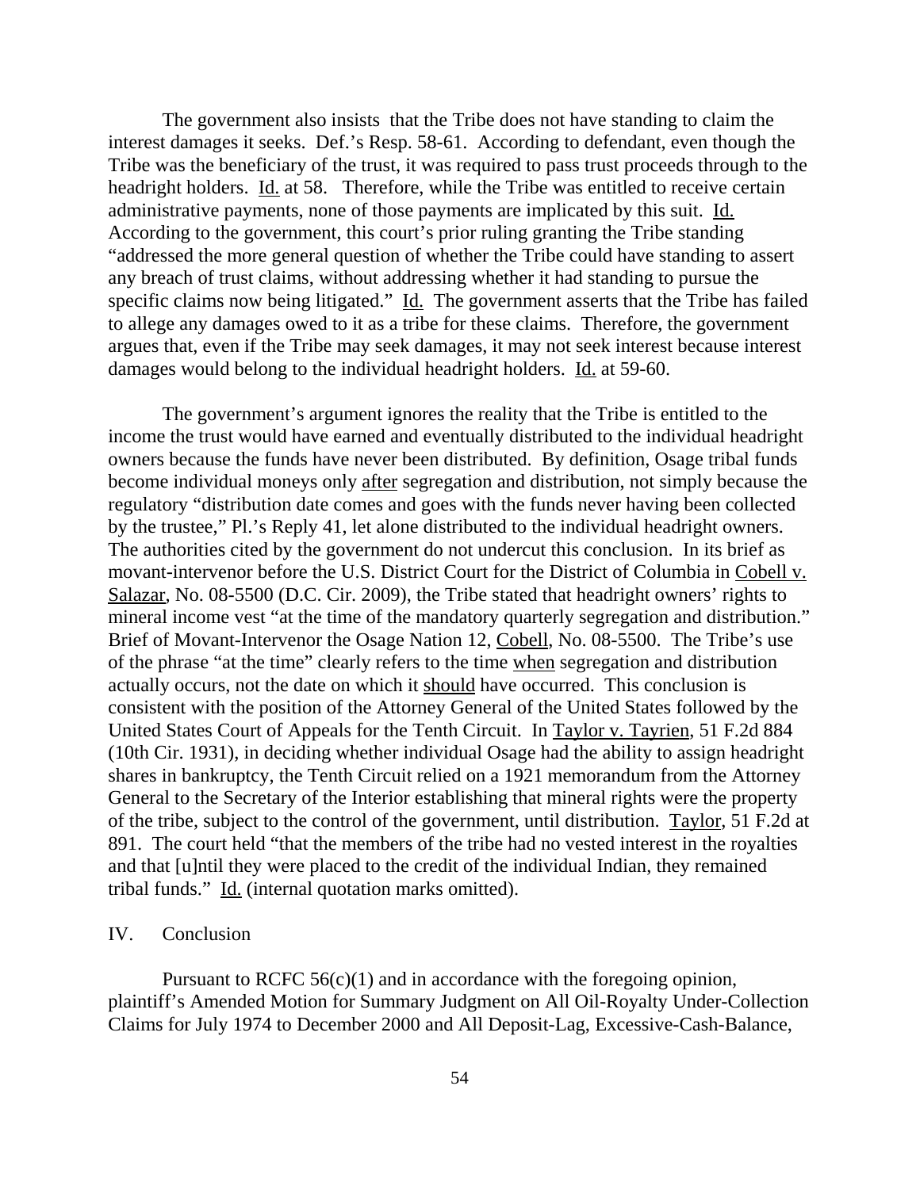The government also insists that the Tribe does not have standing to claim the interest damages it seeks. Def.'s Resp. 58-61. According to defendant, even though the Tribe was the beneficiary of the trust, it was required to pass trust proceeds through to the headright holders. Id. at 58. Therefore, while the Tribe was entitled to receive certain administrative payments, none of those payments are implicated by this suit. Id. According to the government, this court's prior ruling granting the Tribe standing "addressed the more general question of whether the Tribe could have standing to assert any breach of trust claims, without addressing whether it had standing to pursue the specific claims now being litigated." Id. The government asserts that the Tribe has failed to allege any damages owed to it as a tribe for these claims. Therefore, the government argues that, even if the Tribe may seek damages, it may not seek interest because interest damages would belong to the individual headright holders. Id. at 59-60.

The government's argument ignores the reality that the Tribe is entitled to the income the trust would have earned and eventually distributed to the individual headright owners because the funds have never been distributed. By definition, Osage tribal funds become individual moneys only after segregation and distribution, not simply because the regulatory "distribution date comes and goes with the funds never having been collected by the trustee," Pl.'s Reply 41, let alone distributed to the individual headright owners. The authorities cited by the government do not undercut this conclusion. In its brief as movant-intervenor before the U.S. District Court for the District of Columbia in Cobell v. Salazar, No. 08-5500 (D.C. Cir. 2009), the Tribe stated that headright owners' rights to mineral income vest "at the time of the mandatory quarterly segregation and distribution." Brief of Movant-Intervenor the Osage Nation 12, Cobell, No. 08-5500. The Tribe's use of the phrase "at the time" clearly refers to the time when segregation and distribution actually occurs, not the date on which it should have occurred. This conclusion is consistent with the position of the Attorney General of the United States followed by the United States Court of Appeals for the Tenth Circuit. In Taylor v. Tayrien, 51 F.2d 884 (10th Cir. 1931), in deciding whether individual Osage had the ability to assign headright shares in bankruptcy, the Tenth Circuit relied on a 1921 memorandum from the Attorney General to the Secretary of the Interior establishing that mineral rights were the property of the tribe, subject to the control of the government, until distribution. Taylor, 51 F.2d at 891. The court held "that the members of the tribe had no vested interest in the royalties and that [u]ntil they were placed to the credit of the individual Indian, they remained tribal funds." Id. (internal quotation marks omitted).

## IV. Conclusion

Pursuant to RCFC 56(c)(1) and in accordance with the foregoing opinion, plaintiff's Amended Motion for Summary Judgment on All Oil-Royalty Under-Collection Claims for July 1974 to December 2000 and All Deposit-Lag, Excessive-Cash-Balance,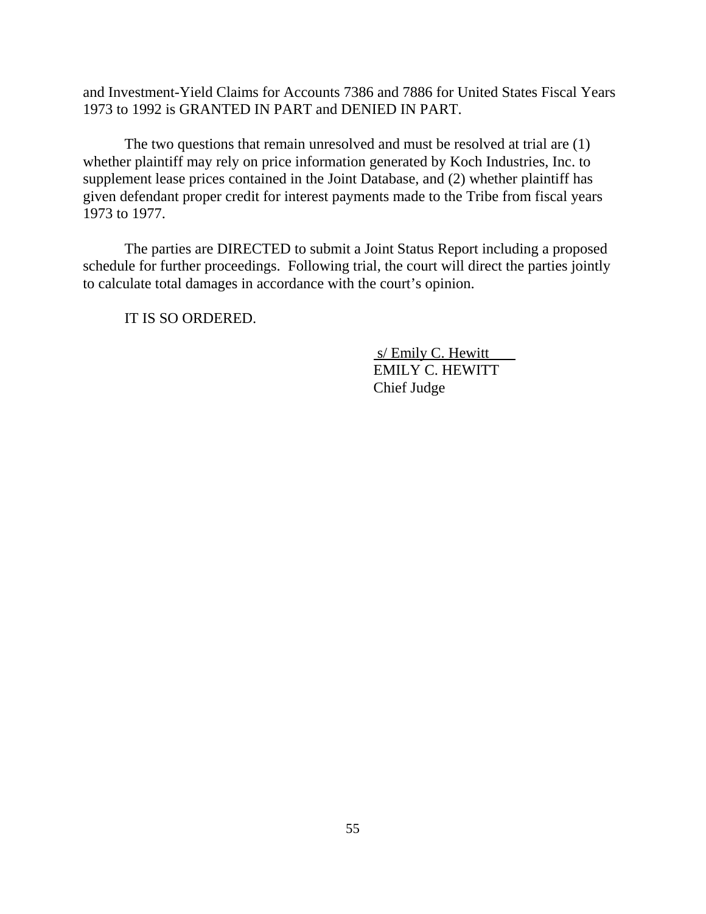and Investment-Yield Claims for Accounts 7386 and 7886 for United States Fiscal Years 1973 to 1992 is GRANTED IN PART and DENIED IN PART.

The two questions that remain unresolved and must be resolved at trial are (1) whether plaintiff may rely on price information generated by Koch Industries, Inc. to supplement lease prices contained in the Joint Database, and (2) whether plaintiff has given defendant proper credit for interest payments made to the Tribe from fiscal years 1973 to 1977.

The parties are DIRECTED to submit a Joint Status Report including a proposed schedule for further proceedings. Following trial, the court will direct the parties jointly to calculate total damages in accordance with the court's opinion.

IT IS SO ORDERED.

s/ Emily C. Hewitt
EMILY C. HEWITT
Chief Judge